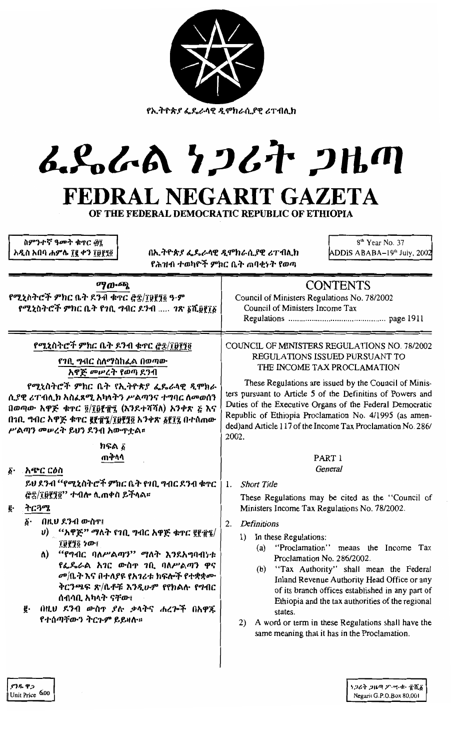የኢትዮጵያ ፌዴራላዊ ዲሞክራሲያዊ ሪፐብሊክ

# ፌዴራል ነጋሪት ጋዜጣ
# FEDRAL NEGARIT GAZETA
## OF THE FEDERAL DEMOCRATIC REPUBLIC OF ETHIOPIA

ስምንተኛ ዓመት ቁጥር ፴፯
አዲስ አበባ ሐምሌ ፲፪ ቀን ፲፱፻፺፬

በኢትዮጵያ ፌዴራላዊ ዲሞክራሲያዊ ሪፐብሊክ
የሕዝብ ተወካዮች ምክር ቤት ጠባቂነት የወጣ

8th Year No. 37
ADDIS ABABA–19th July, 2002

**ማውጫ**

የሚኒስትሮች ምክር ቤት ደንብ ቁጥር ፸፰/፲፱፻፺፬ ዓ.ም
የሚኒስትሮች ምክር ቤት የገቢ ግብር ደንብ ..... ገጽ ፩ሺ፱፻፲፩

**CONTENTS**

Council of Ministers Regulations No. 78/2002
Council of Ministers Income Tax Regulations ............................................. page 1911

**የሚኒስትሮች ምክር ቤት ደንብ ቁጥር ፸፰/፲፱፻፺፬**

**የገቢ ግብር ስለማስከፈል በወጣው አዋጅ መሠረት የወጣ ደንብ**

የሚኒስትሮች ምክር ቤት የኢትዮጵያ ፌዴራላዊ ዲሞክራሲያዊ ሪፐብሊክ አስፈጻሚ አካላትን ሥልጣንና ተግባር ለመወሰን በወጣው አዋጅ ቁጥር ፬/፲፱፻፹፯ (እንደተሻሻለ) አንቀጽ ፭ እና በገቢ ግብር አዋጅ ቁጥር ፪፻፹፮/፲፱፻፺፬ አንቀጽ ፩፻፲፯ በተሰጠው ሥልጣን መሠረት ይህን ደንብ አውጥቷል።

ክፍል ፩
ጠቅላላ

፩· አጭር ርዕስ

ይህ ደንብ "የሚኒስትሮች ምክር ቤት የገቢ ግብር ደንብ ቁጥር ፸፰/፲፱፻፺፬" ተብሎ ሊጠቀስ ይችላል።

፪· ትርጓሜ

፩· በዚህ ደንብ ውስጥ፤
ሀ) "አዋጅ" ማለት የገቢ ግብር አዋጅ ቁጥር ፪፻፹፮/፲፱፻፺፬ ነው፤
ለ) "የግብር ባለሥልጣን" ማለት እንደአግባብነቱ የፌዴራል አገር ውስጥ ገቢ ባለሥልጣን ዋና መ/ቤት እና በተለያዩ የአገሪቱ ክፍሎች የተቋቋሙ ቅርንጫፍ ጽ/ቤቶቹ እንዲሁም የክልሉ የግብር ሰብሳቢ አካላት ናቸው፤

፪· በዚህ ደንብ ውስጥ ያሉ ቃላትና ሐረጎች በአዋጁ የተሰጣቸውን ትርጉም ይይዛሉ።

**COUNCIL OF MINISTERS REGULATIONS NO. 78/2002**
**REGULATIONS ISSUED PURSUANT TO THE INCOME TAX PROCLAMATION**

These Regulations are issued by the Council of Ministers pursuant to Article 5 of the Definitins of Powers and Duties of the Executive Organs of the Federal Democratic Republic of Ethiopia Proclamation No. 4/1995 (as amended)and Article 117 of the Income Tax Proclamation No. 286/2002.

PART 1
*General*

1. *Short Title*

These Regulations may be cited as the "Council of Ministers Income Tax Regulations No. 78/2002.

2. *Definitions*

1) In these Regulations:
   (a) "Proclamation" means the Income Tax Proclamation No. 286/2002.
   (b) "Tax Authority" shall mean the Federal Inland Revenue Authority Head Office or any of its branch offices established in any part of Ethiopia and the tax authorities of the regional states.

2) A word or term in these Regulations shall have the same meaning that it has in the Proclamation.

ያንዱ ዋጋ
Unit Price 6.00

ነጋሪት ጋዜጣ ፖ.ሣ.ቁ. ፹ሺ፩
Negarit G.P.O.Box 80,001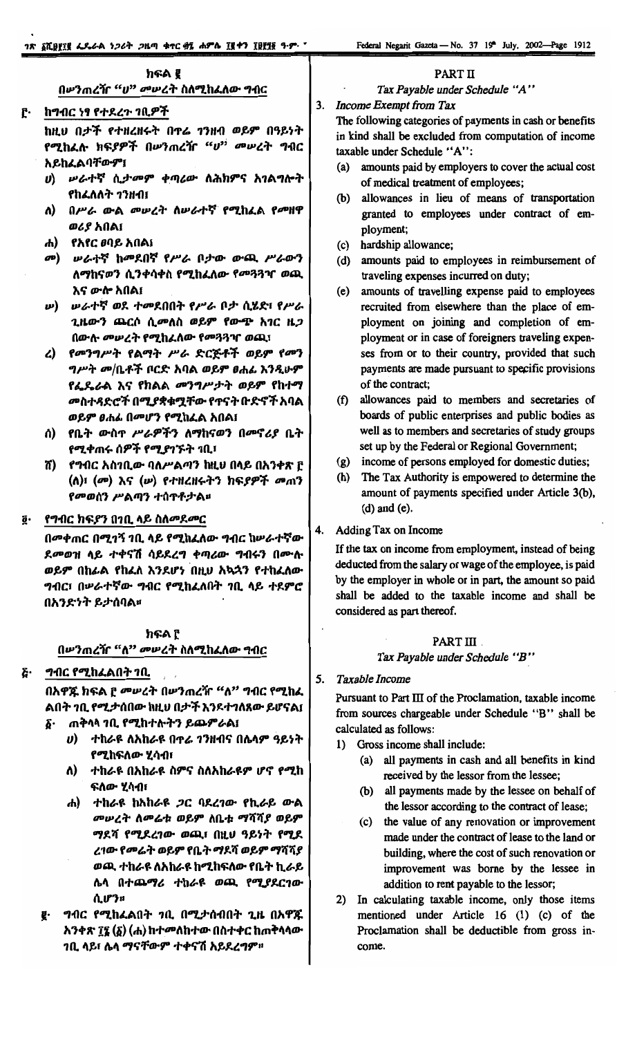## ክፍል ፪

### በሠንጠረዥ "ሀ" መሠረት ስለሚከፈለው ግብር

**፫· ከግብር ነፃ የተደረጉ ገቢዎች**

ከዚህ በታች የተዘረዘሩት በጥሬ ገንዘብ ወይም በዓይነት የሚከፈሉ ክፍያዎች በሠንጠረዥ "ሀ" መሠረት ግብር አይከፈልባቸውም፤

ሀ) ሠራተኛ ሲታመም ቀጣሪው ለሕክምና አገልግሎት የከፈለለት ገንዘብ፤

ለ) በሥራ ውል መሠረት ለሠራተኛ የሚከፈል የመዘዋወሪያ አበል፤

ሐ) የአየር ፀባይ አበል፤

መ) ሠራተኛ ከመደበኛ የሥራ ቦታው ውጪ ሥራውን ለማከናወን ሲንቀሳቀስ የሚከፈለው የመጓጓዣ ወጪ እና ውሎ አበል፤

ሠ) ሠራተኛ ወደ ተመደበበት የሥራ ቦታ ሲሄድ፣ የሥራ ጊዜውን ጨርሶ ሲመለስ ወይም የውጭ አገር ዜጋ በውሉ መሠረት የሚከፈለው የመጓጓዣ ወጪ፤

ረ) የመንግሥት የልማት ሥራ ድርጅቶች ወይም የመንግሥት መ/ቤቶች ቦርድ አባል ወይም ፀሐፊ እንዲሁም የፌዴራል እና የክልል መንግሥታት ወይም የከተማ መስተዳድሮች በሚያቋቁሟቸው የጥናት ቡድኖች አባል ወይም ፀሐፊ በመሆን የሚከፈል አበል፤

ሰ) የቤት ውስጥ ሥራዎችን ለማከናወን በመኖሪያ ቤት የሚቀጠሩ ሰዎች የሚያገኙት ገቢ፤

ሸ) የግብር አስገቢው ባለሥልጣን ከዚህ በላይ በአንቀጽ ፫ (ለ)፣ (መ) እና (ሠ) የተዘረዘሩትን ክፍያዎች መጠን የመወሰን ሥልጣን ተሰጥቶታል።

**፬· የግብር ክፍያን በገቢ ላይ ስለመደመር**

በመቀጠር በሚገኝ ገቢ ላይ የሚከፈለው ግብር ከሠራተኛው ደመወዝ ላይ ተቀናሽ ሳይደረግ ቀጣሪው ግብሩን በሙሉ ወይም በከፊል የከፈለ እንደሆነ በዚህ አኳኋን የተከፈለው ግብር፣ በሠራተኛው ግብር የሚከፈልበት ገቢ ላይ ተደምሮ በአንድነት ይታሰባል።

## ክፍል ፫

### በሠንጠረዥ "ለ" መሠረት ስለሚከፈለው ግብር

**፭· ግብር የሚከፈልበት ገቢ**

በአዋጁ ክፍል ፫ መሠረት በሠንጠረዥ "ለ" ግብር የሚከፈልበት ገቢ የሚታሰበው ከዚህ በታች እንደተገለጸው ይሆናል፤

፩· ጠቅላላ ገቢ የሚከተሉትን ይጨምራል፤

ሀ) ተከራዩ ለአከራዩ በጥሬ ገንዘብና በሌላም ዓይነት የሚከፍለው ሂሳብ፣

ለ) ተከራዩ በአከራዩ ስምና ስለአከራዩም ሆኖ የሚከፍለው ሂሳብ፣

ሐ) ተከራዩ ከአከራዩ ጋር ባደረገው የኪራይ ውል መሠረት ለመሬት ወይም ለቤት ማሻሻያ ወይም ማደሻ የሚያደርገው ወጪ፤ በዚህ ዓይነት የሚያደርገው የመሬት ወይም የቤት ማደሻ ወይም ማሻሻያ ወጪ ተከራዩ ለአከራዩ ከሚከፍለው የቤት ኪራይ ሌላ በተጨማሪ ተከራዩ ወጪ የሚያደርገው ሲሆን።

፪· ግብር የሚከፈልበት ገቢ በሚታሰብበት ጊዜ በአዋጁ አንቀጽ ፲፮ (፩) (ሐ) ከተመለከተው በስተቀር ከጠቅላላው ገቢ ላይ፣ ሌላ ማናቸውም ተቀናሽ አይደረግም።

## PART II

### *Tax Payable under Schedule "A"*

**3. *Income Exempt from Tax***

The following categories of payments in cash or benefits in kind shall be excluded from computation of income taxable under Schedule "A":

(a) amounts paid by employers to cover the actual cost of medical treatment of employees;

(b) allowances in lieu of means of transportation granted to employees under contract of employment;

(c) hardship allowance;

(d) amounts paid to employees in reimbursement of traveling expenses incurred on duty;

(e) amounts of travelling expense paid to employees recruited from elsewhere than the place of employment on joining and completion of employment or in case of foreigners traveling expenses from or to their country, provided that such payments are made pursuant to specific provisions of the contract;

(f) allowances paid to members and secretaries of boards of public enterprises and public bodies as well as to members and secretaries of study groups set up by the Federal or Regional Government;

(g) income of persons employed for domestic duties;

(h) The Tax Authority is empowered to determine the amount of payments specified under Article 3(b), (d) and (e).

**4. Adding Tax on Income**

If the tax on income from employment, instead of being deducted from the salary or wage of the employee, is paid by the employer in whole or in part, the amount so paid shall be added to the taxable income and shall be considered as part thereof.

## PART III

### *Tax Payable under Schedule "B"*

**5. *Taxable Income***

Pursuant to Part III of the Proclamation, taxable income from sources chargeable under Schedule "B" shall be calculated as follows:

1) Gross income shall include:

(a) all payments in cash and all benefits in kind received by the lessor from the lessee;

(b) all payments made by the lessee on behalf of the lessor according to the contract of lease;

(c) the value of any renovation or improvement made under the contract of lease to the land or building, where the cost of such renovation or improvement was borne by the lessee in addition to rent payable to the lessor;

2) In calculating taxable income, only those items mentioned under Article 16 (1) (c) of the Proclamation shall be deductible from gross income.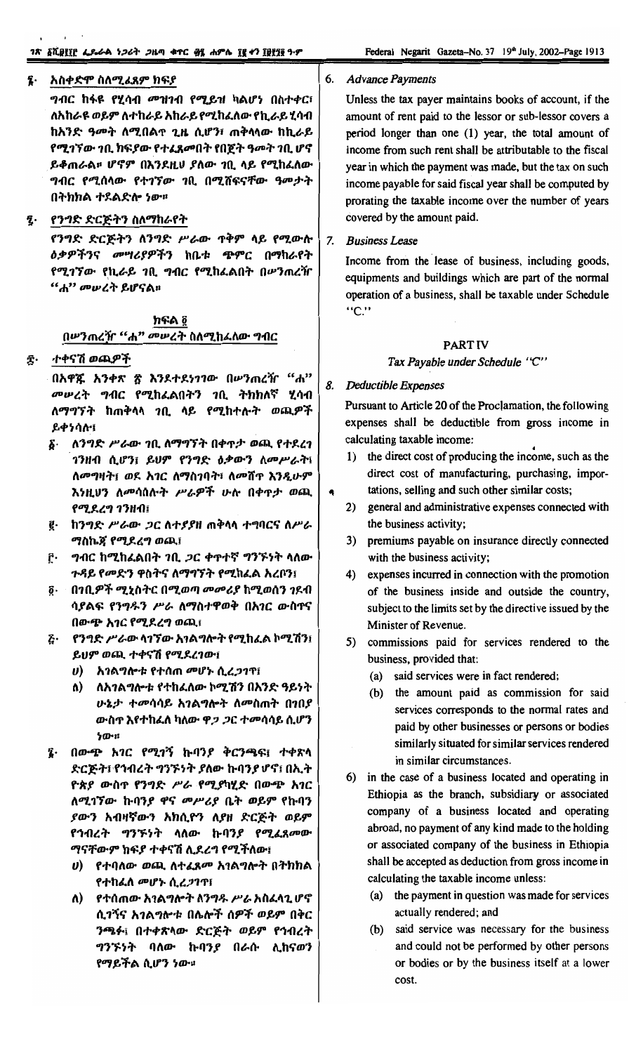## ፮· አስቀድሞ ስለሚፈጸም ክፍያ

ግብር ከፋዩ የሂሳብ መዝገብ የሚይዝ ካልሆነ በስተቀር፣ ለአከራዩ ወይም ለተከራይ አከራይ የሚከፈለው የኪራይ ሂሳብ ከአንድ ዓመት ለሚበልጥ ጊዜ ሲሆን፣ ጠቅላላው ከኪራይ የሚገኘው ገቢ ክፍያው የተፈጸመበት የበጀት ዓመት ገቢ ሆኖ ይቆጠራል። ሆኖም በእንደዚህ ያለው ገቢ ላይ የሚከፈለው ግብር የሚሰላው የተገኘው ገቢ በሚሸፍናቸው ዓመታት በትክክል ተደልድሎ ነው።

## ፯· የንግድ ድርጅትን ስለማከራየት

የንግድ ድርጅትን ለንግድ ሥራው ጥቅም ላይ የሚውሉ ዕቃዎችንና መሣሪያዎችን ከቤቱ ጭምር በማከራየት የሚገኘው የኪራይ ገቢ ግብር የሚከፈልበት በሠንጠረዥ "ሐ" መሠረት ይሆናል።

## ክፍል ፬

### በሠንጠረዥ "ሐ" መሠረት ስለሚከፈለው ግብር

## ፰· ተቀናሽ ወጪዎች

በአዋጁ አንቀጽ ፳ እንደተደነገገው በሠንጠረዥ "ሐ" መሠረት ግብር የሚከፈልበትን ገቢ ትክክለኛ ሂሳብ ለማግኘት ከጠቅላላ ገቢ ላይ የሚከተሉት ወጪዎች ይቀነሳሉ፤

፩· ለንግድ ሥራው ገቢ ለማግኘት በቀጥታ ወጪ የተደረገ ገንዘብ ሲሆን፤ ይህም የንግድ ዕቃውን ለመሥራት፣ ለመግዛት፣ ወደ አገር ለማስገባት፣ ለመሸጥ እንዲሁም እነዚህን ለመሳሰሉት ሥራዎች ሁሉ በቀጥታ ወጪ የሚደረግ ገንዘብ፤

፪· ከንግድ ሥራው ጋር ለተያያዘ ጠቅላላ ተግባርና ለሥራ ማስኬጃ የሚደረግ ወጪ፤

፫· ግብር ከሚከፈልበት ገቢ ጋር ቀጥተኛ ግንኙነት ላለው ጉዳይ የመድን ዋስትና ለማግኘት የሚከፈል አረቦን፤

፬· በገቢዎች ሚኒስትር በሚወጣ መመሪያ ከሚወሰን ገደብ ሳያልፍ የንግዱን ሥራ ለማስተዋወቅ በአገር ውስጥና በውጭ አገር የሚደረግ ወጪ፤

፭· የንግድ ሥራው ላገኘው አገልግሎት የሚከፈል ኮሚሽን፤ ይህም ወጪ ተቀናሽ የሚደረገው፤

ሀ) አገልግሎቱ የተሰጠ መሆኑ ሲረጋገጥ፤

ለ) ለአገልግሎቱ የተከፈለው ኮሚሽን በአንድ ዓይነት ሁኔታ ተመሳሳይ አገልግሎት ለመስጠት በገበያ ውስጥ እየተከፈለ ካለው ዋጋ ጋር ተመሳሳይ ሲሆን ነው።

፮· በውጭ አገር የሚገኝ ኩባንያ ቅርንጫፍ፣ ተቀጽላ ድርጅት፣ የገብረት ግንኙነት ያለው ኩባንያ ሆኖ፣ በኢ.ት ዮጵያ ውስጥ የንግድ ሥራ የሚያካሂድ በውጭ አገር ለሚገኘው ኩባንያ ዋና መሥሪያ ቤት ወይም የኩባንያውን አብዛኛውን አክሲዮን ለያዘ ድርጅት ወይም የገብረት ግንኙነት ላለው ኩባንያ የሚፈጽመው ማናቸውም ክፍያ ተቀናሽ ሊደረግ የሚችለው፤

ሀ) የተባለው ወጪ ለተፈጸመ አገልግሎት በትክክል የተከፈለ መሆኑ ሲረጋገጥ፤

ለ) የተሰጠው አገልግሎት ለንግዱ ሥራ አስፈላጊ ሆኖ ሲገኝና አገልግሎቱ በሌሎች ሰዎች ወይም በቀር ንጫፉ፣ በተቀጽላው ድርጅት ወይም የገብረት ግንኙነት ባለው ኩባንያ በራሱ ሊከናወን የማይችል ሲሆን ነው።

6. *Advance Payments*

Unless the tax payer maintains books of account, if the amount of rent paid to the lessor or sub-lessor covers a period longer than one (1) year, the total amount of income from such rent shall be attributable to the fiscal year in which the payment was made, but the tax on such income payable for said fiscal year shall be computed by prorating the taxable income over the number of years covered by the amount paid.

7. *Business Lease*

Income from the lease of business, including goods, equipments and buildings which are part of the normal operation of a business, shall be taxable under Schedule "C."

## PART IV

### *Tax Payable under Schedule "C"*

8. *Deductible Expenses*

Pursuant to Article 20 of the Proclamation, the following expenses shall be deductible from gross income in calculating taxable income:

1) the direct cost of producing the income, such as the direct cost of manufacturing, purchasing, importations, selling and such other similar costs;

2) general and administrative expenses connected with the business activity;

3) premiums payable on insurance directly connected with the business activity;

4) expenses incurred in connection with the promotion of the business inside and outside the country, subject to the limits set by the directive issued by the Minister of Revenue.

5) commissions paid for services rendered to the business, provided that:

(a) said services were in fact rendered;

(b) the amount paid as commission for said services corresponds to the normal rates and paid by other businesses or persons or bodies similarly situated for similar services rendered in similar circumstances.

6) in the case of a business located and operating in Ethiopia as the branch, subsidiary or associated company of a business located and operating abroad, no payment of any kind made to the holding or associated company of the business in Ethiopia shall be accepted as deduction from gross income in calculating the taxable income unless:

(a) the payment in question was made for services actually rendered; and

(b) said service was necessary for the business and could not be performed by other persons or bodies or by the business itself at a lower cost.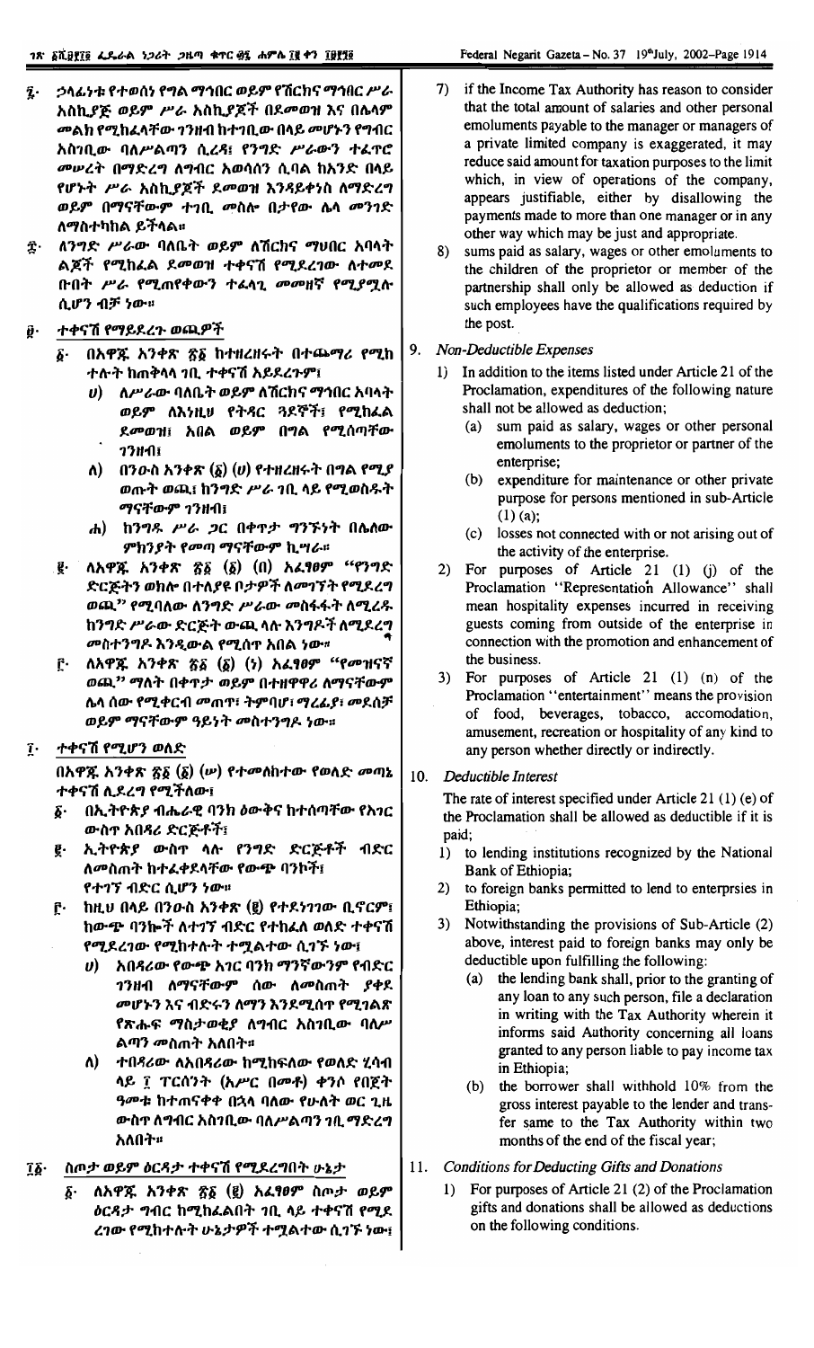፯· ኃላፊነቱ የተወሰነ የግል ማኅበር ወይም የሽርክና ማኅበር ሥራ አስኪያጅ ወይም ሥራ አስኪያጆች በደመወዝ እና በሌላም መልክ የሚከፈላቸው ገንዘብ ከተገቢው በላይ መሆኑን የግብር አስገቢው ባለሥልጣን ሲረዳ፤ የንግድ ሥራውን ተፈጥሮ መሠረት በማድረግ ለግብር አወሳሰን ሲባል ከአንድ በላይ የሆኑት ሥራ አስኪያጆች ደመወዝ እንዳይቀነስ ለማድረግ ወይም በማናቸውም ተገቢ መስሎ በታየው ሌላ መንገድ ለማስተካከል ይችላል።

፰· ለንግድ ሥራው ባለቤት ወይም ለሽርክና ማህበር አባላት ልጆች የሚከፈል ደመወዝ ተቀናሽ የሚደረገው ለተመደቡበት ሥራ የሚጠየቀውን ተፈላጊ መመዘኛ የሚያሟሉ ሲሆን ብቻ ነው።

፱· ተቀናሽ የማይደረጉ ወጪዎች

፩· በአዋጁ አንቀጽ ፳፩ ከተዘረዘሩት በተጨማሪ የሚከተሉት ከጠቅላላ ገቢ ተቀናሽ አይደረጉም፤

ሀ) ለሥራው ባለቤት ወይም ለሽርክና ማኅበር አባላት ወይም ለእነዚሁ የትዳር ጓደኞች፣ የሚከፈል ደመወዝ፣ አበል ወይም በግል የሚሰጣቸው ገንዘብ፤

ለ) በንዑስ አንቀጽ (፩) (ሀ) የተዘረዘሩት በግል የሚያወጡት ወጪ፤ ከንግድ ሥራ ገቢ ላይ የሚወስዱት ማናቸውም ገንዘብ፤

ሐ) ከንግዱ ሥራ ጋር በቀጥታ ግንኙነት በሌለው ምክንያት የመጣ ማናቸውም ኪሣራ።

፪· ለአዋጁ አንቀጽ ፳፩ (፩) (በ) አፈፃፀም "የንግድ ድርጅትን ወክሎ በተለያዩ ቦታዎች ለመገኘት የሚደረግ ወጪ" የሚባለው ለንግድ ሥራው መስፋፋት ለሚረዱ ከንግድ ሥራው ድርጅት ውጪ ላሉ እንግዶች ለሚደረግ መስተንግዶ እንዲውል የሚሰጥ አበል ነው።

፫· ለአዋጁ አንቀጽ ፳፩ (፩) (ነ) አፈፃፀም "የመዝናኛ ወጪ" ማለት በቀጥታ ወይም በተዘዋዋሪ ለማናቸውም ሌላ ሰው የሚቀርብ መጠጥ፣ ትምባሆ፣ ማረፊያ፣ መደሰቻ ወይም ማናቸውም ዓይነት መስተንግዶ ነው።

፲· ተቀናሽ የሚሆን ወለድ

በአዋጁ አንቀጽ ፳፩ (፩) (ሠ) የተመለከተው የወለድ መጣኔ ተቀናሽ ሊደረግ የሚችለው፤

፩· በኢትዮጵያ ብሔራዊ ባንክ ዕውቅና ከተሰጣቸው የአገር ውስጥ አበዳሪ ድርጅቶች፤

፪· ኢትዮጵያ ውስጥ ላሉ የንግድ ድርጅቶች ብድር ለመስጠት ከተፈቀደላቸው የውጭ ባንኮች፤ የተገኘ ብድር ሲሆን ነው።

፫· ከዚህ በላይ በንዑስ አንቀጽ (፪) የተደነገገው ቢኖርም፤ ከውጭ ባንኮች ለተገኘ ብድር የተከፈለ ወለድ ተቀናሽ የሚደረገው የሚከተሉት ተሟልተው ሲገኙ ነው፤

ሀ) አበዳሪው የውጭ አገር ባንክ ማንኛውንም የብድር ገንዘብ ለማናቸውም ሰው ለመስጠት ያቀደ መሆኑን እና ብድሩን ለማን እንደሚሰጥ የሚገልጽ የጽሑፍ ማስታወቂያ ለግብር አስገቢው ባለሥልጣን መስጠት አለበት።

ለ) ተበዳሪው ለአበዳሪው ከሚከፍለው የወለድ ሂሳብ ላይ ፲ ፐርሰንት (አሥር በመቶ) ቀንሶ የበጀት ዓመቱ ከተጠናቀቀ በኋላ ባለው የሁለት ወር ጊዜ ውስጥ ለግብር አስገቢው ባለሥልጣን ገቢ ማድረግ አለበት።

፲፩· ስጦታ ወይም ዕርዳታ ተቀናሽ የሚደረግበት ሁኔታ

፩· ለአዋጁ አንቀጽ ፳፩ (፪) አፈፃፀም ስጦታ ወይም ዕርዳታ ግብር ከሚከፈልበት ገቢ ላይ ተቀናሽ የሚደረገው የሚከተሉት ሁኔታዎች ተሟልተው ሲገኙ ነው፤

7) if the Income Tax Authority has reason to consider that the total amount of salaries and other personal emoluments payable to the manager or managers of a private limited company is exaggerated, it may reduce said amount for taxation purposes to the limit which, in view of operations of the company, appears justifiable, either by disallowing the payments made to more than one manager or in any other way which may be just and appropriate.

8) sums paid as salary, wages or other emoluments to the children of the proprietor or member of the partnership shall only be allowed as deduction if such employees have the qualifications required by the post.

9. *Non-Deductible Expenses*

1) In addition to the items listed under Article 21 of the Proclamation, expenditures of the following nature shall not be allowed as deduction;

(a) sum paid as salary, wages or other personal emoluments to the proprietor or partner of the enterprise;

(b) expenditure for maintenance or other private purpose for persons mentioned in sub-Article (1) (a);

(c) losses not connected with or not arising out of the activity of the enterprise.

2) For purposes of Article 21 (1) (j) of the Proclamation "Representation Allowance" shall mean hospitality expenses incurred in receiving guests coming from outside of the enterprise in connection with the promotion and enhancement of the business.

3) For purposes of Article 21 (1) (n) of the Proclamation "entertainment" means the provision of food, beverages, tobacco, accomodation, amusement, recreation or hospitality of any kind to any person whether directly or indirectly.

10. *Deductible Interest*

The rate of interest specified under Article 21 (1) (e) of the Proclamation shall be allowed as deductible if it is paid;

1) to lending institutions recognized by the National Bank of Ethiopia;

2) to foreign banks permitted to lend to enterprises in Ethiopia;

3) Notwithstanding the provisions of Sub-Article (2) above, interest paid to foreign banks may only be deductible upon fulfilling the following:

(a) the lending bank shall, prior to the granting of any loan to any such person, file a declaration in writing with the Tax Authority wherein it informs said Authority concerning all loans granted to any person liable to pay income tax in Ethiopia;

(b) the borrower shall withhold 10% from the gross interest payable to the lender and transfer same to the Tax Authority within two months of the end of the fiscal year;

11. *Conditions for Deducting Gifts and Donations*

1) For purposes of Article 21 (2) of the Proclamation gifts and donations shall be allowed as deductions on the following conditions.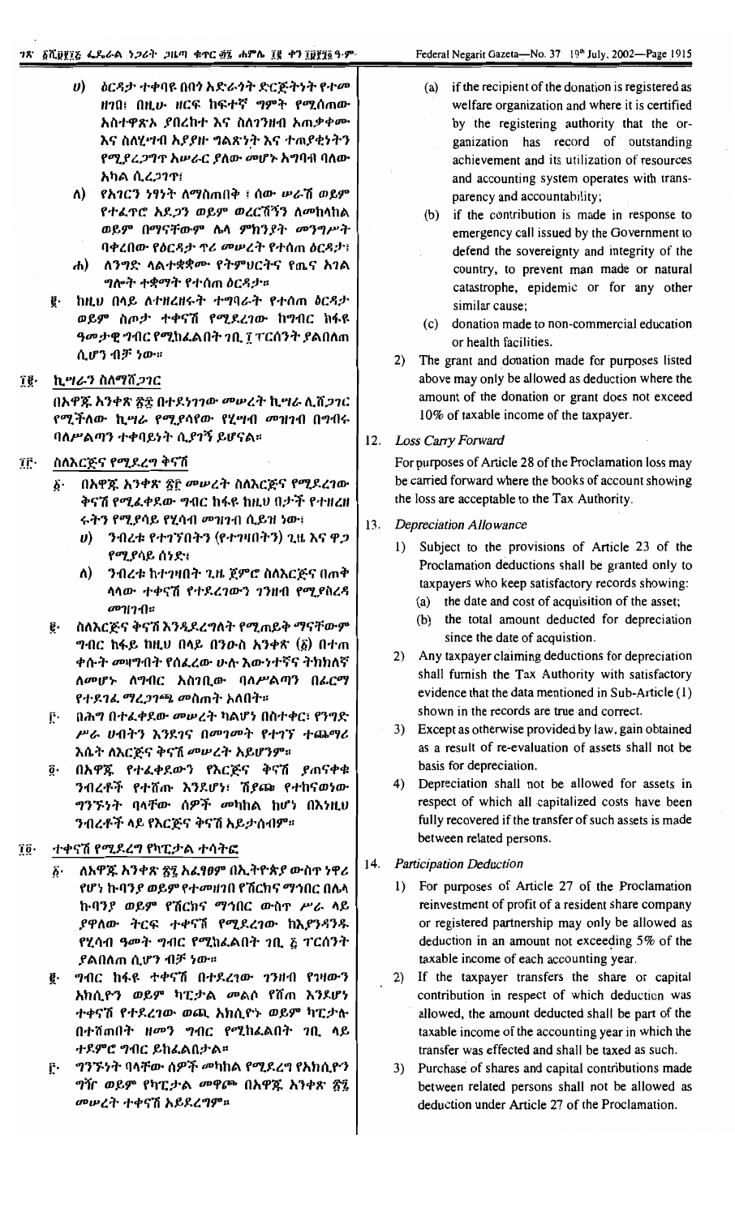ሀ) ዕርዳታ ተቀባዩ በበጎ አድራጎት ድርጅትነት የተመዘገበ፤ በዚሁ ዘርፍ ከፍተኛ ግምት የሚሰጠው አስተዋጽኦ ያበረከተ እና ስለገንዘብ አጠቃቀሙ እና ስለሂሣብ አያያዙ ግልጽነት እና ተጠያቂነትን የሚያረጋግጥ አሠራር ያለው መሆኑ አግባብ ባለው አካል ሲረጋገጥ፤

ለ) የአገርን ነፃነት ለማስጠበቅ ፣ ሰው ሠራሽ ወይም የተፈጥሮ አደጋን ወይም ወረርሽኝን ለመከላከል ወይም በማናቸውም ሌላ ምክንያት መንግሥት ባቀረበው የዕርዳታ ጥሪ መሠረት የተሰጠ ዕርዳታ፤

ሐ) ለንግድ ላልተቋቋሙ የትምህርትና የጤና አገልግሎት ተቋማት የተሰጠ ዕርዳታ።

፪· ከዚህ በላይ ለተዘረዘሩት ተግባራት የተሰጠ ዕርዳታ ወይም ስጦታ ተቀናሽ የሚደረገው ከግብር ከፋዩ ዓመታዊ ግብር የሚከፈልበት ገቢ ፲ ፐርሰንት ያልበለጠ ሲሆን ብቻ ነው።

## ፲፪· ኪሣራን ስለማሸጋገር

በአዋጁ አንቀጽ ፳፰ በተደነገገው መሠረት ኪሣራ ሊሸጋገር የሚችለው ኪሣራ የሚያሳየው የሂሣብ መዝገብ በግብሩ ባለሥልጣን ተቀባይነት ሲያገኝ ይሆናል።

## ፲፫· ስለእርጅና የሚደረግ ቅናሽ

፩· በአዋጁ አንቀጽ ፳፫ መሠረት ስለእርጅና የሚደረገው ቅናሽ የሚፈቀደው ግብር ከፋዩ ከዚህ በታች የተዘረዘሩትን የሚያሳዩ የሂሳብ መዝገብ ሲይዝ ነው፤

ሀ) ንብረቱ የተገኘበትን (የተገዛበትን) ጊዜ እና ዋጋ የሚያሳይ ሰነድ፤

ለ) ንብረቱ ከተገዛበት ጊዜ ጀምሮ ስለእርጅና በጠቅላላው ተቀናሽ የተደረገውን ገንዘብ የሚያስረዳ መዝገብ።

፪· ስለእርጅና ቅናሽ እንዲደረግለት የሚጠይቅ ማናቸውም ግብር ከፋይ ከዚህ በላይ በንዑስ አንቀጽ (፩) በተጠቀሱት መዛግብት የሰፈረው ሁሉ እውነተኛና ትክክለኛ ለመሆኑ ለግብር አስገቢው ባለሥልጣን በፊርማ የተደገፈ ማረጋገጫ መስጠት አለበት።

፫· በሕግ በተፈቀደው መሠረት ካልሆነ በስተቀር፤ የንግድ ሥራ ሀብትን እንደገና በመገመት የተገኘ ተጨማሪ እሴት ለእርጅና ቅናሽ መሠረት አይሆንም።

፬· በአዋጁ የተፈቀደውን የእርጅና ቅናሽ ያጠናቀቁ ንብረቶች የተሸጡ እንደሆነ፤ ሽያጩ የተከናወነው ግንኙነት ባላቸው ሰዎች መካከል ከሆነ በእነዚህ ንብረቶች ላይ የእርጅና ቅናሽ አይታሰብም።

## ፲፬· ተቀናሽ የሚደረግ የካፒታል ተሳትፎ

፩· ለአዋጁ አንቀጽ ፳፯ አፈፃፀም በኢትዮጵያ ውስጥ ነዋሪ የሆነ ኩባንያ ወይም የተመዘገበ የሽርክና ማኅበር በሌላ ኩባንያ ወይም የሽርክና ማኅበር ውስጥ ሥራ ላይ ያዋለው ትርፍ ተቀናሽ የሚደረገው ከእያንዳንዱ የሂሳብ ዓመት ግብር የሚከፈልበት ገቢ ፭ ፐርሰንት ያልበለጠ ሲሆን ብቻ ነው።

፪· ግብር ከፋዩ ተቀናሽ በተደረገው ገንዘብ የገዛውን አክሲዮን ወይም ካፒታል መልሶ የሸጠ እንደሆነ ተቀናሽ የተደረገው ወጪ አክሲዮኑ ወይም ካፒታሉ በተሸጠበት ዘመን ግብር የሚከፈልበት ገቢ ላይ ተደምሮ ግብር ይከፈልበታል።

፫· ግንኙነት ባላቸው ሰዎች መካከል የሚደረግ የአክሲዮን ግዥ ወይም የካፒታል መዋጮ በአዋጁ አንቀጽ ፳፯ መሠረት ተቀናሽ አይደረግም።

(a) if the recipient of the donation is registered as welfare organization and where it is certified by the registering authority that the organization has record of outstanding achievement and its utilization of resources and accounting system operates with transparency and accountability;

(b) if the contribution is made in response to emergency call issued by the Government to defend the sovereignty and integrity of the country, to prevent man made or natural catastrophe, epidemic or for any other similar cause;

(c) donation made to non-commercial education or health facilities.

2) The grant and donation made for purposes listed above may only be allowed as deduction where the amount of the donation or grant does not exceed 10% of taxable income of the taxpayer.

## 12. *Loss Carry Forward*

For purposes of Article 28 of the Proclamation loss may be carried forward where the books of account showing the loss are acceptable to the Tax Authority.

## 13. *Depreciation Allowance*

1) Subject to the provisions of Article 23 of the Proclamation deductions shall be granted only to taxpayers who keep satisfactory records showing:

(a) the date and cost of acquisition of the asset;

(b) the total amount deducted for depreciation since the date of acquistion.

2) Any taxpayer claiming deductions for depreciation shall furnish the Tax Authority with satisfactory evidence that the data mentioned in Sub-Article (1) shown in the records are true and correct.

3) Except as otherwise provided by law, gain obtained as a result of re-evaluation of assets shall not be the basis for depreciation.

4) Depreciation shall not be allowed for assets in respect of which all capitalized costs have been fully recovered if the transfer of such assets is made between related persons.

## 14. *Participation Deduction*

1) For purposes of Article 27 of the Proclamation reinvestment of profit of a resident share company or registered partnership may only be allowed as deduction in an amount not exceeding 5% of the taxable income of each accounting year.

2) If the taxpayer transfers the share or capital contribution in respect of which deduction was allowed, the amount deducted shall be part of the taxable income of the accounting year in which the transfer was effected and shall be taxed as such.

3) Purchase of shares and capital contributions made between related persons shall not be allowed as deduction under Article 27 of the Proclamation.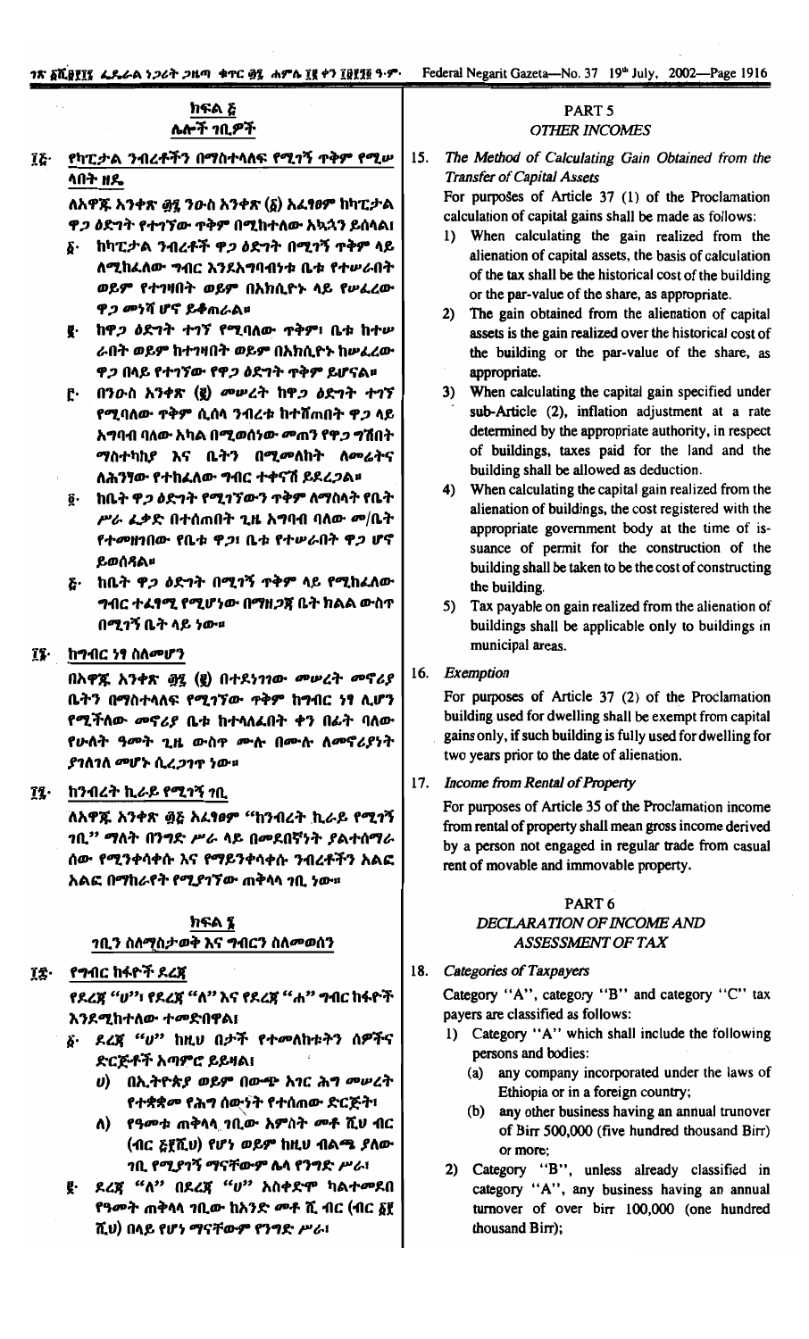## ክፍል ፭
### ሌሎች ገቢዎች

**፲፭· የካፒታል ንብረቶችን በማስተላለፍ የሚገኝ ጥቅም የሚሠላበት ዘዴ**

ለአዋጁ አንቀጽ ፴፯ ንዑስ አንቀጽ (፩) አፈፃፀም ከካፒታል ዋጋ ዕድገት የተገኘው ጥቅም በሚከተለው አኳኋን ይሰላል፤

፩· ከካፒታል ንብረቶች ዋጋ ዕድገት በሚገኝ ጥቅም ላይ ለሚከፈለው ግብር እንደአግባብነቱ ቤቱ የተሠራበት ወይም የተገዛበት ወይም በአክሲዮኑ ላይ የሠፈረው ዋጋ መነሻ ሆኖ ይቆጠራል።

፪· ከዋጋ ዕድገት ተገኘ የሚባለው ጥቅም፣ ቤቱ ከተሠራበት ወይም ከተገዛበት ወይም በአክሲዮኑ ከሠፈረው ዋጋ በላይ የተገኘው የዋጋ ዕድገት ጥቅም ይሆናል።

፫· በንዑስ አንቀጽ (፪) መሠረት ከዋጋ ዕድገት ተገኘ የሚባለው ጥቅም ሲሰላ ንብረቱ ከተሸጠበት ዋጋ ላይ አግባብ ባለው አካል በሚወሰነው መጠን የዋጋ ግሽበት ማስተካከያ እና ቤትን በሚመለከት ለመሬትና ለሕንፃው የተከፈለው ግብር ተቀናሽ ይደረጋል።

፬· ከቤት ዋጋ ዕድገት የሚገኘውን ጥቅም ለማስላት የቤት ሥራ ፈቃድ በተሰጠበት ጊዜ አግባብ ባለው መ/ቤት የተመዘገበው የቤቱ ዋጋ፣ ቤቱ የተሠራበት ዋጋ ሆኖ ይወሰዳል።

፭· ከቤት ዋጋ ዕድገት በሚገኝ ጥቅም ላይ የሚከፈለው ግብር ተፈፃሚ የሚሆነው በማዘጋጃ ቤት ክልል ውስጥ በሚገኝ ቤት ላይ ነው።

**፲፮· ከግብር ነፃ ስለመሆን**

በአዋጁ አንቀጽ ፴፯ (፪) በተደነገገው መሠረት መኖሪያ ቤትን በማስተላለፍ የሚገኘው ጥቅም ከግብር ነፃ ሊሆን የሚችለው መኖሪያ ቤቱ ከተላለፈበት ቀን በፊት ባለው የሁለት ዓመት ጊዜ ውስጥ ሙሉ በሙሉ ለመኖሪያነት ያገለገለ መሆኑ ሲረጋገጥ ነው።

**፲፯· ከንብረት ኪራይ የሚገኝ ገቢ**

ለአዋጁ አንቀጽ ፴፭ አፈፃፀም "ከንብረት ኪራይ የሚገኝ ገቢ" ማለት በንግድ ሥራ ላይ በመደበኛነት ያልተሰማራ ሰው የሚንቀሳቀሱ እና የማይንቀሳቀሱ ንብረቶችን አልፎ አልፎ በማከራየት የሚያገኘው ጠቅላላ ገቢ ነው።

## ክፍል ፮
### ገቢን ስለማስታወቅ እና ግብርን ስለመወሰን

**፲፰· የግብር ከፋዮች ደረጃ**

የደረጃ "ሀ"፣ የደረጃ "ለ" እና የደረጃ "ሐ" ግብር ከፋዮች እንደሚከተለው ተመድበዋል፤

፩· ደረጃ "ሀ" ከዚህ በታች የተመለከቱትን ሰዎችና ድርጅቶች አጣምሮ ይይዛል፤

ሀ) በኢትዮጵያ ወይም በውጭ አገር ሕግ መሠረት የተቋቋመ የሕግ ሰውነት የተሰጠው ድርጅት፣

ለ) የዓመቱ ጠቅላላ ገቢው አምስት መቶ ሺህ ብር (ብር ፭፻ሺህ) የሆነ ወይም ከዚህ ብልጫ ያለው ገቢ የሚያገኝ ማናቸውም ሌላ የንግድ ሥራ፤

፪· ደረጃ "ለ" በደረጃ "ሀ" አስቀድሞ ካልተመደበ የዓመት ጠቅላላ ገቢው ከአንድ መቶ ሺ ብር (ብር ፩፻ ሺህ) በላይ የሆነ ማናቸውም የንግድ ሥራ፤

---

## PART 5
### *OTHER INCOMES*

**15. *The Method of Calculating Gain Obtained from the Transfer of Capital Assets***

For purposes of Article 37 (1) of the Proclamation calculation of capital gains shall be made as follows:

1) When calculating the gain realized from the alienation of capital assets, the basis of calculation of the tax shall be the historical cost of the building or the par-value of the share, as appropriate.

2) The gain obtained from the alienation of capital assets is the gain realized over the historical cost of the building or the par-value of the share, as appropriate.

3) When calculating the capital gain specified under sub-Article (2), inflation adjustment at a rate determined by the appropriate authority, in respect of buildings, taxes paid for the land and the building shall be allowed as deduction.

4) When calculating the capital gain realized from the alienation of buildings, the cost registered with the appropriate government body at the time of issuance of permit for the construction of the building shall be taken to be the cost of constructing the building.

5) Tax payable on gain realized from the alienation of buildings shall be applicable only to buildings in municipal areas.

**16. *Exemption***

For purposes of Article 37 (2) of the Proclamation building used for dwelling shall be exempt from capital gains only, if such building is fully used for dwelling for two years prior to the date of alienation.

**17. *Income from Rental of Property***

For purposes of Article 35 of the Proclamation income from rental of property shall mean gross income derived by a person not engaged in regular trade from casual rent of movable and immovable property.

## PART 6
### *DECLARATION OF INCOME AND ASSESSMENT OF TAX*

**18. *Categories of Taxpayers***

Category "A", category "B" and category "C" tax payers are classified as follows:

1) Category "A" which shall include the following persons and bodies:

(a) any company incorporated under the laws of Ethiopia or in a foreign country;

(b) any other business having an annual trunover of Birr 500,000 (five hundred thousand Birr) or more;

2) Category "B", unless already classified in category "A", any business having an annual turnover of over birr 100,000 (one hundred thousand Birr);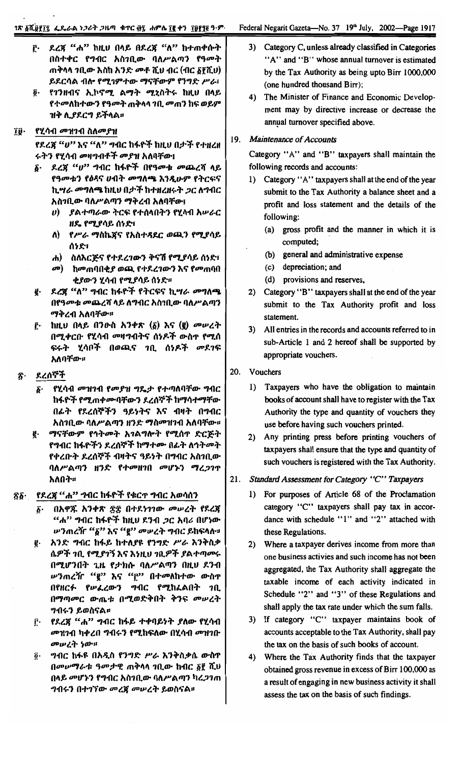፫· ደረጃ "ሐ" ከዚህ በላይ በደረጃ "ለ" ከተጠቀሱት በስተቀር የግብር አስገቢው ባለሥልጣን የዓመት ጠቅላላ ገቢው እስከ አንድ መቶ ሺህ ብር (ብር ፩፻ሺህ) ይደርሳል ብሎ የሚገምተው ማናቸውም የንግድ ሥራ፣

፬· የገንዘብና ኢኮኖሚ ልማት ሚኒስትሩ ከዚህ በላይ የተመለከተውን የዓመት ጠቅላላ ገቢ መጠን ከፍ ወይም ዝቅ ሊያደርግ ይችላል።

## ፲፱· የሂሳብ መዝገብ ስለመያዝ

የደረጃ "ሀ" እና "ለ" ግብር ከፋዮች ከዚህ በታች የተዘረዘሩትን የሂሳብ መዛግብቶች መያዝ አለባቸው፤

፩· ደረጃ "ሀ" ግብር ከፋዮች በየዓመቱ መጨረሻ ላይ የዓመቱን የዕዳና ሀብት መግለጫ እንዲሁም የትርፍና ኪሣራ መግለጫ ከዚህ በታች ከተዘረዘሩት ጋር ለግብር አስገቢው ባለሥልጣን ማቅረብ አለባቸው፤

ሀ) ያልተጣራው ትርፍ የተሰላበትን የሂሳብ አሠራር ዘዴ የሚያሳይ ሰነድ፣

ለ) የሥራ ማስኬጃና የአስተዳደር ወጪን የሚያሳይ ሰነድ፣

ሐ) ስለእርጅና የተደረገውን ቅናሽ የሚያሳይ ሰነድ፣

መ) ከመጠባበቂያ ወጪ የተደረገውን እና የመጠባበቂያውን ሂሳብ የሚያሳይ ሰነድ።

፪· ደረጃ "ለ" ግብር ከፋዮች የትርፍና ኪሣራ መግለጫ በየዓመቱ መጨረሻ ላይ ለግብር አስገቢው ባለሥልጣን ማቅረብ አለባቸው።

፫· ከዚህ በላይ በንዑስ አንቀጽ (፩) እና (፪) መሠረት በሚቀርቡ የሂሳብ መዛግብትና ሰነዶች ውስጥ የሚሰፍሩት ሂሳቦች በወጪና ገቢ ሰነዶች መደገፍ አለባቸው።

## ፳· ደረሰኞች

፩· የሂሳብ መዝገብ የመያዝ ግዴታ የተጣለባቸው ግብር ከፋዮች የሚጠቀሙባቸውን ደረሰኞች ከማሳተማቸው በፊት የደረሰኞችን ዓይነትና እና ብዛት በግብር አስገቢው ባለሥልጣን ዘንድ ማስመዝገብ አለባቸው።

፪· ማናቸውም የኅትመት አገልግሎት የሚሰጥ ድርጅት የግብር ከፋዮችን ደረሰኞች ከማተሙ በፊት ለኅትመት የቀረቡት ደረሰኞች ብዛትና ዓይነት በግብር አስገቢው ባለሥልጣን ዘንድ የተመዘገበ መሆኑን ማረጋገጥ አለበት።

## ፳፩· የደረጃ "ሐ" ግብር ከፋዮች የቁርጥ ግብር አወሳሰን

፩· በአዋጁ አንቀጽ ፷፰ በተደነገገው መሠረት የደረጃ "ሐ" ግብር ከፋዮች ከዚህ ደንብ ጋር አባሪ በሆነው ሠንጠረዥ "፩" እና "፪" መሠረት ግብር ይከፍላሉ።

፪· አንድ ግብር ከፋይ ከተለያዩ የንግድ ሥራ እንቅስቃሴዎች ገቢ የሚያገኝ እና እነዚህ ገቢዎች ያልተጣመሩ በሚሆንበት ጊዜ የታክሱ ባለሥልጣን በዚህ ደንብ ሠንጠረዥ "፪" እና "፫" በተመለከተው ውስጥ በየዘርፉ የሠፈረውን ግብር የሚከፈልበት ገቢ በማጣመር ውጤቱ በሚወድቅበት ቅንፍ መሠረት ግብሩን ይወስናል።

፫· የደረጃ "ሐ" ግብር ከፋይ ተቀባይነት ያለው የሂሳብ መዝገብ ካቀረበ ግብሩን የሚከፍለው በሂሳብ መዝገቡ መሠረት ነው።

፬· ግብር ከፋዩ በአዲስ የንግድ ሥራ እንቅስቃሴ ውስጥ በመሠማራቱ ዓመታዊ ጠቅላላ ገቢው ከብር ፩፻ ሺህ በላይ መሆኑን የግብር አስገቢው ባለሥልጣን ካረጋገጠ ግብሩን በተገኘው መረጃ መሠረት ይወስናል።

3) Category C, unless already classified in Categories "A" and "B" whose annual turnover is estimated by the Tax Authority as being upto Birr 1000,000 (one hundred thousand Birr);

4) The Minister of Finance and Economic Development may by directive increase or decrease the annual turnover specified above.

## 19. Maintenance of Accounts

Category "A" and "B" taxpayers shall maintain the following records and accounts:

1) Category "A" taxpayers shall at the end of the year submit to the Tax Authority a balance sheet and a profit and loss statement and the details of the following:
   (a) gross profit and the manner in which it is computed;
   (b) general and administrative expense
   (c) depreciation; and
   (d) provisions and reserves,

2) Category "B" taxpayers shall at the end of the year submit to the Tax Authority profit and loss statement.

3) All entries in the records and accounts referred to in sub-Article 1 and 2 hereof shall be supported by appropriate vouchers.

## 20. Vouchers

1) Taxpayers who have the obligation to maintain books of account shall have to register with the Tax Authority the type and quantity of vouchers they use before having such vouchers printed.

2) Any printing press before printing vouchers of taxpayers shall ensure that the type and quantity of such vouchers is registered with the Tax Authority.

## 21. Standard Assessment for Category "C" Taxpayers

1) For purposes of Article 68 of the Proclamation category "C" taxpayers shall pay tax in accordance with schedule "1" and "2" attached with these Regulations.

2) Where a taxpayer derives income from more than one business activies and such income has not been aggregated, the Tax Authority shall aggregate the taxable income of each activity indicated in Schedule "2" and "3" of these Regulations and shall apply the tax rate under which the sum falls.

3) If category "C" taxpayer maintains book of accounts acceptable to the Tax Authority, shall pay the tax on the basis of such books of account.

4) Where the Tax Authority finds that the taxpayer obtained gross revenue in excess of Birr 100,000 as a result of engaging in new business activity it shall assess the tax on the basis of such findings.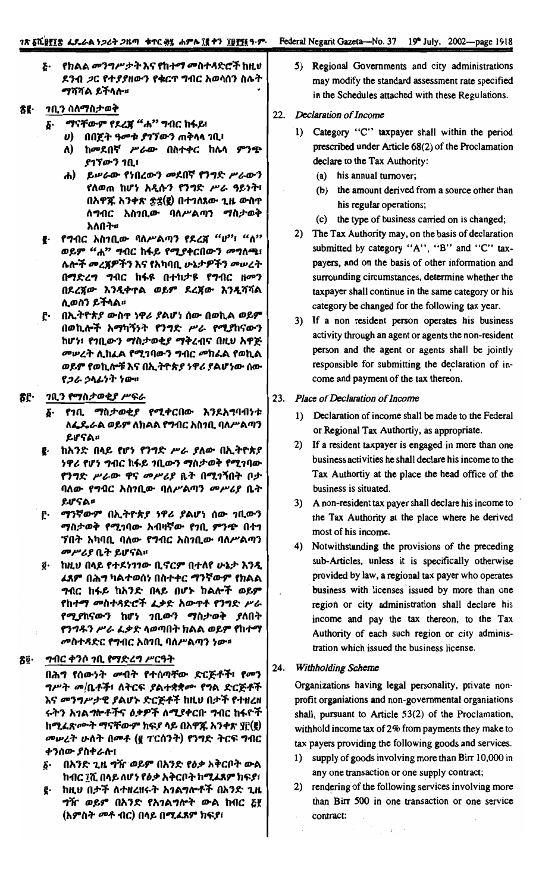፭· የክልል መንግሥታት እና የከተማ መስተዳድሮች ከዚህ ደንብ ጋር የተያያዘውን የቁርጥ ግብር አወሳሰን ስሌት ማሻሻል ይችላሉ።

፳፪· **ገቢን ስለማስታወቅ**

፩· ማናቸውም የደረጃ "ሐ" ግብር ከፋይ፣

ሀ) በበጀት ዓመቱ ያገኘውን ጠቅላላ ገቢ፣

ለ) ከመደበኛ ሥራው በስተቀር ከሌላ ምንጭ ያገኘውን ገቢ፣

ሐ) ይሠራው የነበረውን መደበኛ የንግድ ሥራውን የለወጠ ከሆነ አዲሱን የንግድ ሥራ ዓይነት፣ በአዋጁ አንቀጽ ፷፰(፪) በተገለጸው ጊዜ ውስጥ ለግብር አስገቢው ባለሥልጣን ማስታወቅ አለበት።

፪· የግብር አስገቢው ባለሥልጣን የደረጃ "ሀ"፣ "ለ" ወይም "ሐ" ግብር ከፋዩ የሚያቀርበውን መግለጫ፣ ሌሎች መረጃዎችን እና የአካባቢ ሁኔታዎችን መሠረት በማድረግ ግብር ከፋዩ በተከታዩ የግብር ዘመን በደረጃው እንዲቀጥል ወይም ደረጃው እንዲሻሻል ሊወስን ይችላል።

፫· በኢትዮጵያ ውስጥ ነዋሪ ያልሆነ ሰው በወኪል ወይም በወኪሎች አማካኝነት የንግድ ሥራ የሚያከናውን ከሆነ፣ የገቢውን ማስታወቂያ ማቅረብና በዚሁ አዋጅ መሠረት ሊከፈል የሚገባውን ግብር መክፈል የወኪሉ ወይም የወኪሎቹ እና በኢትዮጵያ ነዋሪ ያልሆነው ሰው የጋራ ኃላፊነት ነው።

፳፫· **ገቢን የማስታወቂያ ሥፍራ**

፩· የገቢ ማስታወቂያ የሚቀርበው እንደአግባብነቱ ለፌዴራል ወይም ለክልል የግብር አስገቢ ባለሥልጣን ይሆናል።

፪· ከአንድ በላይ የሆነ የንግድ ሥራ ያለው በኢትዮጵያ ነዋሪ የሆነ ግብር ከፋይ ገቢውን ማስታወቅ የሚገባው የንግድ ሥራው ዋና መሥሪያ ቤት በሚገኝበት ቦታ ባለው የግብር አስገቢው ባለሥልጣን መሥሪያ ቤት ይሆናል።

፫· ማንኛውም በኢትዮጵያ ነዋሪ ያልሆነ ሰው ገቢውን ማስታወቅ የሚገባው አብዛኛው የገቢ ምንጭ በተገኘበት አካባቢ ባለው የግብር አስገቢው ባለሥልጣን መሥሪያ ቤት ይሆናል።

፬· ከዚህ በላይ የተደነገገው ቢኖርም በተለየ ሁኔታ እንዲፈጸም በሕግ ካልተወሰነ በስተቀር ማንኛውም የክልል ግብር ከፋይ ከአንድ በላይ በሆኑ ክልሎች ወይም የከተማ መስተዳድሮች ፈቃድ አውጥቶ የንግድ ሥራ የሚያከናውን ከሆነ ገቢውን ማስታወቅ ያለበት የንግዱን ሥራ ፈቃድ ላወጣበት ክልል ወይም የከተማ መስተዳድር የግብር አስገቢ ባለሥልጣን ነው።

፳፬· **ግብር ቀንሶ ገቢ የማድረግ ሥርዓት**

በሕግ የሰውነት መብት የተሰጣቸው ድርጅቶች፣ የመንግሥት መ/ቤቶች፣ ለትርፍ ያልተቋቋሙ የግል ድርጅቶች እና መንግሥታዊ ያልሆኑ ድርጅቶች ከዚህ በታች የተዘረዘሩትን አገልግሎቶችና ዕቃዎች ለሚያቀርቡ ግብር ከፋዮች ከሚፈጽሙት ማናቸውም ክፍያ ላይ በአዋጁ አንቀጽ ፶፫(፪) መሠረት ሁለት በመቶ (፪ ፐርሰንት) የንግድ ትርፍ ግብር ቀንሰው ያስቀራሉ፣

፩· በአንድ ጊዜ ግዥ ወይም በአንድ የዕቃ አቅርቦት ውል ከብር ፲ሺ በላይ ለሆነ የዕቃ አቅርቦት ከሚፈጸም ክፍያ፣

፪· ከዚህ በታች ለተዘረዘሩት አገልግሎቶች በአንድ ጊዜ ግዥ ወይም በአንድ የአገልግሎት ውል ከብር ፭፻ (አምስት መቶ ብር) በላይ በሚፈጸም ክፍያ፣

5) Regional Governments and city administrations may modify the standard assessment rate specified in the Schedules attached with these Regulations.

22. *Declaration of Income*

1) Category "C" taxpayer shall within the period prescribed under Article 68(2) of the Proclamation declare to the Tax Authority:
   (a) his annual turnover;
   (b) the amount derived from a source other than his regular operations;
   (c) the type of business carried on is changed;

2) The Tax Authority may, on the basis of declaration submitted by category "A", "B" and "C" taxpayers, and on the basis of other information and surrounding circumstances, determine whether the taxpayer shall continue in the same category or his category be changed for the following tax year.

3) If a non resident person operates his business activity through an agent or agents the non-resident person and the agent or agents shall be jointly responsible for submitting the declaration of income and payment of the tax thereon.

23. *Place of Declaration of Income*

1) Declaration of income shall be made to the Federal or Regional Tax Authortiy, as appropriate.

2) If a resident taxpayer is engaged in more than one business activities he shall declare his income to the Tax Authortiy at the place the head office of the business is situated.

3) A non-resident tax payer shall declare his income to the Tax Authority at the place where he derived most of his income.

4) Notwithstanding the provisions of the preceding sub-Articles, unless it is specifically otherwise provided by law, a regional tax payer who operates business with licenses issued by more than one region or city administration shall declare his income and pay the tax thereon, to the Tax Authority of each such region or city administration which issued the business license.

24. *Withholding Scheme*

Organizations having legal personality, private non-profit organiations and non-governmental organiations shall, pursuant to Article 53(2) of the Proclamation, withhold income tax of 2% from payments they make to tax payers providing the following goods and services.

1) supply of goods involving more than Birr 10,000 in any one transaction or one supply contract;

2) rendering of the following services involving more than Birr 500 in one transaction or one service contract: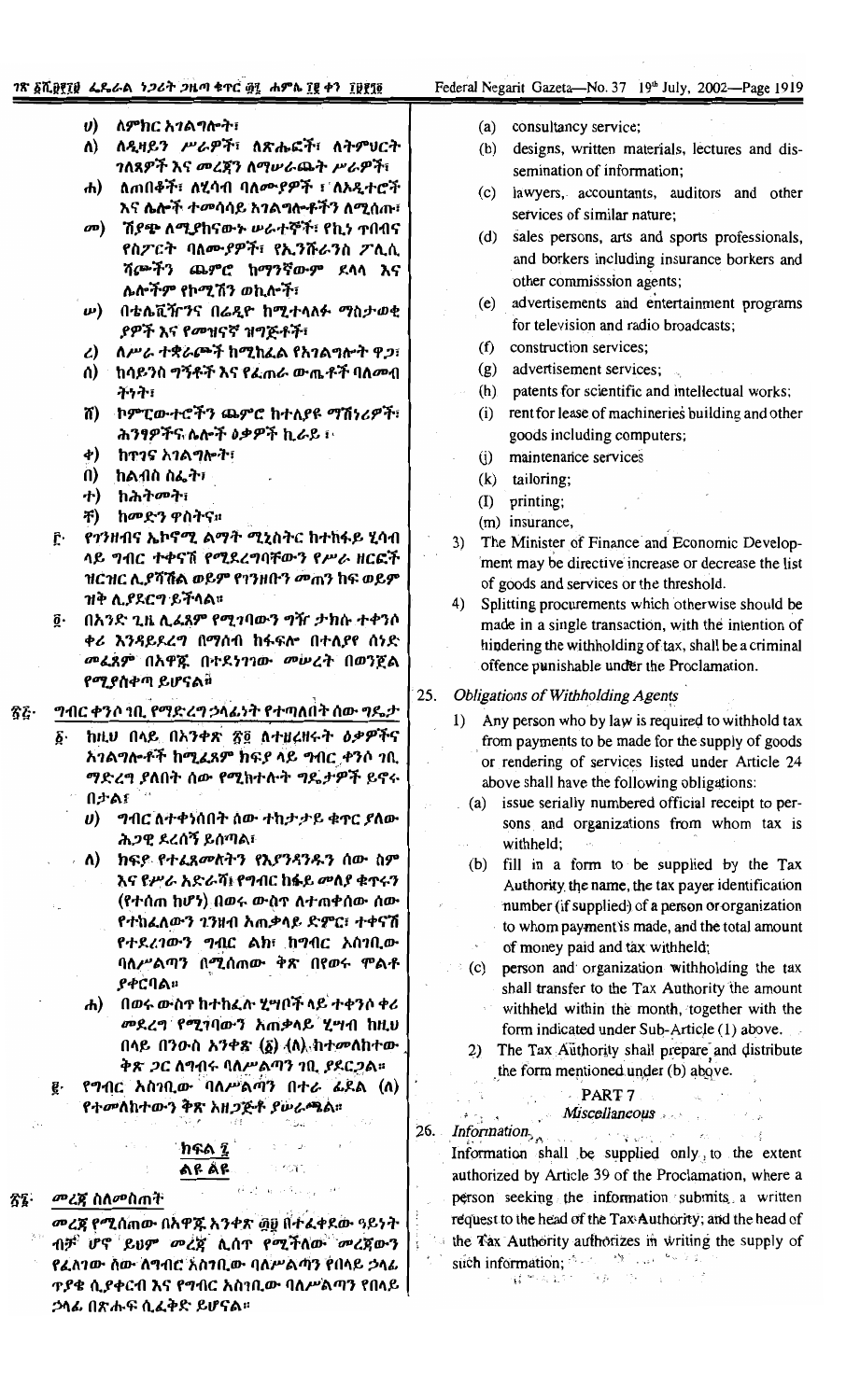ሀ) ለምክር አገልግሎት፣

ለ) ለዲዛይን ሥራዎች፣ ለጽሑፎች፣ ለትምህርት ገለጻዎች እና መረጃን ለማሠራጨት ሥራዎች፣

ሐ) ለጠበቆች፣ ለሂሳብ ባለሙያዎች ፣ ለኦዲተሮች እና ሌሎች ተመሳሳይ አገልግሎቶችን ለሚሰጡ፣

መ) ሽያጭ ለሚያከናውኑ ሠራተኞች፣ የኪነ ጥበብና የስፖርት ባለሙያዎች፣ የኢንሹራንስ ፖሊሲ ሻጮችን ጨምሮ ከማንኛውም ደላላ እና ሌሎችም የኮሚሽን ወኪሎች፣

ሠ) በቴሌቪዥንና በሬዲዮ ከሚተላለፉ ማስታወቂያዎች እና የመዝናኛ ዝግጅቶች፣

ረ) ለሥራ ተቋራጮች ከሚከፈል የአገልግሎት ዋጋ፣

ሰ) ከሳይንስ ግኝቶች እና የፈጠራ ውጤቶች ባለመብትነት፣

ሸ) ኮምፒውተሮችን ጨምሮ ከተለያዩ ማሽነሪዎች፣ ሕንፃዎችና ሌሎች ዕቃዎች ኪራይ፣

ቀ) ከጥገና አገልግሎት፣

በ) ከልብስ ስፌት፣

ተ) ከሕትመት፣

ቸ) ከመድን ዋስትና።

፫. የገንዘብና ኢኮኖሚ ልማት ሚኒስትር ከተከፋይ ሂሳብ ላይ ግብር ተቀናሽ የሚደረግባቸውን የሥራ ዘርፎች ዝርዝር ሊያሻሽል ወይም የገንዘቡን መጠን ከፍ ወይም ዝቅ ሊያደርግ ይችላል።

፬. በአንድ ጊዜ ሊፈጸም የሚገባውን ግዥ ታክስ ተቀንሶ ቀሪ እንዳይደረግ በማሰብ ከፋፍሎ በተለያየ ሰነድ መፈጸም በአዋጁ በተደነገገው መሠረት በወንጀል የሚያስቀጣ ይሆናል።

## ፳፭. ግብር ቀንሶ ገቢ የማድረግ ኃላፊነት የተጣለበት ሰው ግዴታ

፩. ከዚህ በላይ በአንቀጽ ፳፬ ለተዘረዘሩት ዕቃዎችና አገልግሎቶች ከሚፈጸም ክፍያ ላይ ግብር ቀንሶ ገቢ ማድረግ ያለበት ሰው የሚከተሉት ግዴታዎች ይኖሩበታል፤

ሀ) ግብር ለተቀነሰበት ሰው ተከታታይ ቁጥር ያለው ሕጋዊ ደረሰኝ ይሰጣል፣

ለ) ክፍያ የተፈጸመለትን የእያንዳንዱን ሰው ስም እና የሥራ አድራሻ፣ የግብር ከፋይ መለያ ቁጥሩን (የተሰጠ ከሆነ) በወሩ ውስጥ ለተጠቀሰው ሰው የተከፈለውን ገንዘብ አጠቃላይ ድምር፣ ተቀናሽ የተደረገውን ግብር ልክ፣ ከግብር አስገቢው ባለሥልጣን በሚሰጠው ቅጽ በየወሩ ሞልቶ ያቀርባል።

ሐ) በወሩ ውስጥ ከተከፈሉ ሂሳቦች ላይ ተቀንሶ ቀሪ መደረግ የሚገባውን አጠቃላይ ሂሳብ ከዚህ በላይ በንዑስ አንቀጽ (፩) (ለ) ከተመለከተው ቅጽ ጋር ለግብሩ ባለሥልጣን ገቢ ያደርጋል።

፪. የግብር አስገቢው ባለሥልጣን በተራ ፊደል (ለ) የተመለከተውን ቅጽ አዘጋጅቶ ያሠራጫል።

## ክፍል ፯
## ልዩ ልዩ

## ፳፮. መረጃ ስለመስጠት

መረጃ የሚሰጠው በአዋጁ አንቀጽ ፴፱ በተፈቀደው ዓይነት ብቻ ሆኖ ይህም መረጃ ሊሰጥ የሚችለው መረጃውን የፈለገው ሰው ለግብር አስገቢው ባለሥልጣን የበላይ ኃላፊ ጥያቄ ሲያቀርብ እና የግብር አስገቢው ባለሥልጣን የበላይ ኃላፊ በጽሑፍ ሲፈቅድ ይሆናል።

(a) consultancy service;

(b) designs, written materials, lectures and dissemination of information;

(c) lawyers, accountants, auditors and other services of similar nature;

(d) sales persons, arts and sports professionals, and borkers including insurance borkers and other commisssion agents;

(e) advertisements and entertainment programs for television and radio broadcasts;

(f) construction services;

(g) advertisement services;

(h) patents for scientific and intellectual works;

(i) rent for lease of machineries building and other goods including computers;

(j) maintenance services

(k) tailoring;

(l) printing;

(m) insurance,

3) The Minister of Finance and Economic Development may be directive increase or decrease the list of goods and services or the threshold.

4) Splitting procurements which otherwise should be made in a single transaction, with the intention of hindering the withholding of tax, shall be a criminal offence punishable under the Proclamation.

## 25. Obligations of Withholding Agents

1) Any person who by law is required to withhold tax from payments to be made for the supply of goods or rendering of services listed under Article 24 above shall have the following obligations:

(a) issue serially numbered official receipt to persons and organizations from whom tax is withheld;

(b) fill in a form to be supplied by the Tax Authority the name, the tax payer identification number (if supplied) of a person or organization to whom payment is made, and the total amount of money paid and tax withheld;

(c) person and organization withholding the tax shall transfer to the Tax Authority the amount withheld within the month, together with the form indicated under Sub-Article (1) above.

2) The Tax Authority shall prepare and distribute the form mentioned under (b) above.

## PART 7
## Miscellaneous

## 26. Information

Information shall be supplied only to the extent authorized by Article 39 of the Proclamation, where a person seeking the information submits a written request to the head of the Tax Authority; and the head of the Tax Authority authorizes in writing the supply of such information;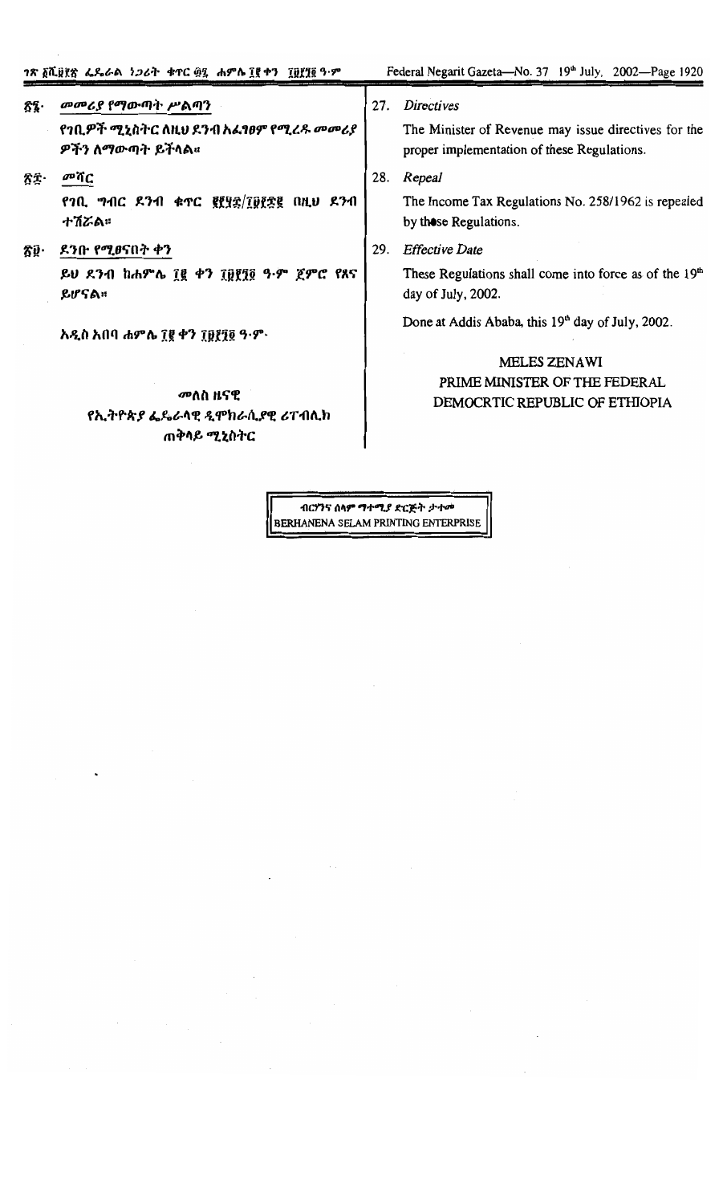፳፯· መመሪያ የማውጣት ሥልጣን

የገቢዎች ሚኒስትር ለዚህ ደንብ አፈፃፀም የሚረዱ መመሪያዎችን ለማውጣት ይችላል።

፳፰· መሻር

የገቢ ግብር ደንብ ቁጥር ፪፻፶፰/፲፱፻፷፪ በዚህ ደንብ ተሽሯል።

፳፱· ደንቡ የሚፀናበት ቀን

ይህ ደንብ ከሐምሌ ፲፪ ቀን ፲፱፻፺፬ ዓ·ም ጀምሮ የጸና ይሆናል።

አዲስ አበባ ሐምሌ ፲፪ ቀን ፲፱፻፺፬ ዓ·ም·

መለስ ዜናዊ

የኢትዮጵያ ፌዴራላዊ ዲሞክራሲያዊ ሪፐብሊክ

ጠቅላይ ሚኒስትር

27. *Directives*

The Minister of Revenue may issue directives for the proper implementation of these Regulations.

28. *Repeal*

The Income Tax Regulations No. 258/1962 is repealed by these Regulations.

29. *Effective Date*

These Regulations shall come into force as of the 19th day of July, 2002.

Done at Addis Ababa, this 19th day of July, 2002.

MELES ZENAWI

PRIME MINISTER OF THE FEDERAL DEMOCRTIC REPUBLIC OF ETHIOPIA

ብርሃንና ሰላም ማተሚያ ድርጅት ታተመ

BERHANENA SELAM PRINTING ENTERPRISE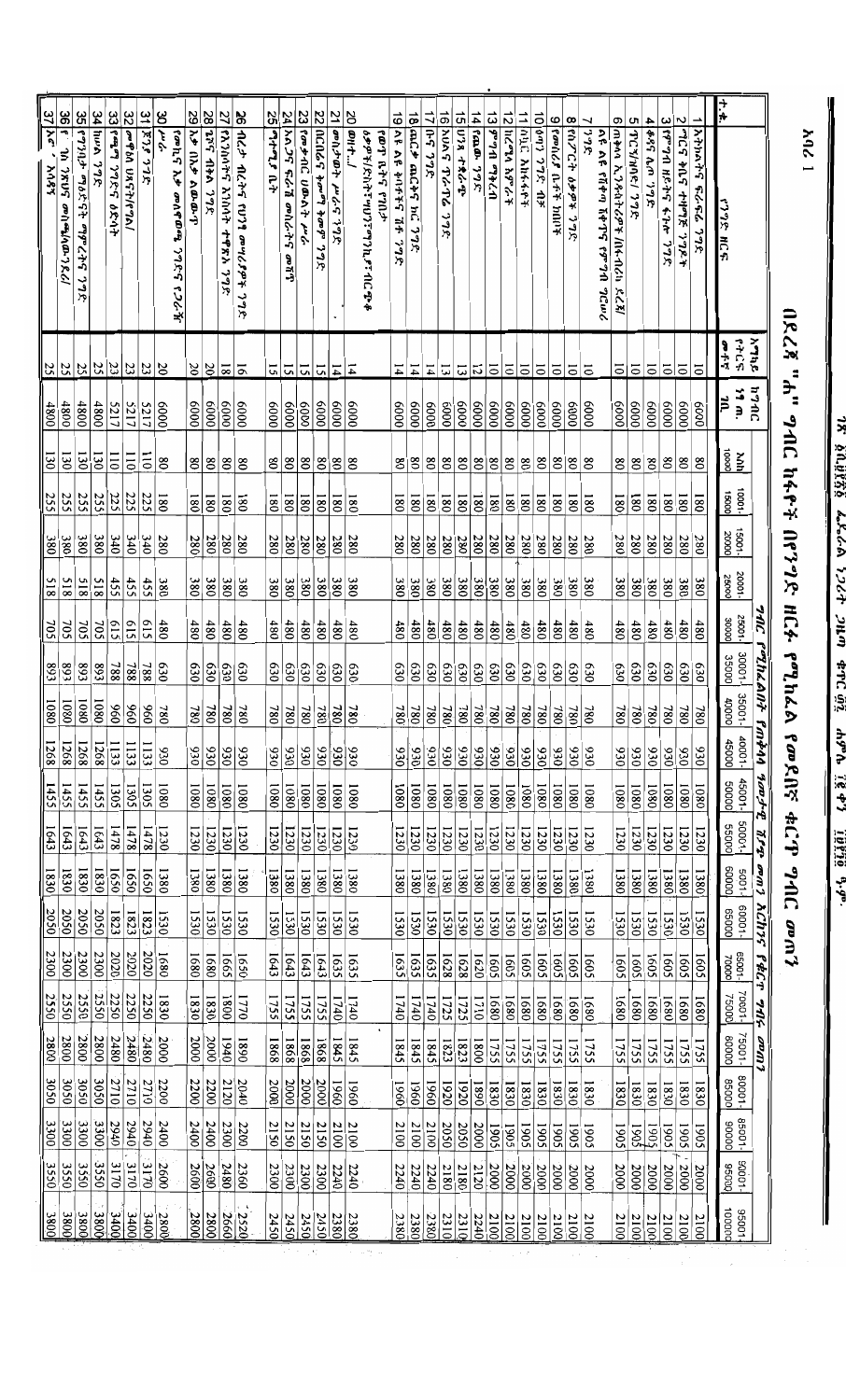አባሪ 1

# በደረጃ "ሐ" ግብር ከፋዮች በየንግዱ ዘርፍ የሚከፈል የዓመቱ ቁርጥ ግብር መጠን

| ተ.ቁ | የንግድ ዘርፍ | አማካይ የትርፍ ልክ | ከግብር ነፃ ገቢ | አማካይ የዓመት ገቢ መጠን | | | | | | | | | | | | | | | | | | |
|---|---|---|---|---|---|---|---|---|---|---|---|---|---|---|---|---|---|---|---|---|---|---|
| | | | | እስከ 10000 | 10001-15000 | 15001-20000 | 20001-25000 | 25001-30000 | 30001-35000 | 35001-40000 | 40001-45000 | 45001-50000 | 50001-55000 | 55001-60000 | 60001-65000 | 65001-70000 | 70001-75000 | 75001-80000 | 80001-85000 | 85001-90000 | 90001-95000 | 95001-100000 |
| 1 | አትክልትና ፍራፍሬ ንግድ | 10 | 6000 | 80 | 180 | 280 | 380 | 480 | 630 | 780 | 930 | 1080 | 1230 | 1380 | 1530 | 1605 | 1680 | 1755 | 1830 | 1905 | 2000 | 2100 |
| 2 | ጥሬ ቆዳና ተዛማጅ ንግዶች | 10 | 6000 | 80 | 180 | 280 | 380 | 480 | 630 | 780 | 930 | 1080 | 1230 | 1380 | 1530 | 1605 | 1680 | 1755 | 1830 | 1905 | 2000 | 2100 |
| 3 | የማገዶ እንጨትና ከሰል ንግድ | 10 | 6000 | 80 | 180 | 280 | 380 | 480 | 630 | 780 | 930 | 1080 | 1230 | 1380 | 1530 | 1605 | 1680 | 1755 | 1830 | 1905 | 2000 | 2100 |
| 4 | ቆዳና ሌጦ ንግድ | 10 | 6000 | 80 | 180 | 280 | 380 | 480 | 630 | 780 | 930 | 1080 | 1230 | 1380 | 1530 | 1605 | 1680 | 1755 | 1830 | 1905 | 2000 | 2100 |
| 5 | ፕሮቪዥን ንግድ | 10 | 6000 | 80 | 180 | 280 | 380 | 480 | 630 | 780 | 930 | 1080 | 1230 | 1380 | 1530 | 1605 | 1680 | 1755 | 1830 | 1905 | 2000 | 2100 |
| 6 | በጥቃቅን ኢንዱስትሪዎች/በቤት ውስጥ/ የሚመረቱ | 10 | 6000 | 80 | 180 | 280 | 380 | 480 | 630 | 780 | 930 | 1080 | 1230 | 1380 | 1530 | 1605 | 1680 | 1755 | 1830 | 1905 | 2000 | 2100 |
| 7 | ልዩ ልዩ የሸቀጥ ዕቃዎች የሚገዛ የችርቻሮ ንግድ | 10 | 6000 | 80 | 180 | 280 | 380 | 480 | 630 | 780 | 930 | 1080 | 1230 | 1380 | 1530 | 1605 | 1680 | 1755 | 1830 | 1905 | 2000 | 2100 |
| 8 | የኮንስትራክሽን ዕቃዎች ንግድ | 10 | 6000 | 80 | 180 | 280 | 380 | 480 | 630 | 780 | 930 | 1080 | 1230 | 1380 | 1530 | 1605 | 1680 | 1755 | 1830 | 1905 | 2000 | 2100 |
| 9 | የመጠጥ ቤት አገልግሎት | 10 | 6000 | 80 | 180 | 280 | 380 | 480 | 630 | 780 | 930 | 1080 | 1230 | 1380 | 1530 | 1605 | 1680 | 1755 | 1830 | 1905 | 2000 | 2100 |
| 10 | የጫማ ንግድ ብቻ | 10 | 6000 | 80 | 180 | 280 | 380 | 480 | 630 | 780 | 930 | 1080 | 1230 | 1380 | 1530 | 1605 | 1680 | 1755 | 1830 | 1905 | 2000 | 2100 |
| 11 | የቡና አቅራቢዎች | 10 | 6000 | 80 | 180 | 280 | 380 | 480 | 630 | 780 | 930 | 1080 | 1230 | 1380 | 1530 | 1605 | 1680 | 1755 | 1830 | 1905 | 2000 | 2100 |
| 12 | ከርክሬ አገልግሎት | 10 | 6000 | 80 | 180 | 280 | 380 | 480 | 630 | 780 | 930 | 1080 | 1230 | 1380 | 1530 | 1605 | 1680 | 1755 | 1830 | 1905 | 2000 | 2100 |
| 13 | ምግብ ማቅረብ | 12 | 6000 | 80 | 180 | 280 | 380 | 480 | 630 | 780 | 930 | 1080 | 1230 | 1380 | 1530 | 1620 | 1710 | 1800 | 1890 | 2000 | 2120 | 2240 |
| 14 | የጨርቅ ንግድ | 10 | 6000 | 80 | 180 | 280 | 380 | 480 | 630 | 780 | 930 | 1080 | 1230 | 1380 | 1530 | 1605 | 1680 | 1755 | 1830 | 1905 | 2000 | 2100 |
| 15 | ህንጻ ተቋራጭ | 13 | 6000 | 80 | 180 | 280 | 380 | 480 | 630 | 780 | 930 | 1080 | 1230 | 1380 | 1530 | 1628 | 1725 | 1823 | 1920 | 2050 | 2180 | 2310 |
| 16 | አስመጪ ንግድና ኪራይ | 13 | 6000 | 80 | 180 | 280 | 380 | 480 | 630 | 780 | 930 | 1080 | 1230 | 1380 | 1530 | 1628 | 1725 | 1823 | 1920 | 2050 | 2180 | 2310 |
| 17 | ጣቃ ንግድ | 14 | 6000 | 80 | 180 | 280 | 380 | 480 | 630 | 780 | 930 | 1080 | 1230 | 1380 | 1530 | 1635 | 1740 | 1845 | 1960 | 2100 | 2240 | 2380 |
| 18 | ሐርድዌር ንግድ | 14 | 6000 | 80 | 180 | 280 | 380 | 480 | 630 | 780 | 930 | 1080 | 1230 | 1380 | 1530 | 1635 | 1740 | 1845 | 1960 | 2100 | 2240 | 2380 |
| 19 | የቢሮ ዕቃና የጽሕፈት መሳሪያ ንግድ | 14 | 6000 | 80 | 180 | 280 | 380 | 480 | 630 | 780 | 930 | 1080 | 1230 | 1380 | 1530 | 1635 | 1740 | 1845 | 1960 | 2100 | 2240 | 2380 |
| 20 | ሙዚቃ ቤት | 14 | 6000 | 80 | 180 | 280 | 380 | 480 | 630 | 780 | 930 | 1080 | 1230 | 1380 | 1530 | 1635 | 1740 | 1845 | 1960 | 2100 | 2240 | 2380 |
| 21 | መስተዋት ሥራና ንግድ | 14 | 6000 | 80 | 180 | 280 | 380 | 480 | 630 | 780 | 930 | 1080 | 1230 | 1380 | 1530 | 1635 | 1740 | 1845 | 1960 | 2100 | 2240 | 2380 |
| 22 | በኮንትራት ትራንስፖርት አገልግሎት | 15 | 6000 | 80 | 180 | 280 | 380 | 480 | 630 | 780 | 930 | 1080 | 1230 | 1380 | 1530 | 1643 | 1755 | 1868 | 2000 | 2150 | 2300 | 2450 |
| 23 | የመቀነስ ህፃናት ሥራ | 15 | 6000 | 80 | 180 | 280 | 380 | 480 | 630 | 780 | 930 | 1080 | 1230 | 1380 | 1530 | 1643 | 1755 | 1868 | 2000 | 2150 | 2300 | 2450 |
| 24 | አለባበስና የአገልግሎት መስጫ | 15 | 6000 | 80 | 180 | 280 | 380 | 480 | 630 | 780 | 930 | 1080 | 1230 | 1380 | 1530 | 1643 | 1755 | 1868 | 2000 | 2150 | 2300 | 2450 |
| 25 | ግሮሰሪ ቤት | 15 | 6000 | 80 | 180 | 280 | 380 | 480 | 630 | 780 | 930 | 1080 | 1230 | 1380 | 1530 | 1643 | 1755 | 1868 | 2000 | 2150 | 2300 | 2450 |
| 26 | ብረታ ብረትና የእንጨት መሣሪያዎች ንግድ | 16 | 6000 | 80 | 180 | 280 | 380 | 480 | 630 | 780 | 930 | 1080 | 1230 | 1380 | 1530 | 1650 | 1770 | 1890 | 2040 | 2200 | 2360 | 2520 |
| 27 | የአገልግሎት ሰጪዎች ተቋማት ንግድ | 18 | 6000 | 80 | 180 | 280 | 380 | 480 | 630 | 780 | 930 | 1080 | 1230 | 1380 | 1530 | 1665 | 1800 | 1940 | 2120 | 2300 | 2480 | 2660 |
| 28 | ጌጣጌጥ ንግድ | 20 | 6000 | 80 | 180 | 280 | 380 | 480 | 630 | 780 | 930 | 1080 | 1230 | 1380 | 1530 | 1680 | 1830 | 2000 | 2200 | 2400 | 2600 | 2800 |
| 29 | እቃ በኪራይ አገልግሎት | 20 | 6000 | 80 | 180 | 280 | 380 | 480 | 630 | 780 | 930 | 1080 | 1230 | 1380 | 1530 | 1680 | 1830 | 2000 | 2200 | 2400 | 2600 | 2800 |
| 30 | የመኪና እቃ መለዋወጫ ንግድና ጋራዥ ሥራ | 20 | 6000 | 80 | 180 | 280 | 380 | 480 | 630 | 780 | 930 | 1080 | 1230 | 1380 | 1530 | 1680 | 1830 | 2000 | 2200 | 2400 | 2600 | 2800 |
| 31 | ጀንያ ንግድ | 23 | 5217 | 110 | 225 | 340 | 455 | 615 | 788 | 960 | 1133 | 1305 | 1478 | 1650 | 1823 | 2020 | 2250 | 2480 | 2710 | 2940 | 3170 | 3400 |
| 32 | መዋቢያ ዕቃዎች/ሽቶ/ | 23 | 5217 | 110 | 225 | 340 | 455 | 615 | 788 | 960 | 1133 | 1305 | 1478 | 1650 | 1823 | 2020 | 2250 | 2480 | 2710 | 2940 | 3170 | 3400 |
| 33 | የጫማ ንግድና ዕቃዎች | 23 | 5217 | 110 | 225 | 340 | 455 | 615 | 788 | 960 | 1133 | 1305 | 1478 | 1650 | 1823 | 2020 | 2250 | 2480 | 2710 | 2940 | 3170 | 3400 |
| 34 | ከሰል ንግድ | 25 | 4800 | 130 | 255 | 380 | 518 | 705 | 893 | 1080 | 1268 | 1455 | 1643 | 1830 | 2050 | 2300 | 2550 | 2800 | 3050 | 3300 | 3550 | 3800 |
| 35 | የማገዶና ማደሪያዎች ማምረቻ ንግድ | 25 | 4800 | 130 | 255 | 380 | 518 | 705 | 893 | 1080 | 1268 | 1455 | 1643 | 1830 | 2050 | 2300 | 2550 | 2800 | 3050 | 3300 | 3550 | 3800 |
| 36 | የ ቪዲዮ ማሳያ/ማከራያ/ | 25 | 4800 | 130 | 255 | 380 | 518 | 705 | 893 | 1080 | 1268 | 1455 | 1643 | 1830 | 2050 | 2300 | 2550 | 2800 | 3050 | 3300 | 3550 | 3800 |
| 37 | ጀሮ አሳዳጊ | 25 | 4800 | 130 | 255 | 380 | 518 | 705 | 893 | 1080 | 1268 | 1455 | 1643 | 1830 | 2050 | 2300 | 2550 | 2800 | 3050 | 3300 | 3550 | 3800 |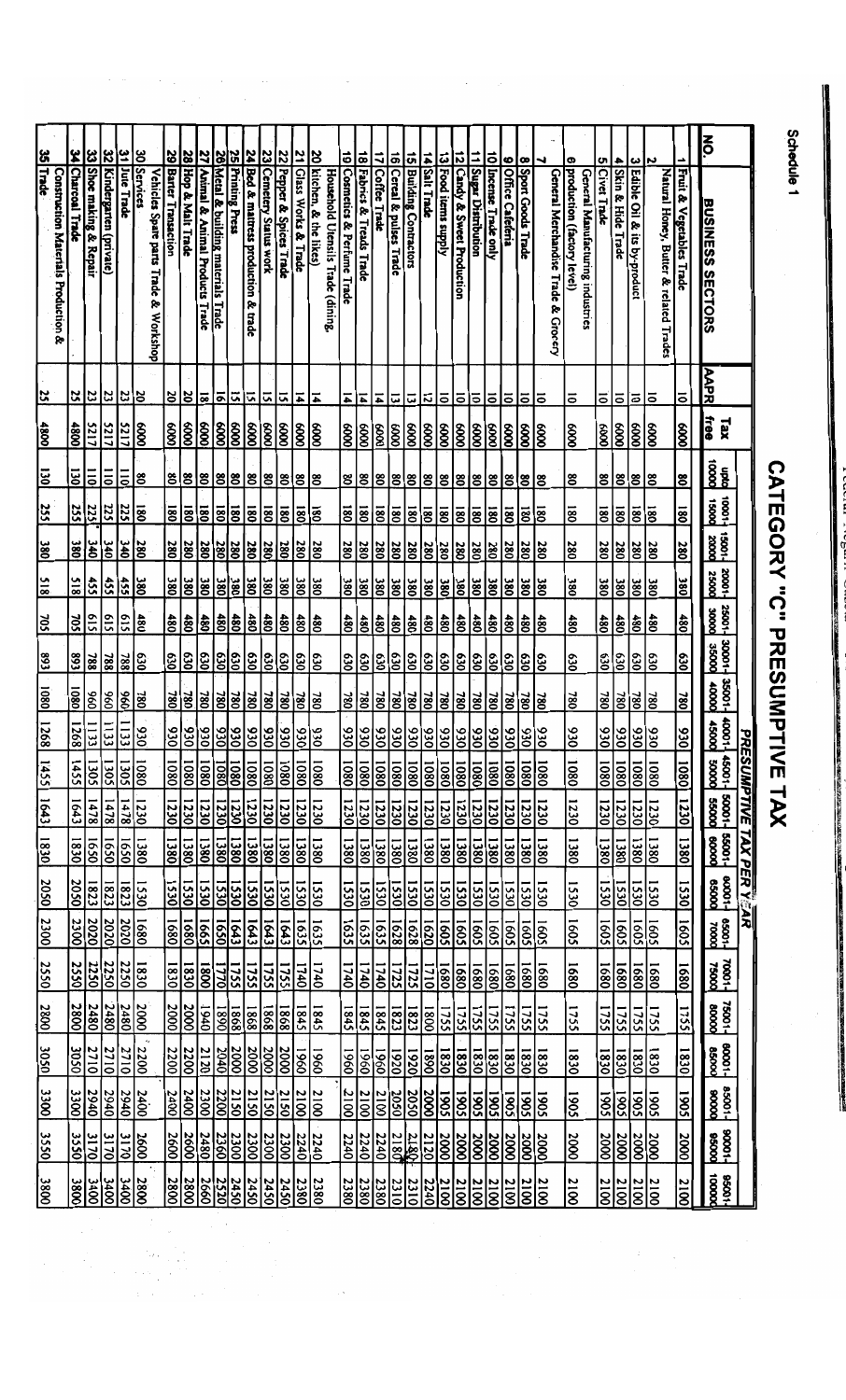Schedule 1

# CATEGORY "C" PRESUMPTIVE TAX

| NO | BUSINESS SECTORS | AAPR | Tax free | PRESUMPTIVE TAX PER YEAR | | | | | | | | | | | | | | | | | | |
|---|---|---|---|---|---|---|---|---|---|---|---|---|---|---|---|---|---|---|---|---|---|---|
| | | | | upto 10000 | 10001-15000 | 15001-20000 | 20001-25000 | 25001-30000 | 30001-35000 | 35001-40000 | 40001-45000 | 45001-50000 | 50001-55000 | 55001-60000 | 60001-65000 | 65001-70000 | 70001-75000 | 75001-80000 | 80001-85000 | 85001-90000 | 90001-95000 | 95001-100000 |
| 1 | Fruit & Vegetables Trade | 10 | 6000 | 80 | 180 | 280 | 380 | 480 | 630 | 780 | 930 | 1080 | 1230 | 1380 | 1530 | 1605 | 1680 | 1755 | 1830 | 1905 | 2000 | 2100 |
| 2 | Natural Honey, Butter & related Trades | 10 | 6000 | 80 | 180 | 280 | 380 | 480 | 630 | 780 | 930 | 1080 | 1230 | 1380 | 1530 | 1605 | 1680 | 1755 | 1830 | 1905 | 2000 | 2100 |
| 3 | Edible Oil & its by-product | 10 | 6000 | 80 | 180 | 280 | 380 | 480 | 630 | 780 | 930 | 1080 | 1230 | 1380 | 1530 | 1605 | 1680 | 1755 | 1830 | 1905 | 2000 | 2100 |
| 4 | Skin & Hide Trade | 10 | 6000 | 80 | 180 | 280 | 380 | 480 | 630 | 780 | 930 | 1080 | 1230 | 1380 | 1530 | 1605 | 1680 | 1755 | 1830 | 1905 | 2000 | 2100 |
| 5 | Civet Trade | 10 | 6000 | 80 | 180 | 280 | 380 | 480 | 630 | 780 | 930 | 1080 | 1230 | 1380 | 1530 | 1605 | 1680 | 1755 | 1830 | 1905 | 2000 | 2100 |
| 6 | General Manufacturing industries production (factory level) | 10 | 6000 | 80 | 180 | 280 | 380 | 480 | 630 | 780 | 930 | 1080 | 1230 | 1380 | 1530 | 1605 | 1680 | 1755 | 1830 | 1905 | 2000 | 2100 |
| 7 | General Merchandise Trade & Grocery | 10 | 6000 | 80 | 180 | 280 | 380 | 480 | 630 | 780 | 930 | 1080 | 1230 | 1380 | 1530 | 1605 | 1680 | 1755 | 1830 | 1905 | 2000 | 2100 |
| 8 | Sport Goods Trade | 10 | 6000 | 80 | 180 | 280 | 380 | 480 | 630 | 780 | 930 | 1080 | 1230 | 1380 | 1530 | 1605 | 1680 | 1755 | 1830 | 1905 | 2000 | 2100 |
| 9 | Office Cafeteria | 10 | 6000 | 80 | 180 | 280 | 380 | 480 | 630 | 780 | 930 | 1080 | 1230 | 1380 | 1530 | 1605 | 1680 | 1755 | 1830 | 1905 | 2000 | 2100 |
| 10 | Incense Trade only | 10 | 6000 | 80 | 180 | 280 | 380 | 480 | 630 | 780 | 930 | 1080 | 1230 | 1380 | 1530 | 1605 | 1680 | 1755 | 1830 | 1905 | 2000 | 2100 |
| 11 | Sugar Distribution | 10 | 6000 | 80 | 180 | 280 | 380 | 480 | 630 | 780 | 930 | 1080 | 1230 | 1380 | 1530 | 1605 | 1680 | 1755 | 1830 | 1905 | 2000 | 2100 |
| 12 | Candy & Sweet Production | 10 | 6000 | 80 | 180 | 280 | 380 | 480 | 630 | 780 | 930 | 1080 | 1230 | 1380 | 1530 | 1605 | 1680 | 1755 | 1830 | 1905 | 2000 | 2100 |
| 13 | Food items supply | 10 | 6000 | 80 | 180 | 280 | 380 | 480 | 630 | 780 | 930 | 1080 | 1230 | 1380 | 1530 | 1605 | 1680 | 1755 | 1830 | 1905 | 2000 | 2100 |
| 14 | Salt Trade | 12 | 6000 | 80 | 180 | 280 | 380 | 480 | 630 | 780 | 930 | 1080 | 1230 | 1380 | 1530 | 1620 | 1710 | 1800 | 1890 | 2000 | 2120 | 2240 |
| 15 | Building Contractors | 13 | 6000 | 80 | 180 | 280 | 380 | 480 | 630 | 780 | 930 | 1080 | 1230 | 1380 | 1530 | 1628 | 1725 | 1823 | 1920 | 2050 | 2180 | 2310 |
| 16 | Cereal & pulses Trade | 13 | 6000 | 80 | 180 | 280 | 380 | 480 | 630 | 780 | 930 | 1080 | 1230 | 1380 | 1530 | 1628 | 1725 | 1823 | 1920 | 2050 | 2180 | 2310 |
| 17 | Coffee Trade | 14 | 6000 | 80 | 180 | 280 | 380 | 480 | 630 | 780 | 930 | 1080 | 1230 | 1380 | 1530 | 1635 | 1740 | 1845 | 1960 | 2100 | 2240 | 2380 |
| 18 | Fabrics & Treads Trade | 14 | 6000 | 80 | 180 | 280 | 380 | 480 | 630 | 780 | 930 | 1080 | 1230 | 1380 | 1530 | 1635 | 1740 | 1845 | 1960 | 2100 | 2240 | 2380 |
| 19 | Cosmetics & Perfume Trade | 14 | 6000 | 80 | 180 | 280 | 380 | 480 | 630 | 780 | 930 | 1080 | 1230 | 1380 | 1530 | 1635 | 1740 | 1845 | 1960 | 2100 | 2240 | 2380 |
| 20 | Household Utensils Trade (dining, kitchen, & the likes) | 14 | 6000 | 80 | 180 | 280 | 380 | 480 | 630 | 780 | 930 | 1080 | 1230 | 1380 | 1530 | 1635 | 1740 | 1845 | 1960 | 2100 | 2240 | 2380 |
| 21 | Glass Works & Trade | 14 | 6000 | 80 | 180 | 280 | 380 | 480 | 630 | 780 | 930 | 1080 | 1230 | 1380 | 1530 | 1635 | 1740 | 1845 | 1960 | 2100 | 2240 | 2380 |
| 22 | Pepper & Spices Trade | 15 | 6000 | 80 | 180 | 280 | 380 | 480 | 630 | 780 | 930 | 1080 | 1230 | 1380 | 1530 | 1643 | 1755 | 1868 | 2000 | 2150 | 2300 | 2450 |
| 23 | Cemetery Status work | 15 | 6000 | 80 | 180 | 280 | 380 | 480 | 630 | 780 | 930 | 1080 | 1230 | 1380 | 1530 | 1643 | 1755 | 1868 | 2000 | 2150 | 2300 | 2450 |
| 24 | Bed & mattress production & trade | 15 | 6000 | 80 | 180 | 280 | 380 | 480 | 630 | 780 | 930 | 1080 | 1230 | 1380 | 1530 | 1643 | 1755 | 1868 | 2000 | 2150 | 2300 | 2450 |
| 25 | Printing Press | 15 | 6000 | 80 | 180 | 280 | 380 | 480 | 630 | 780 | 930 | 1080 | 1230 | 1380 | 1530 | 1643 | 1755 | 1868 | 2000 | 2150 | 2300 | 2450 |
| 26 | Metal & building materials Trade | 16 | 6000 | 80 | 180 | 280 | 380 | 480 | 630 | 780 | 930 | 1080 | 1230 | 1380 | 1530 | 1650 | 1770 | 1890 | 2040 | 2200 | 2360 | 2520 |
| 27 | Animal & Animal Products Trade | 18 | 6000 | 80 | 180 | 280 | 380 | 480 | 630 | 780 | 930 | 1080 | 1230 | 1380 | 1530 | 1665 | 1800 | 1940 | 2120 | 2300 | 2480 | 2660 |
| 28 | Hop & Malt Trade | 20 | 6000 | 80 | 180 | 280 | 380 | 480 | 630 | 780 | 930 | 1080 | 1230 | 1380 | 1530 | 1680 | 1830 | 2000 | 2200 | 2400 | 2600 | 2800 |
| 29 | Barter Transaction | 20 | 6000 | 80 | 180 | 280 | 380 | 480 | 630 | 780 | 930 | 1080 | 1230 | 1380 | 1530 | 1680 | 1830 | 2000 | 2200 | 2400 | 2600 | 2800 |
| 30 | Vehicles Spare parts Trade & Workshop Services | 20 | 6000 | 80 | 180 | 280 | 380 | 480 | 630 | 780 | 930 | 1080 | 1230 | 1380 | 1530 | 1680 | 1830 | 2000 | 2200 | 2400 | 2600 | 2800 |
| 31 | Jute Trade | 23 | 5217 | 110 | 225 | 340 | 455 | 615 | 788 | 960 | 1133 | 1305 | 1478 | 1650 | 1823 | 2020 | 2250 | 2480 | 2710 | 2940 | 3170 | 3400 |
| 32 | Kindergarten (private) | 23 | 5217 | 110 | 225 | 340 | 455 | 615 | 788 | 960 | 1133 | 1305 | 1478 | 1650 | 1823 | 2020 | 2250 | 2480 | 2710 | 2940 | 3170 | 3400 |
| 33 | Shoe making & Repair | 23 | 5217 | 110 | 225 | 340 | 455 | 615 | 788 | 960 | 1133 | 1305 | 1478 | 1650 | 1823 | 2020 | 2250 | 2480 | 2710 | 2940 | 3170 | 3400 |
| 34 | Charcoal Trade | 25 | 4800 | 130 | 255 | 380 | 518 | 705 | 893 | 1080 | 1268 | 1455 | 1643 | 1830 | 2050 | 2300 | 2550 | 2800 | 3050 | 3300 | 3550 | 3800 |
| 35 | Construction Materials Production & Trade | 25 | 4800 | 130 | 255 | 380 | 518 | 705 | 893 | 1080 | 1268 | 1455 | 1643 | 1830 | 2050 | 2300 | 2550 | 2800 | 3050 | 3300 | 3550 | 3800 |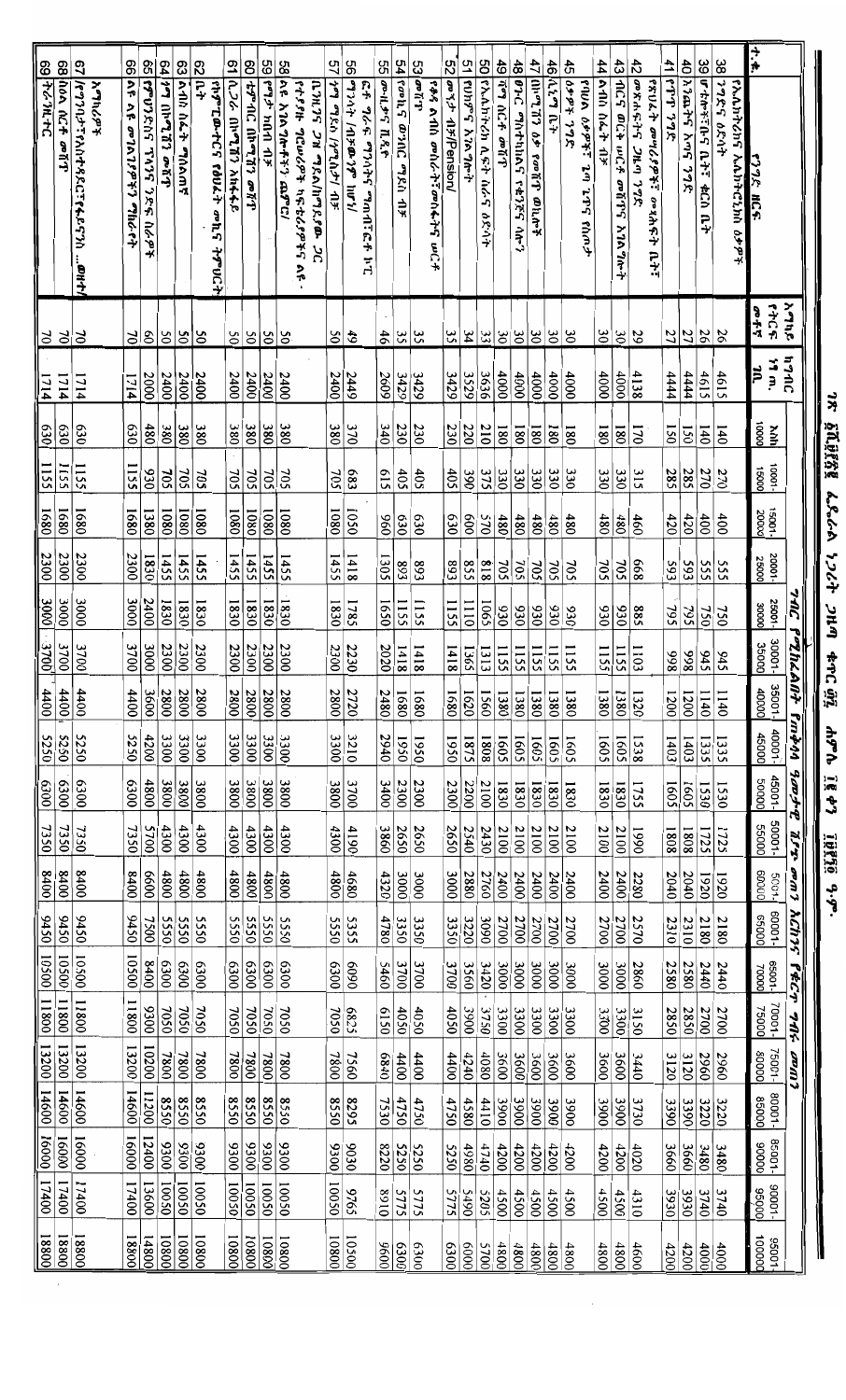| ተ.ቁ. | የንግድ ዘርፍ | አማካይ የትርፍ መቶኛ | ከግብር ነጻ ገቢ ብር | እስከ 10000 | 10001-15000 | 15001-20000 | 20001-25000 | 25001-30000 | 30001-35000 | 35001-40000 | 40001-45000 | 45001-50000 | 50001-55000 | 55001-60000 | 60001-65000 | 65001-70000 | 70001-75000 | 75001-80000 | 80001-85000 | 85001-90000 | 90001-95000 | 95001-100000 |
|---|---|---|---|---|---|---|---|---|---|---|---|---|---|---|---|---|---|---|---|---|---|---|
| 38 | የኤሌክትሪክና ኤሌክትሮኒክስ ዕቃዎች | 26 | 4615 | 140 | 270 | 400 | 555 | 750 | 945 | 1140 | 1335 | 1530 | 1725 | 1920 | 2180 | 2440 | 2700 | 2960 | 3220 | 3480 | 3740 | 4000 |
| 39 | ሆቴልና ቦርዲንግ ቤት/ ቁርስ ቤት | 26 | 4615 | 140 | 270 | 400 | 555 | 750 | 945 | 1140 | 1335 | 1530 | 1725 | 1920 | 2180 | 2440 | 2700 | 2960 | 3220 | 3480 | 3740 | 4000 |
| 40 | እንጨትና አጣና ንግድ | 27 | 4444 | 150 | 285 | 420 | 593 | 795 | 998 | 1200 | 1403 | 1605 | 1808 | 2040 | 2310 | 2580 | 2850 | 3120 | 3390 | 3660 | 3930 | 4200 |
| 41 | የጣቃ ንግድ | 27 | 4444 | 150 | 285 | 420 | 593 | 795 | 998 | 1200 | 1403 | 1605 | 1808 | 2040 | 2310 | 2580 | 2850 | 3120 | 3390 | 3660 | 3930 | 4200 |
| 42 | የጽሕፈት መሣሪያዎችና መጻሕፍት ንግድ ቤት | 29 | 4138 | 170 | 315 | 460 | 668 | 885 | 1103 | 1320 | 1538 | 1755 | 1990 | 2230 | 2570 | 2860 | 3150 | 3440 | 3730 | 4020 | 4310 | 4600 |
| 43 | ብርና ወርቅ ሠሪና ጌጣጌጥ አንጣሪዎች | 30 | 4000 | 180 | 330 | 480 | 705 | 930 | 1155 | 1380 | 1605 | 1830 | 2100 | 2400 | 2700 | 3000 | 3300 | 3600 | 3900 | 4200 | 4500 | 4800 |
| 44 | ልብስ ስፌት ቤት | 30 | 4000 | 180 | 330 | 480 | 705 | 930 | 1155 | 1380 | 1605 | 1830 | 2100 | 2400 | 2700 | 3000 | 3300 | 3600 | 3900 | 4200 | 4500 | 4800 |
| 45 | የሀበ ዕቃዎች፣ ጨው፣ ጌጥ ሽያጭ ዕቃዎች ንግድ | 30 | 4000 | 180 | 330 | 480 | 705 | 930 | 1155 | 1380 | 1605 | 1830 | 2100 | 2400 | 2700 | 3000 | 3300 | 3600 | 3900 | 4200 | 4500 | 4800 |
| 46 | ሲኒማ ቤት | 30 | 4000 | 180 | 330 | 480 | 705 | 930 | 1155 | 1380 | 1605 | 1830 | 2100 | 2400 | 2700 | 3000 | 3300 | 3600 | 3900 | 4200 | 4500 | 4800 |
| 47 | በዘመናዊ ዕቃ የሚሰጥ መዝናኛ | 30 | 4000 | 180 | 330 | 480 | 705 | 930 | 1155 | 1380 | 1605 | 1830 | 2100 | 2400 | 2700 | 3000 | 3300 | 3600 | 3900 | 4200 | 4500 | 4800 |
| 48 | ፀጉር ማስተካከልና የቁንጅና ሳሎን | 30 | 4000 | 180 | 330 | 480 | 705 | 930 | 1155 | 1380 | 1605 | 1830 | 2100 | 2400 | 2700 | 3000 | 3300 | 3600 | 3900 | 4200 | 4500 | 4800 |
| 49 | ሻይ ቤትና ወተት ቤት | 30 | 4000 | 180 | 330 | 480 | 705 | 930 | 1155 | 1380 | 1605 | 1830 | 2100 | 2400 | 2700 | 3000 | 3300 | 3600 | 3900 | 4200 | 4500 | 4800 |
| 50 | የኤሌክትሮኒክስ ዕቃዎች ጥገና | 33 | 3636 | 210 | 375 | 570 | 818 | 1065 | 1313 | 1560 | 1808 | 2100 | 2430 | 2760 | 3090 | 3420 | 3750 | 4080 | 4410 | 4740 | 5205 | 5700 |
| 51 | የስፖርት ዕቃዎች | 34 | 3529 | 220 | 390 | 600 | 855 | 1115 | 1365 | 1620 | 1875 | 2200 | 2540 | 2880 | 3220 | 3560 | 3900 | 4240 | 4580 | 4980 | 5490 | 6000 |
| 52 | ወለድ ብድር/Pension/ | 35 | 3429 | 230 | 405 | 630 | 893 | 1155 | 1418 | 1680 | 1950 | 2300 | 2650 | 3000 | 3350 | 3700 | 4050 | 4400 | 4750 | 5250 | 5775 | 6300 |
| 53 | የቁሳ ልብስ መለዋወጫና ሽያጭ ወለድ | 35 | 3429 | 230 | 405 | 630 | 893 | 1155 | 1418 | 1680 | 1950 | 2300 | 2650 | 3000 | 3350 | 3700 | 4050 | 4400 | 4750 | 5250 | 5775 | 6300 |
| 54 | የመኪና ወንበር ማደሻ ቤት | 35 | 3429 | 230 | 405 | 630 | 893 | 1155 | 1418 | 1680 | 1950 | 2300 | 2650 | 3000 | 3350 | 3700 | 4050 | 4400 | 4750 | 5250 | 5775 | 6300 |
| 55 | ሙዚቃና ቪዲዮ | 46 | 2609 | 340 | 615 | 960 | 1305 | 1650 | 2020 | 2480 | 2940 | 3400 | 3860 | 4320 | 4780 | 5460 | 6150 | 6840 | 7530 | 8220 | 8910 | 9600 |
| 56 | ፎቶ ግራፍ ማንሳትና ማጠብ /ቪዲዮ ጭምር/ | 49 | 2449 | 370 | 683 | 1050 | 1418 | 1785 | 2230 | 2720 | 3210 | 3700 | 4190 | 4680 | 5355 | 6090 | 6825 | 7560 | 8295 | 9030 | 9765 | 10500 |
| 57 | የጎማ ጥገና /ማጠቢያ/ ቤት | 50 | 2400 | 380 | 705 | 1080 | 1455 | 1830 | 2300 | 2800 | 3300 | 3800 | 4300 | 4800 | 5550 | 6300 | 7050 | 7800 | 8550 | 9300 | 10050 | 10800 |
| 58 | ልዩ ልዩ እንስሳትና የእርሻ መሣሪያዎች ኪራይ | 50 | 2400 | 380 | 705 | 1080 | 1455 | 1830 | 2300 | 2800 | 3300 | 3800 | 4300 | 4800 | 5550 | 6300 | 7050 | 7800 | 8550 | 9300 | 10050 | 10800 |
| 59 | የጫማ ክሊል ሥራ | 50 | 2400 | 380 | 705 | 1080 | 1455 | 1830 | 2300 | 2800 | 3300 | 3800 | 4300 | 4800 | 5550 | 6300 | 7050 | 7800 | 8550 | 9300 | 10050 | 10800 |
| 60 | ቴምብር በማጣበቅ ሥራ | 50 | 2400 | 380 | 705 | 1080 | 1455 | 1830 | 2300 | 2800 | 3300 | 3800 | 4300 | 4800 | 5550 | 6300 | 7050 | 7800 | 8550 | 9300 | 10050 | 10800 |
| 61 | ሲጋራ በችርቻሮ አከፋፋይ | 50 | 2400 | 380 | 705 | 1080 | 1455 | 1830 | 2300 | 2800 | 3300 | 3800 | 4300 | 4800 | 5550 | 6300 | 7050 | 7800 | 8550 | 9300 | 10050 | 10800 |
| 62 | የምግብና ድንኳን የማከራየት ቤት | 50 | 2400 | 380 | 705 | 1080 | 1455 | 1830 | 2300 | 2800 | 3300 | 3800 | 4300 | 4800 | 5550 | 6300 | 7050 | 7800 | 8550 | 9300 | 10050 | 10800 |
| 63 | ልብስ ስፌት ማሽን | 50 | 2400 | 380 | 705 | 1080 | 1455 | 1830 | 2300 | 2800 | 3300 | 3800 | 4300 | 4800 | 5550 | 6300 | 7050 | 7800 | 8550 | 9300 | 10050 | 10800 |
| 64 | የጎማ በማምረት ሥራ | 50 | 2400 | 380 | 705 | 1080 | 1455 | 1830 | 2300 | 2800 | 3300 | 3800 | 4300 | 4800 | 5550 | 6300 | 7050 | 7800 | 8550 | 9300 | 10050 | 10800 |
| 65 | የምግብና ትላልቅ ንግድ ቤቶች | 60 | 2000 | 480 | 930 | 1380 | 1830 | 2400 | 3000 | 3600 | 4200 | 4800 | 5700 | 6600 | 7500 | 8400 | 9300 | 10200 | 11200 | 12400 | 13600 | 14800 |
| 66 | ልዩ ልዩ ማስታወቂያዎች ማዘጋጀት | 70 | 1714 | 630 | 1155 | 1680 | 2300 | 3000 | 3700 | 4400 | 5250 | 6300 | 7350 | 8400 | 9450 | 10500 | 11800 | 13200 | 14600 | 16000 | 17400 | 18800 |
| 67 | አማካሪዎች /የንግድ/የሕግ/ኮንስትራክሽን.../ ወዘተ/ | 70 | 1714 | 630 | 1155 | 1680 | 2300 | 3000 | 3700 | 4400 | 5250 | 6300 | 7350 | 8400 | 9450 | 10500 | 11800 | 13200 | 14600 | 16000 | 17400 | 18800 |
| 68 | በስፋ ቢሮ ሥራ | 70 | 1714 | 630 | 1155 | 1680 | 2300 | 3000 | 3700 | 4400 | 5250 | 6300 | 7350 | 8400 | 9450 | 10500 | 11800 | 13200 | 14600 | 16000 | 17400 | 18800 |
| 69 | ትራንስፖርት | 70 | 1714 | 630 | 1155 | 1680 | 2300 | 3000 | 3700 | 4400 | 5250 | 6300 | 7350 | 8400 | 9450 | 10500 | 11800 | 13200 | 14600 | 16000 | 17400 | 18800 |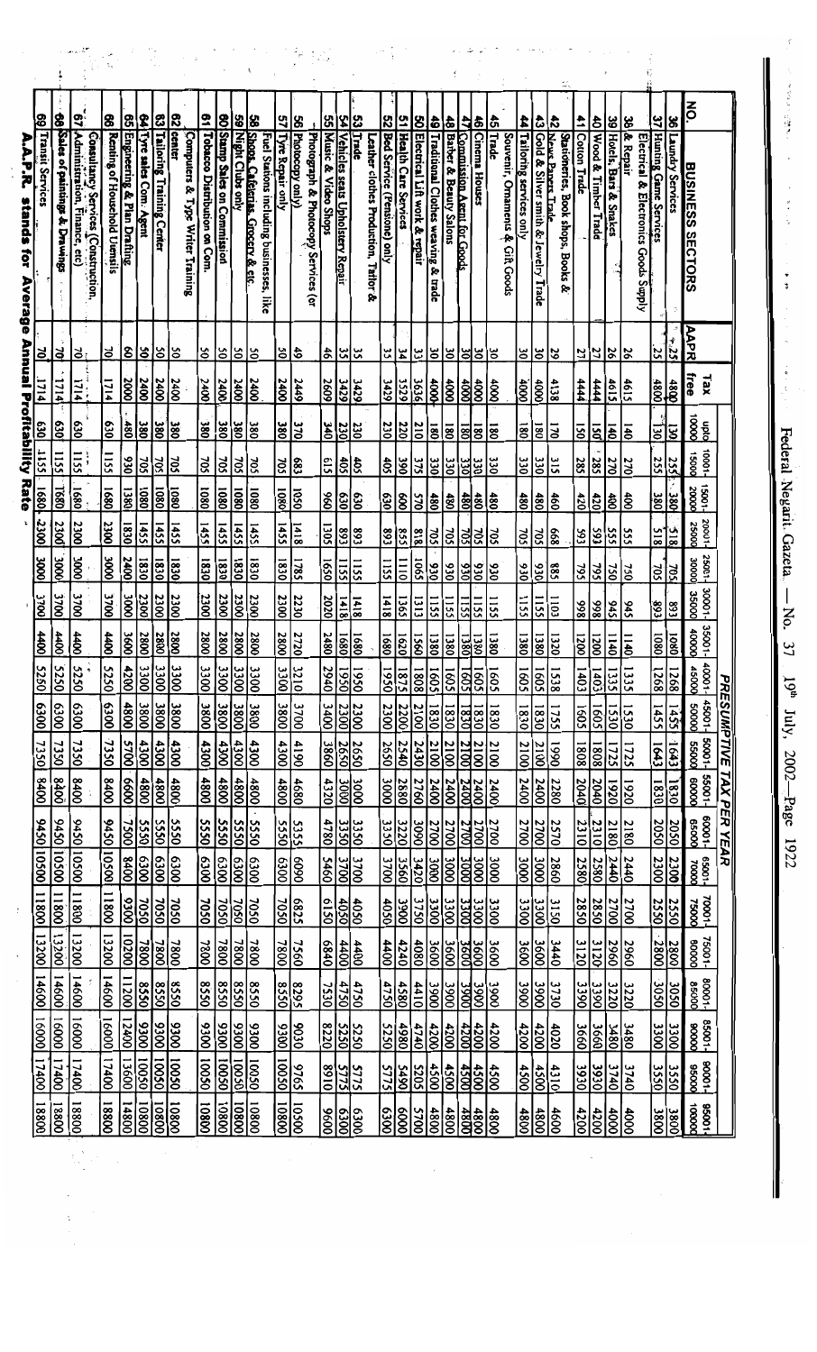| No. | BUSINESS SECTORS | AAPR | Tax free | PRESUMPTIVE TAX PER YEAR | | | | | | | | | | | | | | | | | | |
|---|---|---|---|---|---|---|---|---|---|---|---|---|---|---|---|---|---|---|---|---|---|---|
| | | | | upto 10000 | 10001-15000 | 15001-20000 | 20001-25000 | 25001-30000 | 30001-35000 | 35001-40000 | 40001-45000 | 45001-50000 | 50001-55000 | 55001-60000 | 60001-65000 | 65001-70000 | 70001-75000 | 75001-80000 | 80001-85000 | 85001-90000 | 90001-95000 | 95001-100000 |
| 36 | Laundry Services | 25 | 4800 | 130 | 255 | 380 | 518 | 705 | 893 | 1080 | 1268 | 1455 | 1643 | 1830 | 2050 | 2300 | 2550 | 2800 | 3050 | 3300 | 3550 | 3800 |
| 37 | Hunting Game Services | 25 | 4800 | 130 | 255 | 380 | 518 | 705 | 893 | 1080 | 1268 | 1455 | 1643 | 1830 | 2050 | 2300 | 2550 | 2800 | 3050 | 3300 | 3550 | 3800 |
| 38 | Electrical & Electronics Goods Supply & Repair | 26 | 4615 | 140 | 270 | 400 | 555 | 750 | 945 | 1140 | 1335 | 1530 | 1725 | 1920 | 2180 | 2440 | 2700 | 2960 | 3220 | 3480 | 3740 | 4000 |
| 39 | Hotels, Bars & Snakes | 26 | 4615 | 140 | 270 | 400 | 555 | 750 | 945 | 1140 | 1335 | 1530 | 1725 | 1920 | 2180 | 2440 | 2700 | 2960 | 3220 | 3480 | 3740 | 4000 |
| 40 | Wood & Timber Trade | 27 | 4444 | 150 | 285 | 420 | 593 | 795 | 998 | 1200 | 1403 | 1605 | 1808 | 2040 | 2310 | 2580 | 2850 | 3120 | 3390 | 3660 | 3930 | 4200 |
| 41 | Cotton Trade | 27 | 4444 | 150 | 285 | 420 | 593 | 795 | 998 | 1200 | 1403 | 1605 | 1808 | 2040 | 2310 | 2580 | 2850 | 3120 | 3390 | 3660 | 3930 | 4200 |
| 42 | Stationeries, Book shops, Books & News Papers Trade | 29 | 4138 | 170 | 315 | 460 | 668 | 885 | 1103 | 1320 | 1538 | 1755 | 1990 | 2280 | 2570 | 2860 | 3150 | 3440 | 3730 | 4020 | 4310 | 4600 |
| 43 | Gold & Silver smith & Jewelry Trade | 30 | 4000 | 180 | 330 | 480 | 705 | 930 | 1155 | 1380 | 1605 | 1830 | 2100 | 2400 | 2700 | 3000 | 3300 | 3600 | 3900 | 4200 | 4500 | 4800 |
| 44 | Tailoring services only | 30 | 4000 | 180 | 330 | 480 | 705 | 930 | 1155 | 1380 | 1605 | 1830 | 2100 | 2400 | 2700 | 3000 | 3300 | 3600 | 3900 | 4200 | 4500 | 4800 |
| 45 | Souvenir, Ornaments & Gift Goods Trade | 30 | 4000 | 180 | 330 | 480 | 705 | 930 | 1155 | 1380 | 1605 | 1830 | 2100 | 2400 | 2700 | 3000 | 3300 | 3600 | 3900 | 4200 | 4500 | 4800 |
| 46 | Cinema Houses | 30 | 4000 | 180 | 330 | 480 | 705 | 930 | 1155 | 1380 | 1605 | 1830 | 2100 | 2400 | 2700 | 3000 | 3300 | 3600 | 3900 | 4200 | 4500 | 4800 |
| 47 | Commission Agent for Goods | 30 | 4000 | 180 | 330 | 480 | 705 | 930 | 1155 | 1380 | 1605 | 1830 | 2100 | 2400 | 2700 | 3000 | 3300 | 3600 | 3900 | 4200 | 4500 | 4800 |
| 48 | Barber & Beauty Salons | 30 | 4000 | 180 | 330 | 480 | 705 | 930 | 1155 | 1380 | 1605 | 1830 | 2100 | 2400 | 2700 | 3000 | 3300 | 3600 | 3900 | 4200 | 4500 | 4800 |
| 49 | Traditional Clothes weaving & trade | 30 | 4000 | 180 | 330 | 480 | 705 | 930 | 1155 | 1380 | 1605 | 1830 | 2100 | 2400 | 2700 | 3000 | 3300 | 3600 | 3900 | 4200 | 4500 | 4800 |
| 50 | Electrical Lift work & repair | 33 | 3636 | 210 | 375 | 570 | 818 | 1065 | 1313 | 1560 | 1808 | 2100 | 2430 | 2760 | 3090 | 3420 | 3750 | 4080 | 4410 | 4740 | 5205 | 5700 |
| 51 | Health Care Services | 34 | 3529 | 220 | 390 | 585 | 855 | 1110 | 1365 | 1620 | 1875 | 2200 | 2540 | 2880 | 3220 | 3560 | 3900 | 4240 | 4580 | 4980 | 5490 | 6000 |
| 52 | Bed Service (Pensione) only | 35 | 3429 | 230 | 405 | 630 | 893 | 1155 | 1418 | 1680 | 1950 | 2300 | 2650 | 3000 | 3350 | 3700 | 4050 | 4400 | 4750 | 5250 | 5775 | 6300 |
| 53 | Leather clothes Production, Tailor & Trade | 35 | 3429 | 230 | 405 | 630 | 893 | 1155 | 1418 | 1680 | 1950 | 2300 | 2650 | 3000 | 3350 | 3700 | 4050 | 4400 | 4750 | 5250 | 5775 | 6300 |
| 54 | Vehicles seats Upholstery Repair | 35 | 3429 | 230 | 405 | 630 | 893 | 1155 | 1418 | 1680 | 1950 | 2300 | 2650 | 3000 | 3350 | 3700 | 4050 | 4400 | 4750 | 5250 | 5775 | 6300 |
| 55 | Music & Video Shops | 46 | 2609 | 340 | 615 | 960 | 1305 | 1650 | 2020 | 2480 | 2940 | 3400 | 3860 | 4320 | 4780 | 5460 | 6150 | 6840 | 7530 | 8220 | 8910 | 9600 |
| 56 | Photograph & Photocopy Services (or Photocopy only) | 49 | 2449 | 370 | 683 | 1050 | 1418 | 1785 | 2230 | 2720 | 3210 | 3700 | 4190 | 4680 | 5355 | 6090 | 6825 | 7560 | 8295 | 9030 | 9765 | 10500 |
| 57 | Tyre Repair only | 50 | 2400 | 380 | 705 | 1080 | 1455 | 1830 | 2300 | 2800 | 3300 | 3800 | 4300 | 4800 | 5550 | 6300 | 7050 | 7800 | 8550 | 9300 | 10050 | 10800 |
| 58 | Fuel Stations including businesses, like Shops, Cafeterias, Grocery & etc. | 50 | 2400 | 380 | 705 | 1080 | 1455 | 1830 | 2300 | 2800 | 3300 | 3800 | 4300 | 4800 | 5550 | 6300 | 7050 | 7800 | 8550 | 9300 | 10050 | 10800 |
| 59 | Night Clubs only | 50 | 2400 | 380 | 705 | 1080 | 1455 | 1830 | 2300 | 2800 | 3300 | 3800 | 4300 | 4800 | 5550 | 6300 | 7050 | 7800 | 8550 | 9300 | 10050 | 10800 |
| 60 | Stamp Sales on Commission | 50 | 2400 | 380 | 705 | 1080 | 1455 | 1830 | 2300 | 2800 | 3300 | 3800 | 4300 | 4800 | 5550 | 6300 | 7050 | 7800 | 8550 | 9300 | 10050 | 10800 |
| 61 | Tobacco Distribution on Com. | 50 | 2400 | 380 | 705 | 1080 | 1455 | 1830 | 2300 | 2800 | 3300 | 3800 | 4300 | 4800 | 5550 | 6300 | 7050 | 7800 | 8550 | 9300 | 10050 | 10800 |
| 62 | Computers & Type Writer Training center | 50 | 2400 | 380 | 705 | 1080 | 1455 | 1830 | 2300 | 2800 | 3300 | 3800 | 4300 | 4800 | 5550 | 6300 | 7050 | 7800 | 8550 | 9300 | 10050 | 10800 |
| 63 | Tailoring Training Center | 50 | 2400 | 380 | 705 | 1080 | 1455 | 1830 | 2300 | 2800 | 3300 | 3800 | 4300 | 4800 | 5550 | 6300 | 7050 | 7800 | 8550 | 9300 | 10050 | 10800 |
| 64 | Tyre sales Com. Agent | 50 | 2400 | 380 | 705 | 1080 | 1455 | 1830 | 2300 | 2800 | 3300 | 3800 | 4300 | 4800 | 5550 | 6300 | 7050 | 7800 | 8550 | 9300 | 10050 | 10800 |
| 65 | Engineering & Plan Drafting | 60 | 2000 | 480 | 930 | 1380 | 1830 | 2400 | 3000 | 3600 | 4200 | 4800 | 5700 | 6600 | 7500 | 8400 | 9300 | 10200 | 11200 | 12400 | 13600 | 14800 |
| 66 | Renting of Household Utensils | 70 | 1714 | 630 | 1155 | 1680 | 2300 | 3000 | 3700 | 4400 | 5250 | 6300 | 7350 | 8400 | 9450 | 10500 | 11800 | 13200 | 14600 | 16000 | 17400 | 18800 |
| 67 | Consultancy Services (Construction, Administration, Finance, etc) | 70 | 1714 | 630 | 1155 | 1680 | 2300 | 3000 | 3700 | 4400 | 5250 | 6300 | 7350 | 8400 | 9450 | 10500 | 11800 | 13200 | 14600 | 16000 | 17400 | 18800 |
| 68 | Sales of paintings & Drawings | 70 | 1714 | 630 | 1155 | 1680 | 2300 | 3000 | 3700 | 4400 | 5250 | 6300 | 7350 | 8400 | 9450 | 10500 | 11800 | 13200 | 14600 | 16000 | 17400 | 18800 |
| 69 | Transit Services | 70 | 1714 | 630 | 1155 | 1680 | 2300 | 3000 | 3700 | 4400 | 5250 | 6300 | 7350 | 8400 | 9450 | 10500 | 11800 | 13200 | 14600 | 16000 | 17400 | 18800 |

**A.A.P.R. stands for Average Annual Profitability Rate**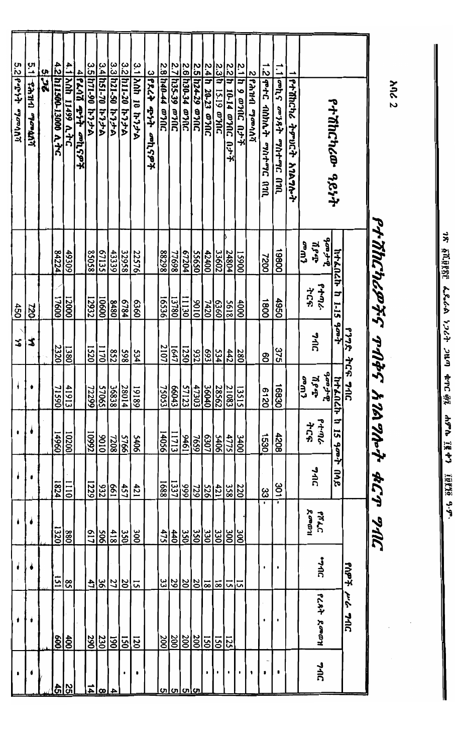አባሪ 2

# የተሽከርካሪዎችና ማሳቂና አገልግሎት ቁርጥ ግብር

| የተሽከርካሪው ዓይነት | የገቢ ቁርጥ ግብር | | | | | | የሞያ ሥራ ግብር | | | |
|---|---|---|---|---|---|---|---|---|---|---|
| | ከተሰራበት ከ 1-15 ዓመት | | | ከተሰራበት ከ 15 ዓመት በላይ | | | | | | |
| | ዓመታዊ ገቢ ግምት | የተጣራ ትርፍ | ግብር | ዓመታዊ ገቢ ግምት | የተጣራ ትርፍ | ግብር | የሹፌር ደመወዝ | *ግብር | የረዳት ደመወዝ | ግብር |
| 1 የተሽከርካሪ ትምህርት አገልግሎት | | | | | | | | | | |
| 1.1 መኪና መንዳት ማስተማር በገቢ | 19800 | 4950 | 375 | 16830 | 4208 | 301 | • | • | • | • |
| 1.2 የሞተር ብስክሌት ማስተማር በገቢ | 7200 | 1800 | 60 | 6120 | 1530 | 33 | • | • | • | • |
| 2 የሕዝብ ማመላለሻ | | | | | | | | | | |
| 2.1 ከ 9 ወንበር በታች | 15901 | 4000 | 280 | 13515 | 3400 | 220 | 300 | 15 | | • |
| 2.2 ከ 10-14 ወንበር በታች | 24804 | 5618 | 442 | 21083 | 4775 | 358 | 300 | 15 | 125 | • |
| 2.3 ከ 15-19 ወንበር | 33602 | 6360 | 534 | 28562 | 5406 | 421 | 330 | 18 | 150 | • |
| 2.4 ከ 20-23 ወንበር | 42400 | 7420 | 693 | 36040 | 6307 | 526 | 330 | 18 | 150 | • |
| 2.5 ከ24-29 ወንበር | 55690 | 9010 | 932 | 47303 | 7659 | 729 | 350 | 20 | 200 | 5 |
| 2.6 ከ30-34 ወንበር | 67204 | 11130 | 1250 | 57123 | 9461 | 996 | 350 | 20 | 200 | 5 |
| 2.7 ከ35-39 ወንበር | 77698 | 13780 | 1647 | 66043 | 11713 | 1337 | 440 | 29 | 200 | 5 |
| 2.8 ከ40-44 ወንበር | 88298 | 16536 | 2107 | 75053 | 14056 | 1688 | 475 | 33 | 200 | 5 |
| 3 የደረቅ ጭነት መኪናዎች | | | | | | | | | | |
| 3.1 እስከ 10 ኩንታል | 22576 | 6360 | 534 | 19189 | 5406 | 421 | 300 | 15 | 120 | • |
| 3.2 ከ11-20 ኩንታል | 32958 | 6784 | 598 | 28014 | 5766 | 457 | 350 | 20 | 150 | • |
| 3.3 ከ21-50 ኩንታል | 43339 | 8480 | 852 | 36838 | 7208 | 661 | 418 | 27 | 190 | 4 |
| 3.4 ከ51-70 ኩንታል | 67135 | 10600 | 1170 | 57065 | 9010 | 932 | 506 | 36 | 230 | 8 |
| 3.5 ከ71-90 ኩንታል | 85058 | 12932 | 1520 | 72299 | 10992 | 1229 | 617 | 47 | 290 | 14 |
| 4 የፈሳሽ ጭነት መኪናዎች | | | | | | | | | | |
| 4.1 እስከ 11499 ሊትር | 49309 | 12000 | 1380 | 41913 | 10200 | 1110 | 880 | 85 | 400 | 25 |
| 4.2 ከ11500-13000 ሊትር | 84224 | 17600 | 2320 | 71590 | 14960 | 1824 | 1320 | 151 | 600 | 45 |
| 5 ጋሪ | | | | | | | | | | |
| 5.1 የዕቃ ማመላለሻ | | 720 | ፵ | • | • | • | • | • | • | • |
| 5.2 የሰዎች ማመላለሻ | | 450 | ፳ | • | • | • | • | • | • | • |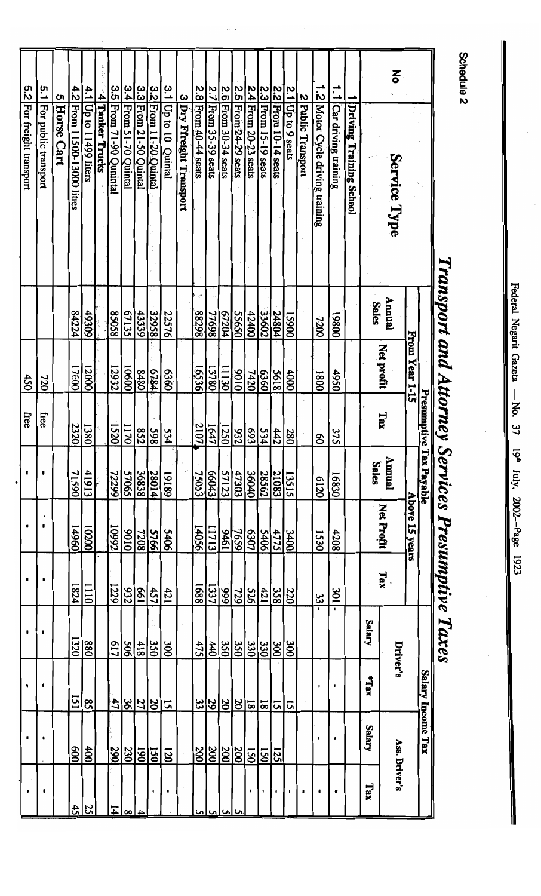Schedule 2

# Transport and Attorney Services Presumptive Taxes

| No | Service Type | Presumptive Tax Payable | | | | | | Salary Income Tax | | | |
|---|---|---|---|---|---|---|---|---|---|---|---|
| | | From Year 1-15 | | | Above 15 years | | | Driver's | | Ass. Driver's | |
| | | Annual Sales | Net profit | Tax | Annual Sales | Net Profit | Tax | Salary | *Tax | Salary | Tax |
| 1 | **Driving Training School** | | | | | | | | | | |
| 1.1 | Car driving training | 19800 | 4950 | 375 | 16830 | 4208 | 301 | - | - | - | - |
| 1.2 | Motor Cycle driving training | 7200 | 1800 | 60 | 6120 | 1530 | 33 | - | - | - | - |
| 2 | **Public Transport** | | | | | | | | | | |
| 2.1 | Up to 9 seats | 15900 | 4000 | 280 | 13515 | 3400 | 220 | 300 | 15 | - | - |
| 2.2 | From 10-14 seats | 24804 | 5618 | 442 | 21083 | 4775 | 358 | 300 | 15 | 125 | - |
| 2.3 | From 15-19 seats | 33602 | 6360 | 534 | 28562 | 5406 | 421 | 330 | 18 | 150 | - |
| 2.4 | From 20-23 seats | 42400 | 7420 | 693 | 36040 | 6307 | 526 | 330 | 18 | 150 | - |
| 2.5 | From 24-29 seats | 55650 | 9010 | 932 | 47303 | 7659 | 729 | 350 | 20 | 200 | 5 |
| 2.6 | From 30-34 seats | 67204 | 11130 | 1250 | 57123 | 9461 | 999 | 350 | 20 | 200 | 5 |
| 2.7 | From 35-39 seats | 77698 | 13780 | 1647 | 66043 | 11713 | 1337 | 440 | 29 | 200 | 5 |
| 2.8 | From 40-44 seats | 88298 | 16536 | 2107 | 75053 | 14056 | 1688 | 475 | 33 | 200 | 5 |
| 3 | **Dry Freight Transport** | | | | | | | | | | |
| 3.1 | Up to 10 Quintal | 22576 | 6360 | 534 | 19189 | 5406 | 421 | 300 | 15 | 120 | - |
| 3.2 | From 11-20 Quintal | 32958 | 6784 | 598 | 28014 | 5766 | 457 | 350 | 20 | 150 | - |
| 3.3 | From 21-50 Quintal | 43339 | 8480 | 852 | 36838 | 7208 | 661 | 418 | 27 | 190 | 4 |
| 3.4 | From 51-70 Quintal | 67135 | 10600 | 1170 | 57065 | 9010 | 932 | 506 | 36 | 230 | 8 |
| 3.5 | From 71-90 Quintal | 85058 | 12932 | 1520 | 72299 | 10992 | 1229 | 617 | 47 | 290 | 14 |
| 4 | **Tanker Trucks** | | | | | | | | | | |
| 4.1 | Up to 11499 liters | 49309 | 12000 | 1380 | 41913 | 10200 | 1110 | 880 | 85 | 400 | 25 |
| 4.2 | From 11500-13000 litres | 84224 | 17600 | 2320 | 71590 | 14960 | 1824 | 1320 | 151 | 600 | 45 |
| 5 | **Horse Cart** | | | | | | | | | | |
| 5.1 | For public transport | | 720 | free | - | - | - | - | - | - | - |
| 5.2 | For freight transport | | 450 | free | - | - | - | - | - | - | - |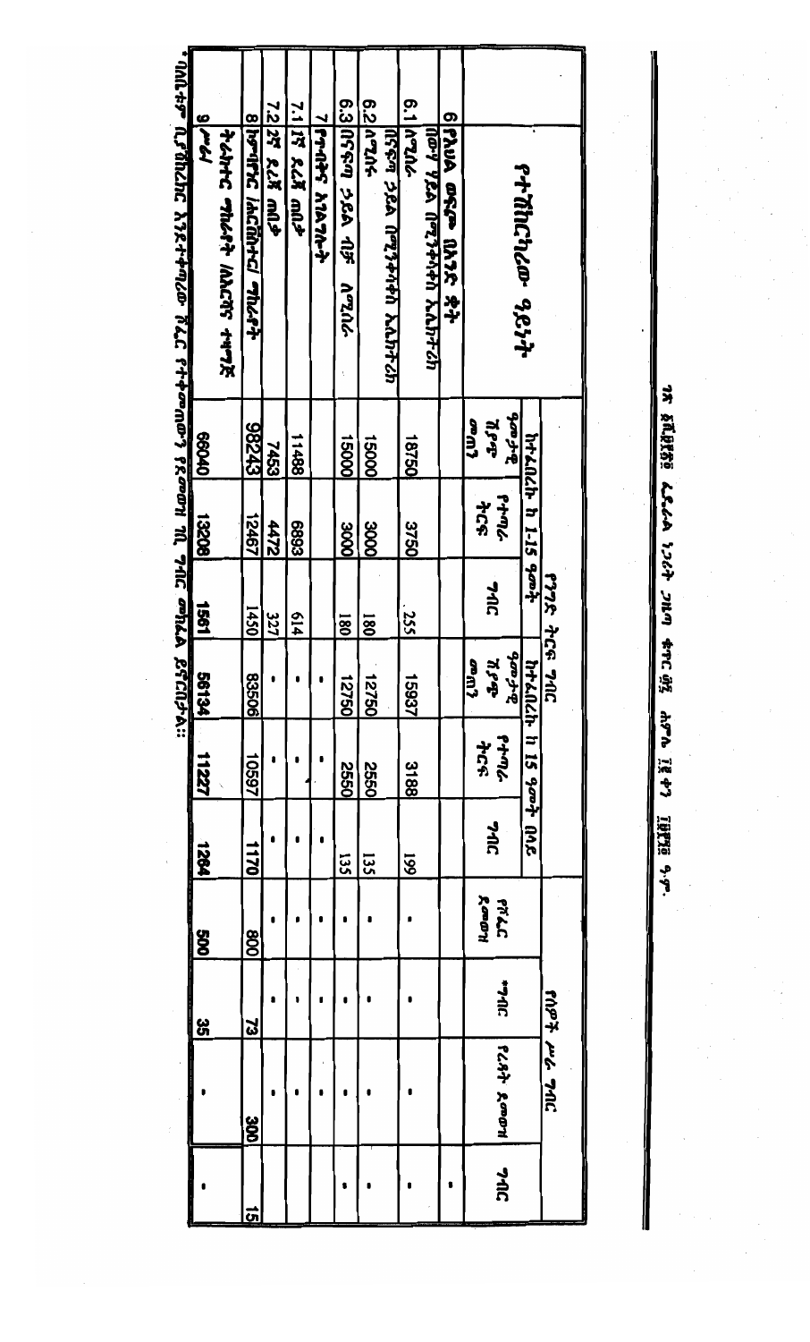| የተሽከርካሪው ዓይነት | የንግድ ትርፍ ግብር | | | | | | የአሞቶ ሥራ ግብር | | | |
|---|---|---|---|---|---|---|---|---|---|---|
| | ከተፈበረከ ከ 1-15 ዓመት | | | ከተፈበረከ ከ 15 ዓመት በላይ | | | | | | |
| | ዓመታዊ ጊዜያዊ መጠን | የተጣራ ትርፍ | ግብር | ዓመታዊ ጊዜያዊ መጠን | የተጣራ ትርፍ | ግብር | የገፈር ደመወዝ | *ግብር | የረዳት ደመወዝ | ግብር |
| 6 የእቃ መጫኛ በአንድ ቶን | | | | | | | | | | - |
| በውሃ ሃይል በሚንቀሳቀስ አሳንሰርስ 6.1 ለሚሰሩ | 18750 | 3750 | 255 | 15937 | 3188 | 191 | - | - | - | - |
| በናፍጣ ኃይል በሚንቀሳቀስ ኤሌክትሪክ 6.2 ለሚሰሩ | 15000 | 3000 | 180 | 12750 | 2550 | 135 | - | - | - | - |
| 6.3 በናፍጣ ኃይል ብቻ ለሚሰሩ | 15000 | 3000 | 180 | 12750 | 2550 | 135 | - | - | - | - |
| 7 የተሳፋሪ አገልግሎት | | | | - | - | - | - | - | - | - |
| 7.1 1ኛ ደረጃ ጠባቂ | 11488 | 6893 | 614 | - | - | - | - | - | - | - |
| 7.2 2ኛ ደረጃ ጠባቂ | 7453 | 4472 | 327 | - | - | - | - | - | - | - |
| 8 ከሞባይል /ለፎርክሊፍት/ ግብሮች | 98243 | 12467 | 1450 | 83506 | 10597 | 1170 | 800 | 73 | 300 | 15 |
| 9 ትራክተር ግብሮች /ለእርሻ ተጠሚ/ | 66040 | 13208 | 1561 | 56134 | 11227 | 1264 | 500 | 35 | - | - |

* በቢሊተኞ ቢያሽከረክር እንደተቀጠረው ሹፌር የተቀመጠውን የደመወዝ ገቢ ግብር መክፈል ይኖርበታል::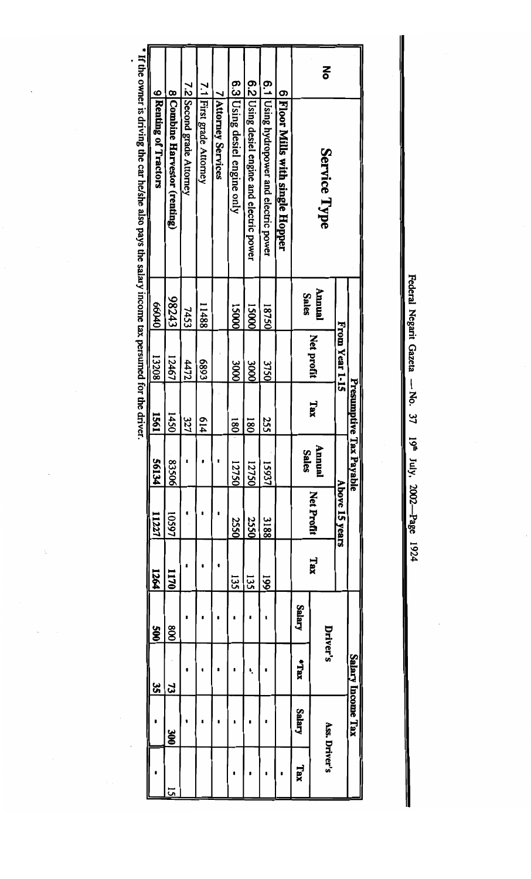| No | Service Type | Presumptive Tax Payable | | | | | | Salary Income Tax | | | |
|---|---|---|---|---|---|---|---|---|---|---|---|
| | | From Year 1-15 | | | Above 15 years | | | Driver's | | Ass. Driver's | |
| | | Annual Sales | Net profit | Tax | Annual Sales | Net Profit | Tax | Salary | *Tax | Salary | Tax |
| 6 | **Floor Mills with single Hopper** | | | | | | | | | | - |
| 6.1 | Using hydropower and electric power | 18750 | 3750 | 255 | 15937 | 3188 | 169 | - | - | - | - |
| 6.2 | Using desiel engine and electric power | 15000 | 3000 | 180 | 12750 | 2550 | 135 | - | - | - | - |
| 6.3 | Using desiel engine only | 15000 | 3000 | 180 | 12750 | 2550 | 135 | - | - | - | - |
| 7 | **Attorney Services** | | | | - | - | - | - | - | - | - |
| 7.1 | First grade Attorney | 11488 | 6893 | 614 | - | - | - | - | - | - | - |
| 7.2 | Second grade Attorney | 7453 | 4472 | 327 | - | - | - | - | - | - | - |
| 8 | **Combine Harvestor (renting)** | 98243 | 12467 | 1450 | 83506 | 10597 | 1170 | 800 | 73 | 300 | 15 |
| 9 | **Renting of Tractors** | 66040 | 13208 | 1561 | 56134 | 11227 | 1264 | 500 | 35 | - | - |

* If the owner is driving the car he/she also pays the salary income tax persumed for the driver.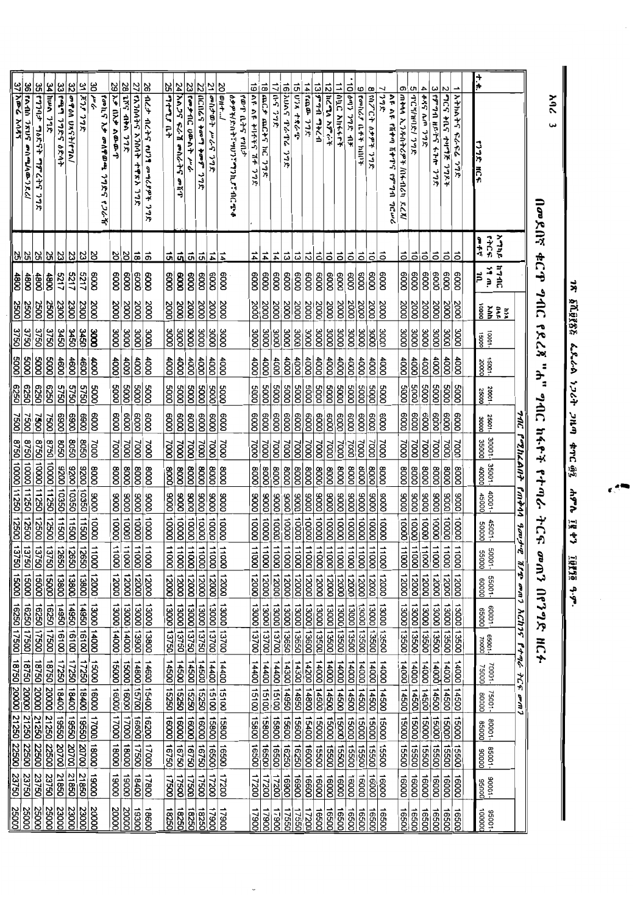# በመደበኛ ቁርጥ ግብር የደረጃ "ሐ" ግብር ከፋዮች የተጣራ ትርፍ መጠን በየንግድ ዘርፉ

| ተ.ቁ. | የንግድ ዘርፍ | አማካይ የትርፍ መቶኛ | ከግብር ነፃ ገቢ | ግብር የሚከፈልበት ዓመታዊ ገቢ እና የተጣራ ትርፍ መጠን | | | | | | | | | | | | | | | | | | |
|---|---|---|---|---|---|---|---|---|---|---|---|---|---|---|---|---|---|---|---|---|---|---|
| | | | | እስከ 10000 | 10001-15000 | 15001-20000 | 20001-25000 | 25001-30000 | 30001-35000 | 35001-40000 | 40001-45000 | 45001-50000 | 50001-55000 | 55001-60000 | 60001-65000 | 65001-70000 | 70001-75000 | 75001-80000 | 80001-85000 | 85001-90000 | 90001-95000 | 95001-100000 |
| 1 | አትክልትና ፍራፍሬ ንግድ | 10 | 6000 | 2000 | 3000 | 4000 | 5000 | 6000 | 7000 | 8000 | 9000 | 10000 | 11000 | 12000 | 13000 | 13500 | 14000 | 14500 | 15000 | 15500 | 16000 | 16500 |
| 2 | ማርና ቅቤና ተዛማጅ ንግዶች | 10 | 6000 | 2000 | 3000 | 4000 | 5000 | 6000 | 7000 | 8000 | 9000 | 10000 | 11000 | 12000 | 13000 | 13500 | 14000 | 14500 | 15000 | 15500 | 16000 | 16500 |
| 3 | የምግብ ዘይትና ፋብሪካ ንግድ | 10 | 6000 | 2000 | 3000 | 4000 | 5000 | 6000 | 7000 | 8000 | 9000 | 10000 | 11000 | 12000 | 13000 | 13500 | 14000 | 14500 | 15000 | 15500 | 16000 | 16500 |
| 4 | ቆዳና ሌጦ ንግድ | 10 | 6000 | 2000 | 3000 | 4000 | 5000 | 6000 | 7000 | 8000 | 9000 | 10000 | 11000 | 12000 | 13000 | 13500 | 14000 | 14500 | 15000 | 15500 | 16000 | 16500 |
| 5 | ጥርኝ/ዛቢ/ ንግድ | 10 | 6000 | 2000 | 3000 | 4000 | 5000 | 6000 | 7000 | 8000 | 9000 | 10000 | 11000 | 12000 | 13000 | 13500 | 14000 | 14500 | 15000 | 15500 | 16000 | 16500 |
| 6 | በመላ ኢንዱስትሪዎች /ዘር/ብሎክ ደረጃ/ | 10 | 6000 | 2000 | 3000 | 4000 | 5000 | 6000 | 7000 | 8000 | 9000 | 10000 | 11000 | 12000 | 13000 | 13500 | 14000 | 14500 | 15000 | 15500 | 16000 | 16500 |
| 7 | ለፍ ለፍ የሸቀጥ ሸቀጥና የምግብ ግሮሰሪ ንግድ | 10 | 6000 | 2000 | 3000 | 4000 | 5000 | 6000 | 7000 | 8000 | 9000 | 10000 | 11000 | 12000 | 13000 | 13500 | 14000 | 14500 | 15000 | 15500 | 16000 | 16500 |
| 8 | የእርሻ ዕቃዎች ንግድ | 10 | 6000 | 2000 | 3000 | 4000 | 5000 | 6000 | 7000 | 8000 | 9000 | 10000 | 11000 | 12000 | 13000 | 13500 | 14000 | 14500 | 15000 | 15500 | 16000 | 16500 |
| 9 | የመስሪያ ቤቶች ክዩበት | 10 | 6000 | 2000 | 3000 | 4000 | 5000 | 6000 | 7000 | 8000 | 9000 | 10000 | 11000 | 12000 | 13000 | 13500 | 14000 | 14500 | 15000 | 15500 | 16000 | 16500 |
| 10 | ሰላን ንግድ ብቻ | 10 | 6000 | 2000 | 3000 | 4000 | 5000 | 6000 | 7000 | 8000 | 9000 | 10000 | 11000 | 12000 | 13000 | 13500 | 14000 | 14500 | 15000 | 15500 | 16000 | 16500 |
| 11 | በቢሮ እቃዎች | 10 | 6000 | 2000 | 3000 | 4000 | 5000 | 6000 | 7000 | 8000 | 9000 | 10000 | 11000 | 12000 | 13000 | 13500 | 14000 | 14500 | 15000 | 15500 | 16000 | 16500 |
| 12 | ክሮሲን አምራቾች | 10 | 6000 | 2000 | 3000 | 4000 | 5000 | 6000 | 7000 | 8000 | 9000 | 10000 | 11000 | 12000 | 13000 | 13500 | 14000 | 14500 | 15000 | 15500 | 16000 | 16500 |
| 13 | የምግብ ማቀረብ | 10 | 6000 | 2000 | 3000 | 4000 | 5000 | 6000 | 7000 | 8000 | 9000 | 10000 | 11000 | 12000 | 13000 | 13500 | 14000 | 14500 | 15000 | 15500 | 16000 | 16500 |
| 14 | የጨው ንግድ | 12 | 6000 | 2000 | 3000 | 4000 | 5000 | 6000 | 7000 | 8000 | 9000 | 10000 | 11000 | 12000 | 13000 | 13600 | 14200 | 14800 | 15400 | 16000 | 16600 | 17200 |
| 15 | ሀንዳ ተደራጅ | 13 | 6000 | 2000 | 3000 | 4000 | 5000 | 6000 | 7000 | 8000 | 9000 | 10000 | 11000 | 12000 | 13000 | 13650 | 14300 | 14950 | 15600 | 16250 | 16900 | 17550 |
| 16 | እህልና ጥራጥሬ ንግድ | 13 | 6000 | 2000 | 3000 | 4000 | 5000 | 6000 | 7000 | 8000 | 9000 | 10000 | 11000 | 12000 | 13000 | 13650 | 14300 | 14950 | 15600 | 16250 | 16900 | 17550 |
| 17 | ቡና ንግድ | 14 | 6000 | 2000 | 3000 | 4000 | 5000 | 6000 | 7000 | 8000 | 9000 | 10000 | 11000 | 12000 | 13000 | 13700 | 14400 | 15100 | 15800 | 16500 | 17200 | 17900 |
| 18 | ጨርቅ ጨርቆችና ክር ንግድ | 14 | 6000 | 2000 | 3000 | 4000 | 5000 | 6000 | 7000 | 8000 | 9000 | 10000 | 11000 | 12000 | 13000 | 13700 | 14400 | 15100 | 15800 | 16500 | 17200 | 17900 |
| 19 | ለፍ ለፍ ቀዝቃዛና ጋዝ ንግድ | 14 | 6000 | 2000 | 3000 | 4000 | 5000 | 6000 | 7000 | 8000 | 9000 | 10000 | 11000 | 12000 | 13000 | 13700 | 14400 | 15100 | 15800 | 16500 | 17200 | 17900 |
| 20 | የቡና ቤትና የሻይ ቤት ዕቃዎች/ደብተሮች/ጨርቆች/ብርጭቆ ወዘተ..) | 14 | 6000 | 2000 | 3000 | 4000 | 5000 | 6000 | 7000 | 8000 | 9000 | 10000 | 11000 | 12000 | 13000 | 13700 | 14400 | 15100 | 15800 | 16500 | 17200 | 17900 |
| 21 | መለዋወጫ ሥራና ንግድ | 14 | 6000 | 2000 | 3000 | 4000 | 5000 | 6000 | 7000 | 8000 | 9000 | 10000 | 11000 | 12000 | 13000 | 13700 | 14400 | 15100 | 15800 | 16500 | 17200 | 17900 |
| 22 | ቢርሴስና ቅመማ ቅመም ንግድ | 15 | 6000 | 2000 | 3000 | 4000 | 5000 | 6000 | 7000 | 8000 | 9000 | 10000 | 11000 | 12000 | 13000 | 13750 | 14500 | 15250 | 16000 | 16750 | 17500 | 18250 |
| 23 | የመፃሕፍ ህትመት ሥራ | 15 | 6000 | 2000 | 3000 | 4000 | 5000 | 6000 | 7000 | 8000 | 9000 | 10000 | 11000 | 12000 | 13000 | 13750 | 14500 | 15250 | 16000 | 16750 | 17500 | 18250 |
| 24 | እቤታና ፍራሽ መሰሪያና መሸጥ | 15 | 6000 | 2000 | 3000 | 4000 | 5000 | 6000 | 7000 | 8000 | 9000 | 10000 | 11000 | 12000 | 13000 | 13750 | 14500 | 15250 | 16000 | 16750 | 17500 | 18250 |
| 25 | ማተሚያ ቤት | 15 | 6000 | 2000 | 3000 | 4000 | 5000 | 6000 | 7000 | 8000 | 9000 | 10000 | 11000 | 12000 | 13000 | 13750 | 14500 | 15250 | 16000 | 16750 | 17500 | 18250 |
| 26 | ብረታ ብረትና የህንፃ መሣሪያዎች ንግድ | 16 | 6000 | 2000 | 3000 | 4000 | 5000 | 6000 | 7000 | 8000 | 9000 | 10000 | 11000 | 12000 | 13000 | 13800 | 14600 | 15400 | 16200 | 17000 | 17800 | 18600 |
| 27 | የኤሌክትሪክ እቃዎች ተቀጽላ ንግድ | 18 | 6000 | 2000 | 3000 | 4000 | 5000 | 6000 | 7000 | 8000 | 9000 | 10000 | 11000 | 12000 | 13000 | 13900 | 14800 | 15700 | 16600 | 17500 | 18400 | 19300 |
| 28 | ጎማና ብረት ንግድ | 20 | 6000 | 2000 | 3000 | 4000 | 5000 | 6000 | 7000 | 8000 | 9000 | 10000 | 11000 | 12000 | 13000 | 14000 | 15000 | 16000 | 17000 | 18000 | 19000 | 20000 |
| 29 | ቡና ቤት ለጠላ | 20 | 6000 | 2000 | 3000 | 4000 | 5000 | 6000 | 7000 | 8000 | 9000 | 10000 | 11000 | 12000 | 13000 | 14000 | 15000 | 16000 | 17000 | 18000 | 19000 | 20000 |
| 30 | የመኪና ጎማ መለዋወጫ ንግድና የጋራዥ ሥራ | 20 | 6000 | 2000 | 3000 | 4000 | 5000 | 6000 | 7000 | 8000 | 9000 | 10000 | 11000 | 12000 | 13000 | 14000 | 15000 | 16000 | 17000 | 18000 | 19000 | 20000 |
| 31 | ጀንፍ ንግድ | 23 | 5217 | 2300 | 3450 | 4600 | 5750 | 6900 | 8050 | 9200 | 10350 | 11500 | 12650 | 13800 | 14950 | 16100 | 17250 | 18400 | 19550 | 20700 | 21850 | 23000 |
| 32 | ተዋሀ ህብረትሥራ | 23 | 5217 | 2300 | 3450 | 4600 | 5750 | 6900 | 8050 | 9200 | 10350 | 11500 | 12650 | 13800 | 14950 | 16100 | 17250 | 18400 | 19550 | 20700 | 21850 | 23000 |
| 33 | የጫማ ንግድ ዕቃዎች | 23 | 5217 | 2300 | 3450 | 4600 | 5750 | 6900 | 8050 | 9200 | 10350 | 11500 | 12650 | 13800 | 14950 | 16100 | 17250 | 18400 | 19550 | 20700 | 21850 | 23000 |
| 34 | ከሰል ንግድ | 25 | 4800 | 2500 | 3750 | 5000 | 6250 | 7500 | 8750 | 10000 | 11250 | 12500 | 13750 | 15000 | 16250 | 17500 | 18750 | 20000 | 21250 | 22500 | 23750 | 25000 |
| 35 | የግንባታ ማሽኖችና ማሽነሪዎች ንግድ | 25 | 4800 | 2500 | 3750 | 5000 | 6250 | 7500 | 8750 | 10000 | 11250 | 12500 | 13750 | 15000 | 16250 | 17500 | 18750 | 20000 | 21250 | 22500 | 23750 | 25000 |
| 36 | የእንስሳ ንግድ መኪና/መሳሪያ/ | 25 | 4800 | 2500 | 3750 | 5000 | 6250 | 7500 | 8750 | 10000 | 11250 | 12500 | 13750 | 15000 | 16250 | 17500 | 18750 | 20000 | 21250 | 22500 | 23750 | 25000 |
| 37 | አውቶ አሰቃ | 25 | 4800 | 2500 | 3750 | 5000 | 6250 | 7500 | 8750 | 10000 | 11250 | 12500 | 13750 | 15000 | 16250 | 17500 | 18750 | 20000 | 21250 | 22500 | 23750 | 25000 |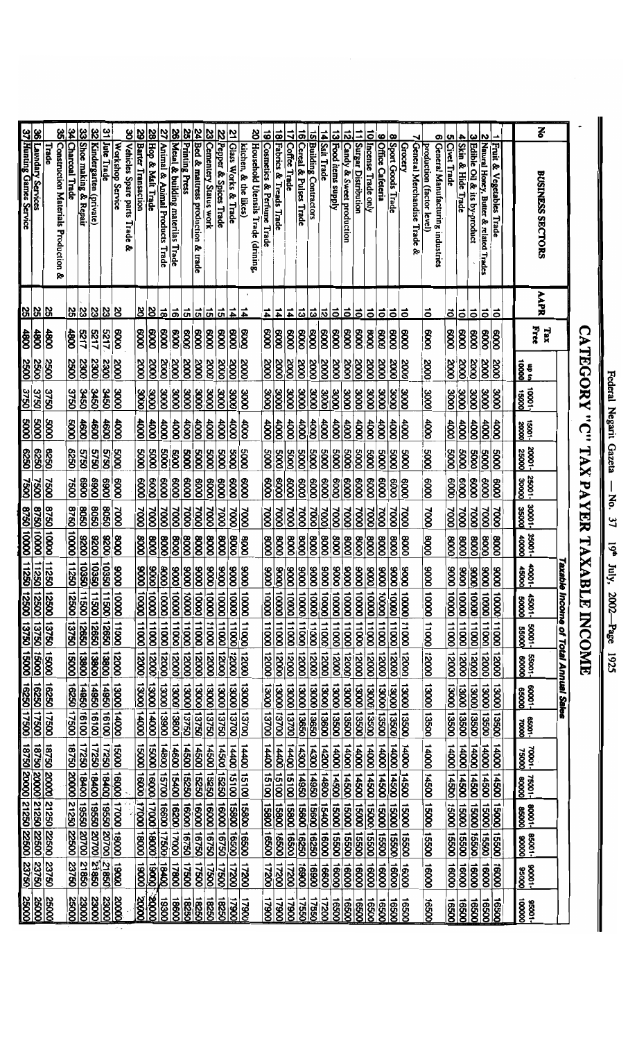# CATEGORY "C" TAX PAYER TAXABLE INCOME

| No | BUSINESS SECTORS | AAPR | Tax Free | Taxable Income of Total Annual Sales | | | | | | | | | | | | | | | | | | |
|---|---|---|---|---|---|---|---|---|---|---|---|---|---|---|---|---|---|---|---|---|---|---|
| | | | | up to 10000 | 10001-15000 | 15001-20000 | 20001-25000 | 25001-30000 | 30001-35000 | 35001-40000 | 40001-45000 | 45001-50000 | 50001-55000 | 55001-60000 | 60001-65000 | 65001-70000 | 70001-75000 | 75001-80000 | 80001-85000 | 85001-90000 | 90001-95000 | 95001-100000 |
| 1 | Fruit & Vegetables Trade | 10 | 6000 | 2000 | 3000 | 4000 | 5000 | 6000 | 7000 | 8000 | 9000 | 10000 | 11000 | 12000 | 13000 | 13500 | 14000 | 14500 | 15000 | 15500 | 16000 | 16500 |
| 2 | Natural Honey, Butter & related Trades | 10 | 6000 | 2000 | 3000 | 4000 | 5000 | 6000 | 7000 | 8000 | 9000 | 10000 | 11000 | 12000 | 13000 | 13500 | 14000 | 14500 | 15000 | 15500 | 16000 | 16500 |
| 3 | Edible Oil & its by-product | 10 | 6000 | 2000 | 3000 | 4000 | 5000 | 6000 | 7000 | 8000 | 9000 | 10000 | 11000 | 12000 | 13000 | 13500 | 14000 | 14500 | 15000 | 15500 | 16000 | 16500 |
| 4 | Skin & Hide Trade | 10 | 6000 | 2000 | 3000 | 4000 | 5000 | 6000 | 7000 | 8000 | 9000 | 10000 | 11000 | 12000 | 13000 | 13500 | 14000 | 14500 | 15000 | 15500 | 16000 | 16500 |
| 5 | Civet Trade | 10 | 6000 | 2000 | 3000 | 4000 | 5000 | 6000 | 7000 | 8000 | 9000 | 10000 | 11000 | 12000 | 13000 | 13500 | 14000 | 14500 | 15000 | 15500 | 16000 | 16500 |
| 6 | General Manufacturing industries production (factor level) | 10 | 6000 | 2000 | 3000 | 4000 | 5000 | 6000 | 7000 | 8000 | 9000 | 10000 | 11000 | 12000 | 13000 | 13500 | 14000 | 14500 | 15000 | 15500 | 16000 | 16500 |
| 7 | General Merchandise Trade & Grocery | 10 | 6000 | 2000 | 3000 | 4000 | 5000 | 6000 | 7000 | 8000 | 9000 | 10000 | 11000 | 12000 | 13000 | 13500 | 14000 | 14500 | 15000 | 15500 | 16000 | 16500 |
| 8 | Sport Goods Trade | 10 | 6000 | 2000 | 3000 | 4000 | 5000 | 6000 | 7000 | 8000 | 9000 | 10000 | 11000 | 12000 | 13000 | 13500 | 14000 | 14500 | 15000 | 15500 | 16000 | 16500 |
| 9 | Office Cafeteria | 10 | 6000 | 2000 | 3000 | 4000 | 5000 | 6000 | 7000 | 8000 | 9000 | 10000 | 11000 | 12000 | 13000 | 13500 | 14000 | 14500 | 15000 | 15500 | 16000 | 16500 |
| 10 | Incense Trade only | 10 | 6000 | 2000 | 3000 | 4000 | 5000 | 6000 | 7000 | 8000 | 9000 | 10000 | 11000 | 12000 | 13000 | 13500 | 14000 | 14500 | 15000 | 15500 | 16000 | 16500 |
| 11 | Sugar Distribution | 10 | 6000 | 2000 | 3000 | 4000 | 5000 | 6000 | 7000 | 8000 | 9000 | 10000 | 11000 | 12000 | 13000 | 13500 | 14000 | 14500 | 15000 | 15500 | 16000 | 16500 |
| 12 | Candy & Sweet production | 10 | 6000 | 2000 | 3000 | 4000 | 5000 | 6000 | 7000 | 8000 | 9000 | 10000 | 11000 | 12000 | 13000 | 13500 | 14000 | 14500 | 15000 | 15500 | 16000 | 16500 |
| 13 | Food items supply | 10 | 6000 | 2000 | 3000 | 4000 | 5000 | 6000 | 7000 | 8000 | 9000 | 10000 | 11000 | 12000 | 13000 | 13500 | 14000 | 14500 | 15000 | 15500 | 16000 | 16500 |
| 14 | Salt Trade | 12 | 6000 | 2000 | 3000 | 4000 | 5000 | 6000 | 7000 | 8000 | 9000 | 10000 | 11000 | 12000 | 13000 | 13600 | 14200 | 14800 | 15400 | 16000 | 16600 | 17200 |
| 15 | Building Contractors | 13 | 6000 | 2000 | 3000 | 4000 | 5000 | 6000 | 7000 | 8000 | 9000 | 10000 | 11000 | 12000 | 13000 | 13650 | 14300 | 14950 | 15600 | 16250 | 16900 | 17550 |
| 16 | Cereal & Pulses Trade | 13 | 6000 | 2000 | 3000 | 4000 | 5000 | 6000 | 7000 | 8000 | 9000 | 10000 | 11000 | 12000 | 13000 | 13650 | 14300 | 14950 | 15600 | 16250 | 16900 | 17550 |
| 17 | Coffee Trade | 14 | 6000 | 2000 | 3000 | 4000 | 5000 | 6000 | 7000 | 8000 | 9000 | 10000 | 11000 | 12000 | 13000 | 13700 | 14400 | 15100 | 15800 | 16500 | 17200 | 17900 |
| 18 | Fabrics & Treads Trade | 14 | 6000 | 2000 | 3000 | 4000 | 5000 | 6000 | 7000 | 8000 | 9000 | 10000 | 11000 | 12000 | 13000 | 13700 | 14400 | 15100 | 15800 | 16500 | 17200 | 17900 |
| 19 | Cosmetics & Perfume Trade | 14 | 6000 | 2000 | 3000 | 4000 | 5000 | 6000 | 7000 | 8000 | 9000 | 10000 | 11000 | 12000 | 13000 | 13700 | 14400 | 15100 | 15800 | 16500 | 17200 | 17900 |
| 20 | Household Utensils Trade (drining, kitchen, & the likes) | 14 | 6000 | 2000 | 3000 | 4000 | 5000 | 6000 | 7000 | 8000 | 9000 | 10000 | 11000 | 12000 | 13000 | 13700 | 14400 | 15100 | 15800 | 16500 | 17200 | 17900 |
| 21 | Glass Works & Trade | 14 | 6000 | 2000 | 3000 | 4000 | 5000 | 6000 | 7000 | 8000 | 9000 | 10000 | 11000 | 12000 | 13000 | 13700 | 14400 | 15100 | 15800 | 16500 | 17200 | 17900 |
| 22 | Pepper & Spices Trade | 15 | 6000 | 2000 | 3000 | 4000 | 5000 | 6000 | 7000 | 8000 | 9000 | 10000 | 11000 | 12000 | 13000 | 13750 | 14500 | 15250 | 16000 | 16750 | 17500 | 18250 |
| 23 | Cemetery Status work | 15 | 6000 | 2000 | 3000 | 4000 | 5000 | 6000 | 7000 | 8000 | 9000 | 10000 | 11000 | 12000 | 13000 | 13750 | 14500 | 15250 | 16000 | 16750 | 17500 | 18250 |
| 24 | Bed & mattress production & trade | 15 | 6000 | 2000 | 3000 | 4000 | 5000 | 6000 | 7000 | 8000 | 9000 | 10000 | 11000 | 12000 | 13000 | 13750 | 14500 | 15250 | 16000 | 16750 | 17500 | 18250 |
| 25 | Printing Press | 15 | 6000 | 2000 | 3000 | 4000 | 5000 | 6000 | 7000 | 8000 | 9000 | 10000 | 11000 | 12000 | 13000 | 13750 | 14500 | 15250 | 16000 | 16750 | 17500 | 18250 |
| 26 | Metal & building materilas Trade | 16 | 6000 | 2000 | 3000 | 4000 | 5000 | 6000 | 7000 | 8000 | 9000 | 10000 | 11000 | 12000 | 13000 | 13800 | 14600 | 15400 | 16200 | 17000 | 17800 | 18600 |
| 27 | Animal & Animal Products Trade | 18 | 6000 | 2000 | 3000 | 4000 | 5000 | 6000 | 7000 | 8000 | 9000 | 10000 | 11000 | 12000 | 13000 | 13900 | 14800 | 15700 | 16600 | 17500 | 18400 | 19300 |
| 28 | Hop & Malt Trade | 20 | 6000 | 2000 | 3000 | 4000 | 5000 | 6000 | 7000 | 8000 | 9000 | 10000 | 11000 | 12000 | 13000 | 14000 | 15000 | 16000 | 17000 | 18000 | 19000 | 20000 |
| 29 | Barter Transaction | 20 | 6000 | 2000 | 3000 | 4000 | 5000 | 6000 | 7000 | 8000 | 9000 | 10000 | 11000 | 12000 | 13000 | 14000 | 15000 | 16000 | 17000 | 18000 | 19000 | 20000 |
| 30 | Vehicles Spare parts Trade & Workshop Service | 20 | 6000 | 2000 | 3000 | 4000 | 5000 | 6000 | 7000 | 8000 | 9000 | 10000 | 11000 | 12000 | 13000 | 14000 | 15000 | 16000 | 17000 | 18000 | 19000 | 20000 |
| 31 | Jute Trade | 23 | 5217 | 2300 | 3450 | 4600 | 5750 | 6900 | 8050 | 9200 | 10350 | 11500 | 12650 | 13800 | 14950 | 16100 | 17250 | 18400 | 19550 | 20700 | 21850 | 23000 |
| 32 | Kindergarten (private) | 23 | 5217 | 2300 | 3450 | 4600 | 5750 | 6900 | 8050 | 9200 | 10350 | 11500 | 12650 | 13800 | 14950 | 16100 | 17250 | 18400 | 19550 | 20700 | 21850 | 23000 |
| 33 | Shoe making & Repair | 23 | 5217 | 2300 | 3450 | 4600 | 5750 | 6900 | 8050 | 9200 | 10350 | 11500 | 12650 | 13800 | 14950 | 16100 | 17250 | 18400 | 19550 | 20700 | 21850 | 23000 |
| 34 | Charcoal Trade | 25 | 4800 | 2500 | 3750 | 5000 | 6250 | 7500 | 8750 | 10000 | 11250 | 12500 | 13750 | 15000 | 16250 | 17500 | 18750 | 20000 | 21250 | 22500 | 23750 | 25000 |
| 35 | Construction Materials Production & Trade | 25 | 4800 | 2500 | 3750 | 5000 | 6250 | 7500 | 8750 | 10000 | 11250 | 12500 | 13750 | 15000 | 16250 | 17500 | 18750 | 20000 | 21250 | 22500 | 23750 | 25000 |
| 36 | Laundry Services | 25 | 4800 | 2500 | 3750 | 5000 | 6250 | 7500 | 8750 | 10000 | 11250 | 12500 | 13750 | 15000 | 16250 | 17500 | 18750 | 20000 | 21250 | 22500 | 23750 | 25000 |
| 37 | Hunting Games Service | 25 | 4800 | 2500 | 3750 | 5000 | 6250 | 7500 | 8750 | 10000 | 11250 | 12500 | 13750 | 15000 | 16250 | 17500 | 18750 | 20000 | 21250 | 22500 | 23750 | 25000 |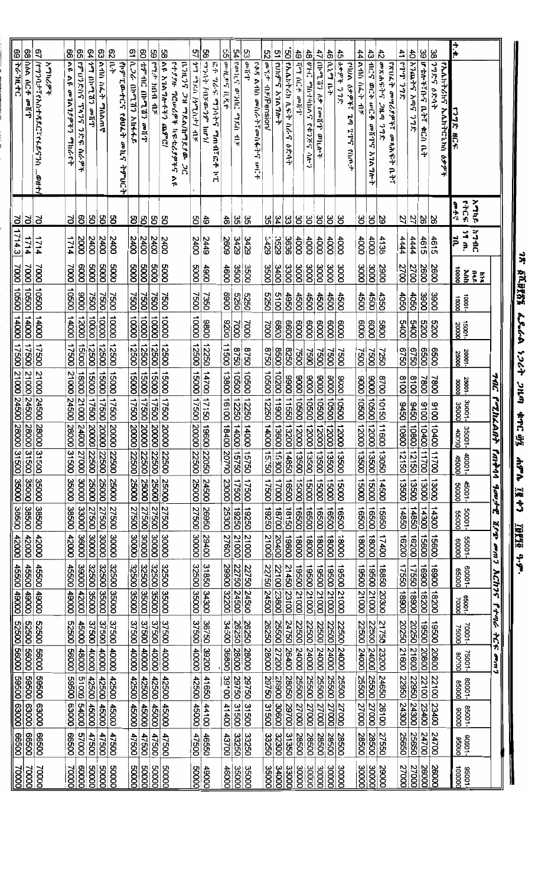| ተ.ቁ. | የንግድ ዘርፍ | አማካይ የትርፍ መጣኔ | ከግብር ነፃ ገ.ቢ. | እስከ 10000 | 10001-15000 | 15001-20000 | 20001-25000 | 25001-30000 | 30001-35000 | 35001-40000 | 40001-45000 | 45001-50000 | 50001-55000 | 55001-60000 | 60001-65000 | 65001-70000 | 70001-75000 | 75001-80000 | 80001-85000 | 85001-90000 | 90001-95000 | 95001-100000 |
|---|---|---|---|---|---|---|---|---|---|---|---|---|---|---|---|---|---|---|---|---|---|---|
| 38 | የኤሌክትሪክና ኤሌክትሮኒክስ ዕቃዎች | 26 | 4615 | 2600 | 3900 | 5200 | 6500 | 7800 | 9100 | 10400 | 11700 | 13000 | 14300 | 15600 | 16900 | 18200 | 19500 | 20800 | 22100 | 23400 | 24700 | 26000 |
| 39 | ሆቴልና ቡና ቤት | 26 | 4615 | 2600 | 3900 | 5200 | 6500 | 7800 | 9100 | 10400 | 11700 | 13000 | 14300 | 15600 | 16900 | 18200 | 19500 | 20800 | 22100 | 23400 | 24700 | 26000 |
| 40 | አንቲክና አምባ ንግድ | 27 | 4444 | 2700 | 4050 | 5400 | 6750 | 8100 | 9450 | 10800 | 12150 | 13500 | 14850 | 16200 | 17550 | 18900 | 20250 | 21600 | 22950 | 24300 | 25650 | 27000 |
| 41 | የጥጥ ንግድ | 27 | 4444 | 2700 | 4050 | 5400 | 6750 | 8100 | 9450 | 10800 | 12150 | 13500 | 14850 | 16200 | 17550 | 18900 | 20250 | 21600 | 22950 | 24300 | 25650 | 27000 |
| 42 | የጽሕፈት መሣሪያዎችና መጻሕፍት ቤቶች መጽሔትና ጋዜጣ ንግድ | 29 | 4138 | 2900 | 4350 | 5800 | 7250 | 8700 | 10150 | 11600 | 13050 | 14500 | 15950 | 17400 | 18850 | 20300 | 21750 | 23200 | 24650 | 26100 | 27550 | 29000 |
| 43 | ብርና ወርቅ ሠርቶ መሸጥና እንደገና መሸጥ | 30 | 4000 | 3000 | 4500 | 6000 | 7500 | 9000 | 10500 | 12000 | 13500 | 15000 | 16500 | 18000 | 19500 | 21000 | 22500 | 24000 | 25500 | 27000 | 28500 | 30000 |
| 44 | አሳ ቤ/ቤት | 30 | 4000 | 3000 | 4500 | 6000 | 7500 | 9000 | 10500 | 12000 | 13500 | 15000 | 16500 | 18000 | 19500 | 21000 | 22500 | 24000 | 25500 | 27000 | 28500 | 30000 |
| 45 | የቢሮ ዕቃዎች ገና ጌጣጌጥ የቤት ዕቃዎች ንግድ | 30 | 4000 | 3000 | 4500 | 6000 | 7500 | 9000 | 10500 | 12000 | 13500 | 15000 | 16500 | 18000 | 19500 | 21000 | 22500 | 24000 | 25500 | 27000 | 28500 | 30000 |
| 46 | ሊያን ቤት | 30 | 4000 | 3000 | 4500 | 6000 | 7500 | 9000 | 10500 | 12000 | 13500 | 15000 | 16500 | 18000 | 19500 | 21000 | 22500 | 24000 | 25500 | 27000 | 28500 | 30000 |
| 47 | በሥጋና ዕቃ ንግድ ወዘተ | 30 | 4000 | 3000 | 4500 | 6000 | 7500 | 9000 | 10500 | 12000 | 13500 | 15000 | 16500 | 18000 | 19500 | 21000 | 22500 | 24000 | 25500 | 27000 | 28500 | 30000 |
| 48 | ሆቴል ማሸጊያና የቁጠባ ሌሎች | 30 | 4000 | 3000 | 4500 | 6000 | 7500 | 9000 | 10500 | 12000 | 13500 | 15000 | 16500 | 18000 | 19500 | 21000 | 22500 | 24000 | 25500 | 27000 | 28500 | 30000 |
| 49 | ፍሎ ቤት ሥራ | 30 | 4000 | 3000 | 4500 | 6000 | 7500 | 9000 | 10500 | 12000 | 13500 | 15000 | 16500 | 18000 | 19500 | 21000 | 22500 | 24000 | 25500 | 27000 | 28500 | 30000 |
| 50 | የኤሌክትሪክ ሊፍት ዕቃ | 33 | 3636 | 3300 | 4950 | 6600 | 8250 | 9900 | 11550 | 13200 | 14850 | 16500 | 18150 | 19800 | 21450 | 23100 | 24750 | 26400 | 28050 | 29700 | 31350 | 33000 |
| 51 | የዘመን አገልግሎት | 34 | 3529 | 3400 | 5100 | 6800 | 8500 | 10200 | 11900 | 13600 | 15300 | 17000 | 18700 | 20400 | 22100 | 23800 | 25500 | 27200 | 28900 | 30600 | 32300 | 34000 |
| 52 | መኝታ ቤት/Pension | 35 | 3429 | 3500 | 5250 | 7000 | 8750 | 10500 | 12250 | 14000 | 15750 | 17500 | 19250 | 21000 | 22750 | 24500 | 26250 | 28000 | 29750 | 31500 | 33250 | 35000 |
| 53 | (የጽዳ ዕቃ መሸጫ/መለዋወጫ ዕቃ) ወዘተ | 35 | 3429 | 3500 | 5250 | 7000 | 8750 | 10500 | 12250 | 14000 | 15750 | 17500 | 19250 | 21000 | 22750 | 24500 | 26250 | 28000 | 29750 | 31500 | 33250 | 35000 |
| 54 | የወባ ስፖርት ማዕከል ቤት | 35 | 3429 | 3500 | 5250 | 7000 | 8750 | 10500 | 12250 | 14000 | 15750 | 17500 | 19250 | 21000 | 22750 | 24500 | 26250 | 28000 | 29750 | 31500 | 33250 | 35000 |
| 55 | መስፈሪያና ቤቶች | 46 | 2609 | 4600 | 6900 | 9200 | 11500 | 13800 | 16100 | 18400 | 20700 | 23000 | 25300 | 27600 | 29900 | 32200 | 34500 | 36800 | 39100 | 41400 | 43700 | 46000 |
| 56 | (ሬ.ት. ግራፍ ማሽንና ማጠብ) ወዘተ | 49 | 2449 | 4900 | 7350 | 9800 | 12250 | 14700 | 17150 | 19600 | 22050 | 24500 | 26950 | 29400 | 31850 | 34300 | 36750 | 39200 | 41650 | 44100 | 46550 | 49000 |
| 57 | የቃና ምርት (የምርት) ቤቶች ከግብርና ጋር የተያያዙ | 50 | 2400 | 5000 | 7500 | 10000 | 12500 | 15000 | 17500 | 20000 | 22500 | 25000 | 27500 | 30000 | 32500 | 35000 | 37500 | 40000 | 42500 | 45000 | 47500 | 50000 |
| 58 | የተሳሽ ግብዓቶች ንግድ ለቀ ለቀ አበሉ ሰዎች | 50 | 2400 | 5000 | 7500 | 10000 | 12500 | 15000 | 17500 | 20000 | 22500 | 25000 | 27500 | 30000 | 32500 | 35000 | 37500 | 40000 | 42500 | 45000 | 47500 | 50000 |
| 59 | የማጠቢያ ቤት | 50 | 2400 | 5000 | 7500 | 10000 | 12500 | 15000 | 17500 | 20000 | 22500 | 25000 | 27500 | 30000 | 32500 | 35000 | 37500 | 40000 | 42500 | 45000 | 47500 | 50000 |
| 60 | ቴምብር በማሽን መሸጥ | 50 | 2400 | 5000 | 7500 | 10000 | 12500 | 15000 | 17500 | 20000 | 22500 | 25000 | 27500 | 30000 | 32500 | 35000 | 37500 | 40000 | 42500 | 45000 | 47500 | 50000 |
| 61 | ሲጋራ በማሽን አከፋፋይ | 50 | 2400 | 5000 | 7500 | 10000 | 12500 | 15000 | 17500 | 20000 | 22500 | 25000 | 27500 | 30000 | 32500 | 35000 | 37500 | 40000 | 42500 | 45000 | 47500 | 50000 |
| 62 | የኮምፒውተርና የዕለት ውጤት ማምረቻ ቤት | 50 | 2400 | 5000 | 7500 | 10000 | 12500 | 15000 | 17500 | 20000 | 22500 | 25000 | 27500 | 30000 | 32500 | 35000 | 37500 | 40000 | 42500 | 45000 | 47500 | 50000 |
| 63 | አባቡ በሬት ማስጌጫ | 50 | 2400 | 5000 | 7500 | 10000 | 12500 | 15000 | 17500 | 20000 | 22500 | 25000 | 27500 | 30000 | 32500 | 35000 | 37500 | 40000 | 42500 | 45000 | 47500 | 50000 |
| 64 | ሥጋ በማሽን መሸጥ | 50 | 2400 | 5000 | 7500 | 10000 | 12500 | 15000 | 17500 | 20000 | 22500 | 25000 | 27500 | 30000 | 32500 | 35000 | 37500 | 40000 | 42500 | 45000 | 47500 | 50000 |
| 65 | የምግብና ጊዜያዊ ንግድ ስራዎች | 60 | 2000 | 6000 | 9000 | 12000 | 15000 | 18000 | 21000 | 24000 | 27000 | 30000 | 33000 | 36000 | 39000 | 42000 | 45000 | 48000 | 51000 | 54000 | 57000 | 60000 |
| 66 | ለቀ ለቀ መገልገያዎችን ማከራየት | 70 | 1714 | 7000 | 10500 | 14000 | 17500 | 21000 | 24500 | 28000 | 31500 | 35000 | 38500 | 42000 | 45500 | 49000 | 52500 | 56000 | 59500 | 63000 | 66500 | 70000 |
| 67 | የማጓጓዣና የአስተዳደር ... ወዘተ አገልግሎቶች | 70 | 1714 | 7000 | 10500 | 14000 | 17500 | 21000 | 24500 | 28000 | 31500 | 35000 | 38500 | 42000 | 45500 | 49000 | 52500 | 56000 | 59500 | 63000 | 66500 | 70000 |
| 68 | ባለ ቤት መሸጥ | 70 | 1714 | 7000 | 10500 | 14000 | 17500 | 21000 | 24500 | 28000 | 31500 | 35000 | 38500 | 42000 | 45500 | 49000 | 52500 | 56000 | 59500 | 63000 | 66500 | 70000 |
| 69 | ትራንስፖርት | 70 | 1714.3 | 7000 | 10500 | 14000 | 17500 | 21000 | 24500 | 28000 | 31500 | 35000 | 38500 | 42000 | 45500 | 49000 | 52500 | 56000 | 59500 | 63000 | 66500 | 70000 |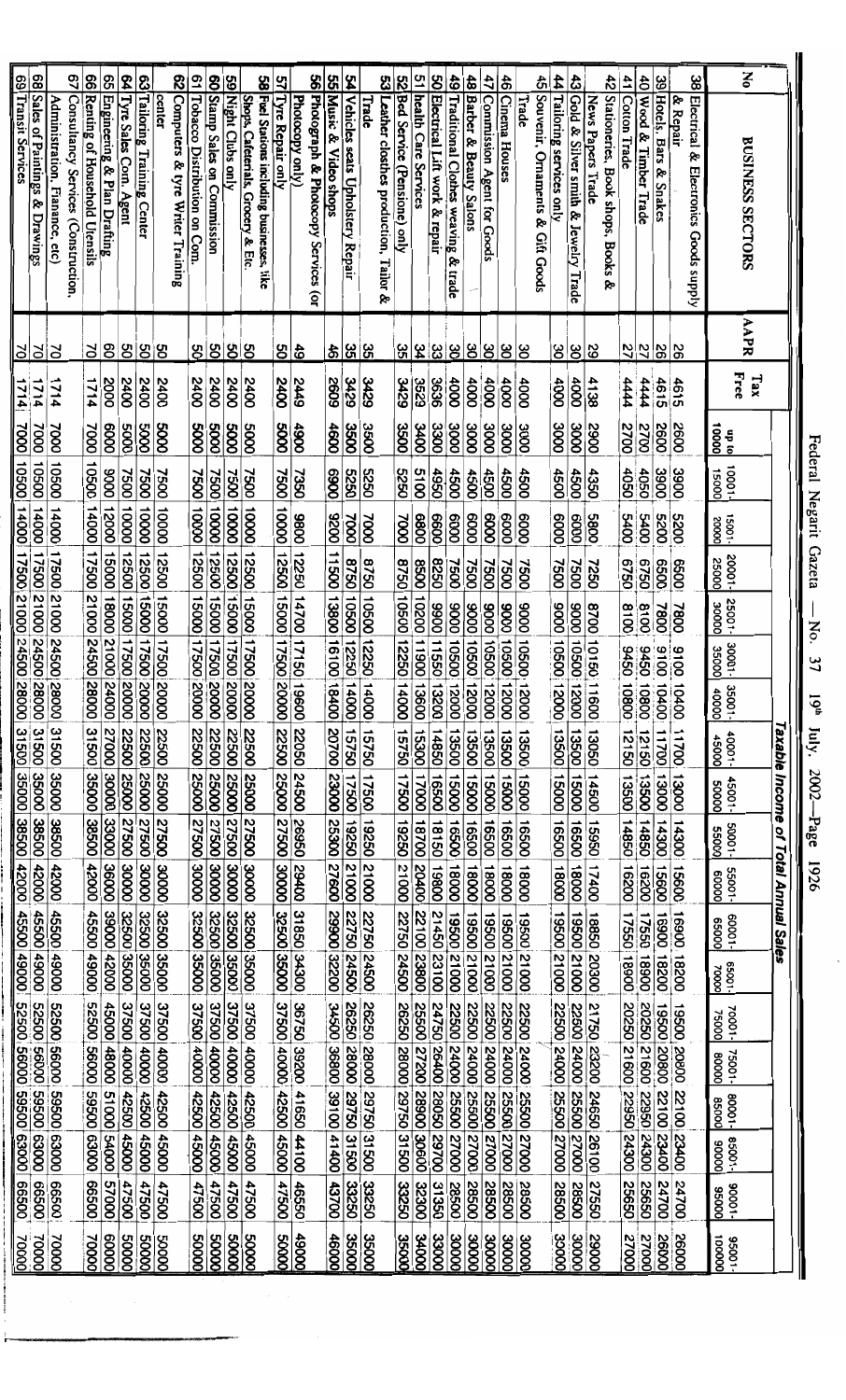| No | BUSINESS SECTORS | AAPR | Tax Free | up to 10000 | 10001-15000 | 15001-20000 | 20001-25000 | 25001-30000 | 30001-35000 | 35001-40000 | 40001-45000 | 45001-50000 | 50001-55000 | 55001-60000 | 60001-65000 | 65001-70000 | 70001-75000 | 75001-80000 | 80001-85000 | 85001-90000 | 90001-95000 | 95001-100000 |
|---|---|---|---|---|---|---|---|---|---|---|---|---|---|---|---|---|---|---|---|---|---|---|
| | | | | Taxable Income of Total Annual Sales | | | | | | | | | | | | | | | | | | |
| 38 | Electrical & Electronics Goods supply & Repair | 26 | 4615 | 2600 | 3900 | 5200 | 6500 | 7800 | 9100 | 10400 | 11700 | 13000 | 14300 | 15600 | 16900 | 18200 | 19500 | 20800 | 22100 | 23400 | 24700 | 26000 |
| 39 | Hotels, Bars & Snakes | 26 | 4615 | 2600 | 3900 | 5200 | 6500 | 7800 | 9100 | 10400 | 11700 | 13000 | 14300 | 15600 | 16900 | 18200 | 19500 | 20800 | 22100 | 23400 | 24700 | 26000 |
| 40 | Wood & Timber Trade | 27 | 4444 | 2700 | 4050 | 5400 | 6750 | 8100 | 9450 | 10800 | 12150 | 13500 | 14850 | 16200 | 17550 | 18900 | 20250 | 21600 | 22950 | 24300 | 25650 | 27000 |
| 41 | Cotton Trade | 27 | 4444 | 2700 | 4050 | 5400 | 6750 | 8100 | 9450 | 10800 | 12150 | 13500 | 14850 | 16200 | 17550 | 18900 | 20250 | 21600 | 22950 | 24300 | 25650 | 27000 |
| 42 | Stationeries, Book shops, Books & News Papers Trade | 29 | 4138 | 2900 | 4350 | 5800 | 7250 | 8700 | 10150 | 11600 | 13050 | 14500 | 15950 | 17400 | 18850 | 20300 | 21750 | 23200 | 24650 | 26100 | 27550 | 29000 |
| 43 | Gold & Silver smith & Jewelry Trade | 30 | 4000 | 3000 | 4500 | 6000 | 7500 | 9000 | 10500 | 12000 | 13500 | 15000 | 16500 | 18000 | 19500 | 21000 | 22500 | 24000 | 25500 | 27000 | 28500 | 30000 |
| 44 | Tailoring services only | 30 | 4000 | 3000 | 4500 | 6000 | 7500 | 9000 | 10500 | 12000 | 13500 | 15000 | 16500 | 18000 | 19500 | 21000 | 22500 | 24000 | 25500 | 27000 | 28500 | 30000 |
| 45 | Souvenir, Ornaments & Gift Goods Trade | 30 | 4000 | 3000 | 4500 | 6000 | 7500 | 9000 | 10500 | 12000 | 13500 | 15000 | 16500 | 18000 | 19500 | 21000 | 22500 | 24000 | 25500 | 27000 | 28500 | 30000 |
| 46 | Cinema Houses | 30 | 4000 | 3000 | 4500 | 6000 | 7500 | 9000 | 10500 | 12000 | 13500 | 15000 | 16500 | 18000 | 19500 | 21000 | 22500 | 24000 | 25500 | 27000 | 28500 | 30000 |
| 47 | Commission Agent for Goods | 30 | 4000 | 3000 | 4500 | 6000 | 7500 | 9000 | 10500 | 12000 | 13500 | 15000 | 16500 | 18000 | 19500 | 21000 | 22500 | 24000 | 25500 | 27000 | 28500 | 30000 |
| 48 | Barber & Beauty Salons | 30 | 4000 | 3000 | 4500 | 6000 | 7500 | 9000 | 10500 | 12000 | 13500 | 15000 | 16500 | 18000 | 19500 | 21000 | 22500 | 24000 | 25500 | 27000 | 28500 | 30000 |
| 49 | Traditional Clothes weaving & trade | 30 | 4000 | 3000 | 4500 | 6000 | 7500 | 9000 | 10500 | 12000 | 13500 | 15000 | 16500 | 18000 | 19500 | 21000 | 22500 | 24000 | 25500 | 27000 | 28500 | 30000 |
| 50 | Electrical Lift work & repair | 33 | 3636 | 3300 | 4950 | 6600 | 8250 | 9900 | 11550 | 13200 | 14850 | 16500 | 18150 | 19800 | 21450 | 23100 | 24750 | 26400 | 28050 | 29700 | 31350 | 33000 |
| 51 | health Care Services | 34 | 3529 | 3400 | 5100 | 6800 | 8500 | 10200 | 11900 | 13600 | 15300 | 17000 | 18700 | 20400 | 22100 | 23800 | 25500 | 27200 | 28900 | 30600 | 32300 | 34000 |
| 52 | Bed Service (Pensione) only | 35 | 3429 | 3500 | 5250 | 7000 | 8750 | 10500 | 12250 | 14000 | 15750 | 17500 | 19250 | 21000 | 22750 | 24500 | 26250 | 28000 | 29750 | 31500 | 33250 | 35000 |
| 53 | Leather clothes production, Tailor & Trade | 35 | 3429 | 3500 | 5250 | 7000 | 8750 | 10500 | 12250 | 14000 | 15750 | 17500 | 19250 | 21000 | 22750 | 24500 | 26250 | 28000 | 29750 | 31500 | 33250 | 35000 |
| 54 | Vehicles seats Upholstery Repair | 35 | 3429 | 3500 | 5250 | 7000 | 8750 | 10500 | 12250 | 14000 | 15750 | 17500 | 19250 | 21000 | 22750 | 24500 | 26250 | 28000 | 29750 | 31500 | 33250 | 35000 |
| 55 | Music & Video shops | 46 | 2609 | 4600 | 6900 | 9200 | 11500 | 13800 | 16100 | 18400 | 20700 | 23000 | 25300 | 27600 | 29900 | 32200 | 34500 | 36800 | 39100 | 41400 | 43700 | 46000 |
| 56 | Photograph & Photocopy Services (or Photocopy only) | 49 | 2449 | 4900 | 7350 | 9800 | 12250 | 14700 | 17150 | 19600 | 22050 | 24500 | 26950 | 29400 | 31850 | 34300 | 36750 | 39200 | 41650 | 44100 | 46550 | 49000 |
| 57 | Tyre Repair only | 50 | 2400 | 5000 | 7500 | 10000 | 12500 | 15000 | 17500 | 20000 | 22500 | 25000 | 27500 | 30000 | 32500 | 35000 | 37500 | 40000 | 42500 | 45000 | 47500 | 50000 |
| 58 | Fuel Stations including businesses, like Shops, Cafeterias, Grocery & Etc. | 50 | 2400 | 5000 | 7500 | 10000 | 12500 | 15000 | 17500 | 20000 | 22500 | 25000 | 27500 | 30000 | 32500 | 35000 | 37500 | 40000 | 42500 | 45000 | 47500 | 50000 |
| 59 | Night Clubs only | 50 | 2400 | 5000 | 7500 | 10000 | 12500 | 15000 | 17500 | 20000 | 22500 | 25000 | 27500 | 30000 | 32500 | 35000 | 37500 | 40000 | 42500 | 45000 | 47500 | 50000 |
| 60 | Stamp Sales on Commission | 50 | 2400 | 5000 | 7500 | 10000 | 12500 | 15000 | 17500 | 20000 | 22500 | 25000 | 27500 | 30000 | 32500 | 35000 | 37500 | 40000 | 42500 | 45000 | 47500 | 50000 |
| 61 | Tobacco Distribution on Com. | 50 | 2400 | 5000 | 7500 | 10000 | 12500 | 15000 | 17500 | 20000 | 22500 | 25000 | 27500 | 30000 | 32500 | 35000 | 37500 | 40000 | 42500 | 45000 | 47500 | 50000 |
| 62 | Computers & tyre Writer Training center | 50 | 2400 | 5000 | 7500 | 10000 | 12500 | 15000 | 17500 | 20000 | 22500 | 25000 | 27500 | 30000 | 32500 | 35000 | 37500 | 40000 | 42500 | 45000 | 47500 | 50000 |
| 63 | Tailoring Training Center | 50 | 2400 | 5000 | 7500 | 10000 | 12500 | 15000 | 17500 | 20000 | 22500 | 25000 | 27500 | 30000 | 32500 | 35000 | 37500 | 40000 | 42500 | 45000 | 47500 | 50000 |
| 64 | Tyre Sales Com. Agent | 50 | 2400 | 5000 | 7500 | 10000 | 12500 | 15000 | 17500 | 20000 | 22500 | 25000 | 27500 | 30000 | 32500 | 35000 | 37500 | 40000 | 42500 | 45000 | 47500 | 50000 |
| 65 | Engineering & Plan Drafting | 60 | 2000 | 6000 | 9000 | 12000 | 15000 | 18000 | 21000 | 24000 | 27000 | 30000 | 33000 | 36000 | 39000 | 42000 | 45000 | 48000 | 51000 | 54000 | 57000 | 60000 |
| 66 | Renting of Household Utensils | 70 | 1714 | 7000 | 10500 | 14000 | 17500 | 21000 | 24500 | 28000 | 31500 | 35000 | 38500 | 42000 | 45500 | 49000 | 52500 | 56000 | 59500 | 63000 | 66500 | 70000 |
| 67 | Consultancy Services (Construction, Administration, Fianance, etc) | 70 | 1714 | 7000 | 10500 | 14000 | 17500 | 21000 | 24500 | 28000 | 31500 | 35000 | 38500 | 42000 | 45500 | 49000 | 52500 | 56000 | 59500 | 63000 | 66500 | 70000 |
| 68 | Sales of Paintings & Drawings | 70 | 1714 | 7000 | 10500 | 14000 | 17500 | 21000 | 24500 | 28000 | 31500 | 35000 | 38500 | 42000 | 45500 | 49000 | 52500 | 56000 | 59500 | 63000 | 66500 | 70000 |
| 69 | Transit Services | 70 | 1714 | 7000 | 10500 | 14000 | 17500 | 21000 | 24500 | 28000 | 31500 | 35000 | 38500 | 42000 | 45500 | 49000 | 52500 | 56000 | 59500 | 63000 | 66500 | 70000 |